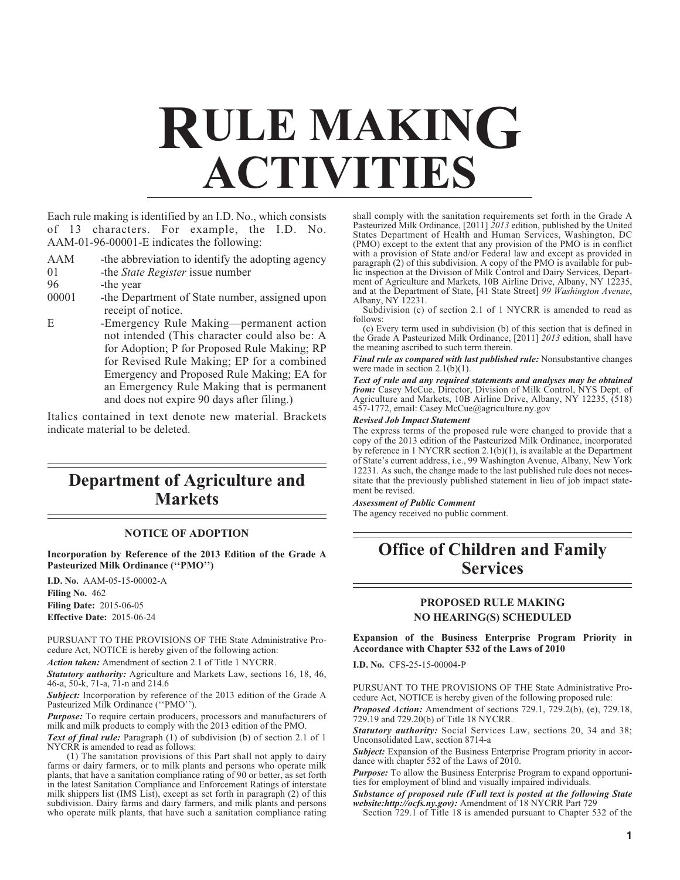# RULE MAKING ACTIVITIES

Each rule making is identified by an I.D. No., which consists of 13 characters. For example, the I.D. No. AAM-01-96-00001-E indicates the following:

AAM -the abbreviation to identify the adopting agency
01 -the *State Register* issue number
96 -the year
00001 -the Department of State number, assigned upon receipt of notice.
E -Emergency Rule Making—permanent action not intended (This character could also be: A for Adoption; P for Proposed Rule Making; RP for Revised Rule Making; EP for a combined Emergency and Proposed Rule Making; EA for an Emergency Rule Making that is permanent and does not expire 90 days after filing.)

Italics contained in text denote new material. Brackets indicate material to be deleted.

## Department of Agriculture and Markets

### NOTICE OF ADOPTION

**Incorporation by Reference of the 2013 Edition of the Grade A Pasteurized Milk Ordinance (''PMO'')**

**I.D. No.** AAM-05-15-00002-A
**Filing No.** 462
**Filing Date:** 2015-06-05
**Effective Date:** 2015-06-24

PURSUANT TO THE PROVISIONS OF THE State Administrative Procedure Act, NOTICE is hereby given of the following action:

***Action taken:*** Amendment of section 2.1 of Title 1 NYCRR.

***Statutory authority:*** Agriculture and Markets Law, sections 16, 18, 46, 46-a, 50-k, 71-a, 71-n and 214.6

***Subject:*** Incorporation by reference of the 2013 edition of the Grade A Pasteurized Milk Ordinance (''PMO'').

***Purpose:*** To require certain producers, processors and manufacturers of milk and milk products to comply with the 2013 edition of the PMO.

***Text of final rule:*** Paragraph (1) of subdivision (b) of section 2.1 of 1 NYCRR is amended to read as follows:

(1) The sanitation provisions of this Part shall not apply to dairy farms or dairy farmers, or to milk plants and persons who operate milk plants, that have a sanitation compliance rating of 90 or better, as set forth in the latest Sanitation Compliance and Enforcement Ratings of interstate milk shippers list (IMS List), except as set forth in paragraph (2) of this subdivision. Dairy farms and dairy farmers, and milk plants and persons who operate milk plants, that have such a sanitation compliance rating shall comply with the sanitation requirements set forth in the Grade A Pasteurized Milk Ordinance, [2011] *2013* edition, published by the United States Department of Health and Human Services, Washington, DC (PMO) except to the extent that any provision of the PMO is in conflict with a provision of State and/or Federal law and except as provided in paragraph (2) of this subdivision. A copy of the PMO is available for public inspection at the Division of Milk Control and Dairy Services, Department of Agriculture and Markets, 10B Airline Drive, Albany, NY 12235, and at the Department of State, [41 State Street] *99 Washington Avenue*, Albany, NY 12231.

Subdivision (c) of section 2.1 of 1 NYCRR is amended to read as follows:

(c) Every term used in subdivision (b) of this section that is defined in the Grade A Pasteurized Milk Ordinance, [2011] *2013* edition, shall have the meaning ascribed to such term therein.

***Final rule as compared with last published rule:*** Nonsubstantive changes were made in section 2.1(b)(1).

***Text of rule and any required statements and analyses may be obtained from:*** Casey McCue, Director, Division of Milk Control, NYS Dept. of Agriculture and Markets, 10B Airline Drive, Albany, NY 12235, (518) 457-1772, email: Casey.McCue@agriculture.ny.gov

***Revised Job Impact Statement***

The express terms of the proposed rule were changed to provide that a copy of the 2013 edition of the Pasteurized Milk Ordinance, incorporated by reference in 1 NYCRR section 2.1(b)(1), is available at the Department of State's current address, i.e., 99 Washington Avenue, Albany, New York 12231. As such, the change made to the last published rule does not necessitate that the previously published statement in lieu of job impact statement be revised.

***Assessment of Public Comment***

The agency received no public comment.

## Office of Children and Family Services

### PROPOSED RULE MAKING
### NO HEARING(S) SCHEDULED

**Expansion of the Business Enterprise Program Priority in Accordance with Chapter 532 of the Laws of 2010**

**I.D. No.** CFS-25-15-00004-P

PURSUANT TO THE PROVISIONS OF THE State Administrative Procedure Act, NOTICE is hereby given of the following proposed rule:

***Proposed Action:*** Amendment of sections 729.1, 729.2(b), (e), 729.18, 729.19 and 729.20(b) of Title 18 NYCRR.

***Statutory authority:*** Social Services Law, sections 20, 34 and 38; Unconsolidated Law, section 8714-a

***Subject:*** Expansion of the Business Enterprise Program priority in accordance with chapter 532 of the Laws of 2010.

***Purpose:*** To allow the Business Enterprise Program to expand opportunities for employment of blind and visually impaired individuals.

***Substance of proposed rule (Full text is posted at the following State website:http://ocfs.ny.gov):*** Amendment of 18 NYCRR Part 729

Section 729.1 of Title 18 is amended pursuant to Chapter 532 of the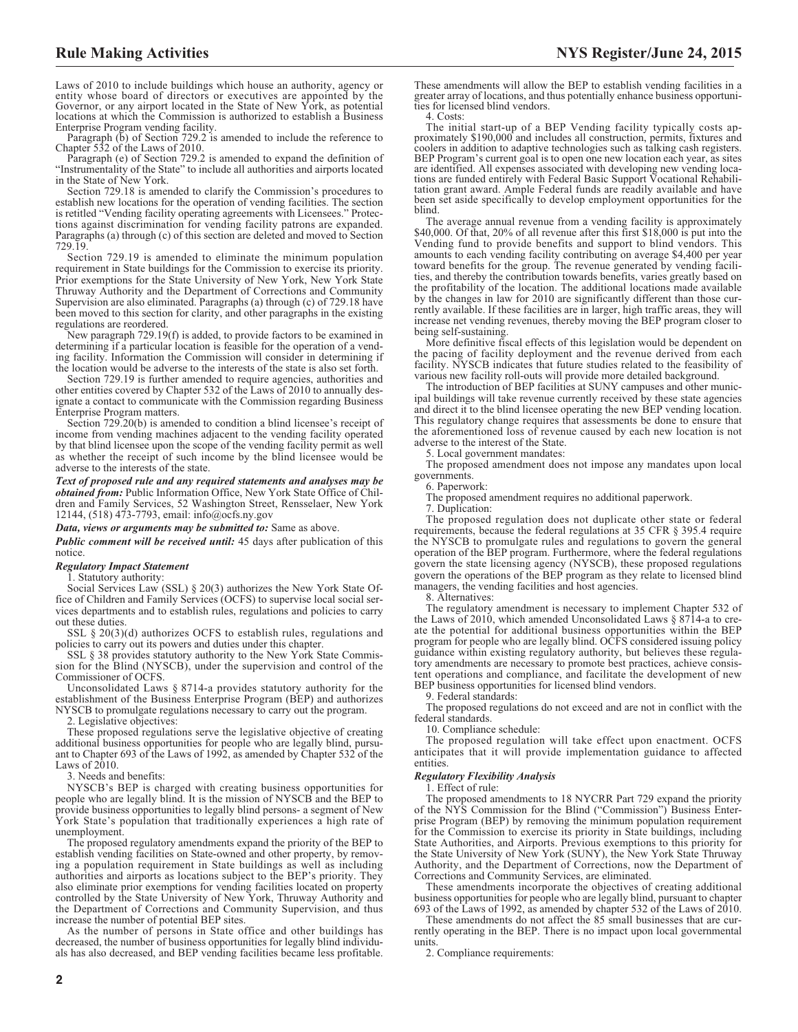Laws of 2010 to include buildings which house an authority, agency or entity whose board of directors or executives are appointed by the Governor, or any airport located in the State of New York, as potential locations at which the Commission is authorized to establish a Business Enterprise Program vending facility.

Paragraph (b) of Section 729.2 is amended to include the reference to Chapter 532 of the Laws of 2010.

Paragraph (e) of Section 729.2 is amended to expand the definition of "Instrumentality of the State" to include all authorities and airports located in the State of New York.

Section 729.18 is amended to clarify the Commission's procedures to establish new locations for the operation of vending facilities. The section is retitled "Vending facility operating agreements with Licensees." Protections against discrimination for vending facility patrons are expanded. Paragraphs (a) through (c) of this section are deleted and moved to Section 729.19.

Section 729.19 is amended to eliminate the minimum population requirement in State buildings for the Commission to exercise its priority. Prior exemptions for the State University of New York, New York State Thruway Authority and the Department of Corrections and Community Supervision are also eliminated. Paragraphs (a) through (c) of 729.18 have been moved to this section for clarity, and other paragraphs in the existing regulations are reordered.

New paragraph 729.19(f) is added, to provide factors to be examined in determining if a particular location is feasible for the operation of a vending facility. Information the Commission will consider in determining if the location would be adverse to the interests of the state is also set forth.

Section 729.19 is further amended to require agencies, authorities and other entities covered by Chapter 532 of the Laws of 2010 to annually designate a contact to communicate with the Commission regarding Business Enterprise Program matters.

Section 729.20(b) is amended to condition a blind licensee's receipt of income from vending machines adjacent to the vending facility operated by that blind licensee upon the scope of the vending facility permit as well as whether the receipt of such income by the blind licensee would be adverse to the interests of the state.

***Text of proposed rule and any required statements and analyses may be obtained from:*** Public Information Office, New York State Office of Children and Family Services, 52 Washington Street, Rensselaer, New York 12144, (518) 473-7793, email: info@ocfs.ny.gov

***Data, views or arguments may be submitted to:*** Same as above.

***Public comment will be received until:*** 45 days after publication of this notice.

***Regulatory Impact Statement***

1. Statutory authority:

Social Services Law (SSL) § 20(3) authorizes the New York State Office of Children and Family Services (OCFS) to supervise local social services departments and to establish rules, regulations and policies to carry out these duties.

SSL § 20(3)(d) authorizes OCFS to establish rules, regulations and policies to carry out its powers and duties under this chapter.

SSL § 38 provides statutory authority to the New York State Commission for the Blind (NYSCB), under the supervision and control of the Commissioner of OCFS.

Unconsolidated Laws § 8714-a provides statutory authority for the establishment of the Business Enterprise Program (BEP) and authorizes NYSCB to promulgate regulations necessary to carry out the program.

2. Legislative objectives:

These proposed regulations serve the legislative objective of creating additional business opportunities for people who are legally blind, pursuant to Chapter 693 of the Laws of 1992, as amended by Chapter 532 of the Laws of 2010.

3. Needs and benefits:

NYSCB's BEP is charged with creating business opportunities for people who are legally blind. It is the mission of NYSCB and the BEP to provide business opportunities to legally blind persons- a segment of New York State's population that traditionally experiences a high rate of unemployment.

The proposed regulatory amendments expand the priority of the BEP to establish vending facilities on State-owned and other property, by removing a population requirement in State buildings as well as including authorities and airports as locations subject to the BEP's priority. They also eliminate prior exemptions for vending facilities located on property controlled by the State University of New York, Thruway Authority and the Department of Corrections and Community Supervision, and thus increase the number of potential BEP sites.

As the number of persons in State office and other buildings has decreased, the number of business opportunities for legally blind individuals has also decreased, and BEP vending facilities became less profitable. These amendments will allow the BEP to establish vending facilities in a greater array of locations, and thus potentially enhance business opportunities for licensed blind vendors.

4. Costs:

The initial start-up of a BEP Vending facility typically costs approximately $190,000 and includes all construction, permits, fixtures and coolers in addition to adaptive technologies such as talking cash registers. BEP Program's current goal is to open one new location each year, as sites are identified. All expenses associated with developing new vending locations are funded entirely with Federal Basic Support Vocational Rehabilitation grant award. Ample Federal funds are readily available and have been set aside specifically to develop employment opportunities for the blind.

The average annual revenue from a vending facility is approximately $40,000. Of that, 20% of all revenue after this first $18,000 is put into the Vending fund to provide benefits and support to blind vendors. This amounts to each vending facility contributing on average $4,400 per year toward benefits for the group. The revenue generated by vending facilities, and thereby the contribution towards benefits, varies greatly based on the profitability of the location. The additional locations made available by the changes in law for 2010 are significantly different than those currently available. If these facilities are in larger, high traffic areas, they will increase net vending revenues, thereby moving the BEP program closer to being self-sustaining.

More definitive fiscal effects of this legislation would be dependent on the pacing of facility deployment and the revenue derived from each facility. NYSCB indicates that future studies related to the feasibility of various new facility roll-outs will provide more detailed background.

The introduction of BEP facilities at SUNY campuses and other municipal buildings will take revenue currently received by these state agencies and direct it to the blind licensee operating the new BEP vending location. This regulatory change requires that assessments be done to ensure that the aforementioned loss of revenue caused by each new location is not adverse to the interest of the State.

5. Local government mandates:

The proposed amendment does not impose any mandates upon local governments.

6. Paperwork:

The proposed amendment requires no additional paperwork.

7. Duplication:

The proposed regulation does not duplicate other state or federal requirements, because the federal regulations at 35 CFR § 395.4 require the NYSCB to promulgate rules and regulations to govern the general operation of the BEP program. Furthermore, where the federal regulations govern the state licensing agency (NYSCB), these proposed regulations govern the operations of the BEP program as they relate to licensed blind managers, the vending facilities and host agencies.

8. Alternatives:

The regulatory amendment is necessary to implement Chapter 532 of the Laws of 2010, which amended Unconsolidated Laws § 8714-a to create the potential for additional business opportunities within the BEP program for people who are legally blind. OCFS considered issuing policy guidance within existing regulatory authority, but believes these regulatory amendments are necessary to promote best practices, achieve consistent operations and compliance, and facilitate the development of new BEP business opportunities for licensed blind vendors.

9. Federal standards:

The proposed regulations do not exceed and are not in conflict with the federal standards.

10. Compliance schedule:

The proposed regulation will take effect upon enactment. OCFS anticipates that it will provide implementation guidance to affected entities.

***Regulatory Flexibility Analysis***

1. Effect of rule:

The proposed amendments to 18 NYCRR Part 729 expand the priority of the NYS Commission for the Blind ("Commission") Business Enterprise Program (BEP) by removing the minimum population requirement for the Commission to exercise its priority in State buildings, including State Authorities, and Airports. Previous exemptions to this priority for the State University of New York (SUNY), the New York State Thruway Authority, and the Department of Corrections, now the Department of Corrections and Community Services, are eliminated.

These amendments incorporate the objectives of creating additional business opportunities for people who are legally blind, pursuant to chapter 693 of the Laws of 1992, as amended by chapter 532 of the Laws of 2010.

These amendments do not affect the 85 small businesses that are currently operating in the BEP. There is no impact upon local governmental units.

2. Compliance requirements: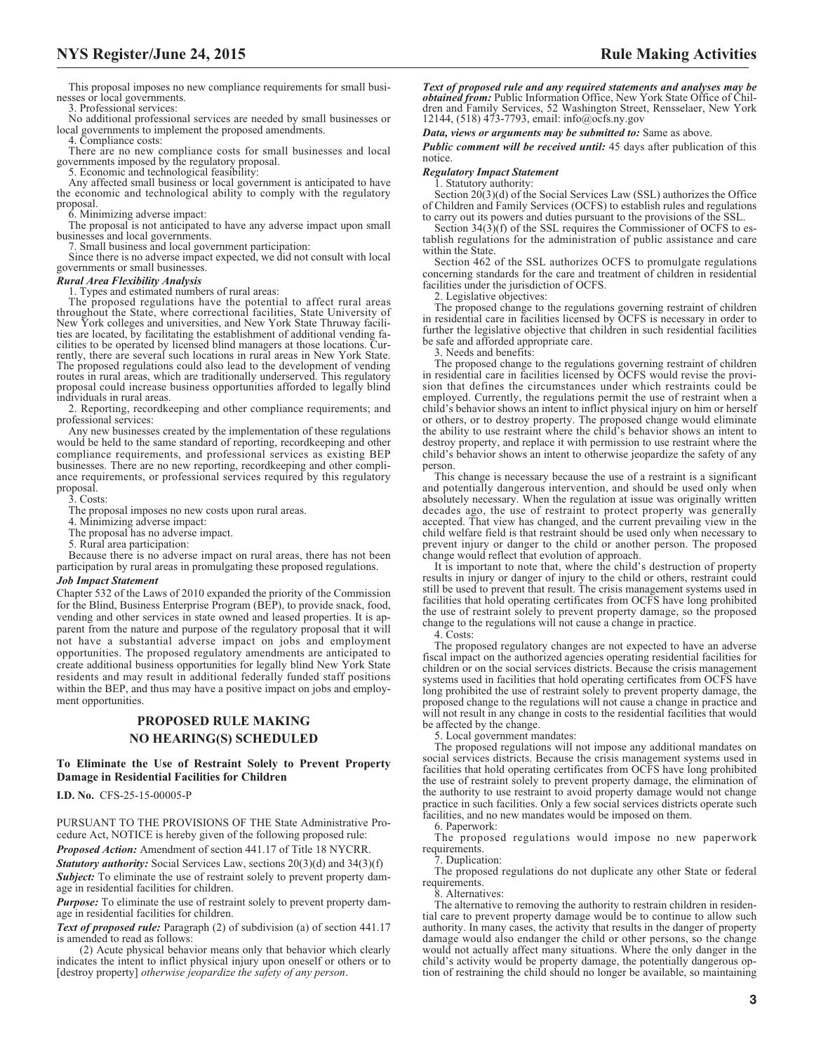This proposal imposes no new compliance requirements for small businesses or local governments.

3. Professional services:

No additional professional services are needed by small businesses or local governments to implement the proposed amendments.

4. Compliance costs:

There are no new compliance costs for small businesses and local governments imposed by the regulatory proposal.

5. Economic and technological feasibility:

Any affected small business or local government is anticipated to have the economic and technological ability to comply with the regulatory proposal.

6. Minimizing adverse impact:

The proposal is not anticipated to have any adverse impact upon small businesses and local governments.

7. Small business and local government participation:

Since there is no adverse impact expected, we did not consult with local governments or small businesses.

***Rural Area Flexibility Analysis***

1. Types and estimated numbers of rural areas:

The proposed regulations have the potential to affect rural areas throughout the State, where correctional facilities, State University of New York colleges and universities, and New York State Thruway facilities are located, by facilitating the establishment of additional vending facilities to be operated by licensed blind managers at those locations. Currently, there are several such locations in rural areas in New York State. The proposed regulations could also lead to the development of vending routes in rural areas, which are traditionally underserved. This regulatory proposal could increase business opportunities afforded to legally blind individuals in rural areas.

2. Reporting, recordkeeping and other compliance requirements; and professional services:

Any new businesses created by the implementation of these regulations would be held to the same standard of reporting, recordkeeping and other compliance requirements, and professional services as existing BEP businesses. There are no new reporting, recordkeeping and other compliance requirements, or professional services required by this regulatory proposal.

3. Costs:

The proposal imposes no new costs upon rural areas.

4. Minimizing adverse impact:

The proposal has no adverse impact.

5. Rural area participation:

Because there is no adverse impact on rural areas, there has not been participation by rural areas in promulgating these proposed regulations.

***Job Impact Statement***

Chapter 532 of the Laws of 2010 expanded the priority of the Commission for the Blind, Business Enterprise Program (BEP), to provide snack, food, vending and other services in state owned and leased properties. It is apparent from the nature and purpose of the regulatory proposal that it will not have a substantial adverse impact on jobs and employment opportunities. The proposed regulatory amendments are anticipated to create additional business opportunities for legally blind New York State residents and may result in additional federally funded staff positions within the BEP, and thus may have a positive impact on jobs and employment opportunities.

## PROPOSED RULE MAKING
## NO HEARING(S) SCHEDULED

### To Eliminate the Use of Restraint Solely to Prevent Property Damage in Residential Facilities for Children

**I.D. No.** CFS-25-15-00005-P

PURSUANT TO THE PROVISIONS OF THE State Administrative Procedure Act, NOTICE is hereby given of the following proposed rule:

***Proposed Action:*** Amendment of section 441.17 of Title 18 NYCRR.

***Statutory authority:*** Social Services Law, sections 20(3)(d) and 34(3)(f)

***Subject:*** To eliminate the use of restraint solely to prevent property damage in residential facilities for children.

***Purpose:*** To eliminate the use of restraint solely to prevent property damage in residential facilities for children.

***Text of proposed rule:*** Paragraph (2) of subdivision (a) of section 441.17 is amended to read as follows:

(2) Acute physical behavior means only that behavior which clearly indicates the intent to inflict physical injury upon oneself or others or to [destroy property] *otherwise jeopardize the safety of any person*.

***Text of proposed rule and any required statements and analyses may be obtained from:*** Public Information Office, New York State Office of Children and Family Services, 52 Washington Street, Rensselaer, New York 12144, (518) 473-7793, email: info@ocfs.ny.gov

***Data, views or arguments may be submitted to:*** Same as above.

***Public comment will be received until:*** 45 days after publication of this notice.

***Regulatory Impact Statement***

1. Statutory authority:

Section 20(3)(d) of the Social Services Law (SSL) authorizes the Office of Children and Family Services (OCFS) to establish rules and regulations to carry out its powers and duties pursuant to the provisions of the SSL.

Section 34(3)(f) of the SSL requires the Commissioner of OCFS to establish regulations for the administration of public assistance and care within the State.

Section 462 of the SSL authorizes OCFS to promulgate regulations concerning standards for the care and treatment of children in residential facilities under the jurisdiction of OCFS.

2. Legislative objectives:

The proposed change to the regulations governing restraint of children in residential care in facilities licensed by OCFS is necessary in order to further the legislative objective that children in such residential facilities be safe and afforded appropriate care.

3. Needs and benefits:

The proposed change to the regulations governing restraint of children in residential care in facilities licensed by OCFS would revise the provision that defines the circumstances under which restraints could be employed. Currently, the regulations permit the use of restraint when a child's behavior shows an intent to inflict physical injury on him or herself or others, or to destroy property. The proposed change would eliminate the ability to use restraint where the child's behavior shows an intent to destroy property, and replace it with permission to use restraint where the child's behavior shows an intent to otherwise jeopardize the safety of any person.

This change is necessary because the use of a restraint is a significant and potentially dangerous intervention, and should be used only when absolutely necessary. When the regulation at issue was originally written decades ago, the use of restraint to protect property was generally accepted. That view has changed, and the current prevailing view in the child welfare field is that restraint should be used only when necessary to prevent injury or danger to the child or another person. The proposed change would reflect that evolution of approach.

It is important to note that, where the child's destruction of property results in injury or danger of injury to the child or others, restraint could still be used to prevent that result. The crisis management systems used in facilities that hold operating certificates from OCFS have long prohibited the use of restraint solely to prevent property damage, so the proposed change to the regulations will not cause a change in practice.

4. Costs:

The proposed regulatory changes are not expected to have an adverse fiscal impact on the authorized agencies operating residential facilities for children or on the social services districts. Because the crisis management systems used in facilities that hold operating certificates from OCFS have long prohibited the use of restraint solely to prevent property damage, the proposed change to the regulations will not cause a change in practice and will not result in any change in costs to the residential facilities that would be affected by the change.

5. Local government mandates:

The proposed regulations will not impose any additional mandates on social services districts. Because the crisis management systems used in facilities that hold operating certificates from OCFS have long prohibited the use of restraint solely to prevent property damage, the elimination of the authority to use restraint to avoid property damage would not change practice in such facilities. Only a few social services districts operate such facilities, and no new mandates would be imposed on them.

6. Paperwork:

The proposed regulations would impose no new paperwork requirements.

7. Duplication:

The proposed regulations do not duplicate any other State or federal requirements.

8. Alternatives:

The alternative to removing the authority to restrain children in residential care to prevent property damage would be to continue to allow such authority. In many cases, the activity that results in the danger of property damage would also endanger the child or other persons, so the change would not actually affect many situations. Where the only danger in the child's activity would be property damage, the potentially dangerous option of restraining the child should no longer be available, so maintaining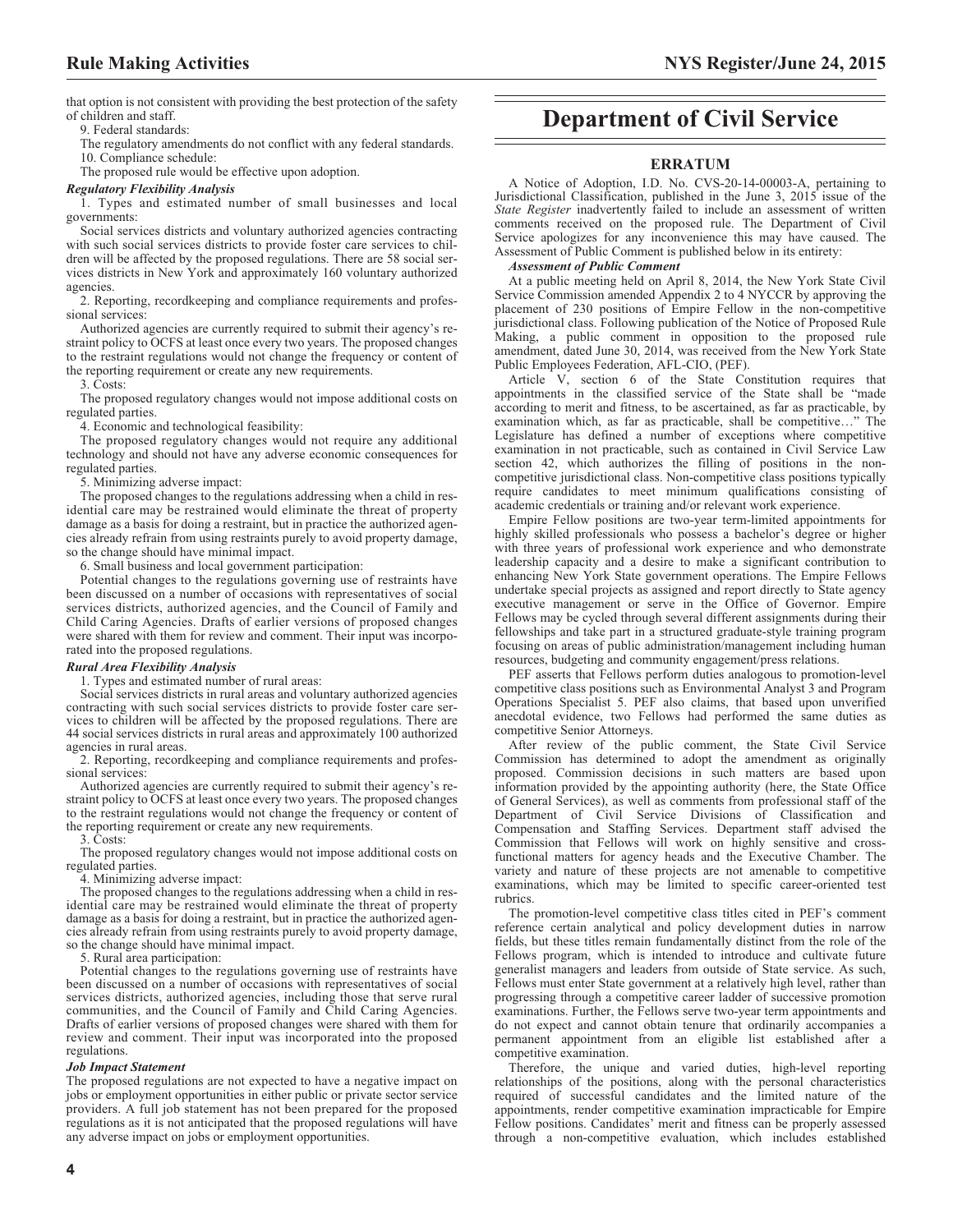that option is not consistent with providing the best protection of the safety of children and staff.

9. Federal standards:

The regulatory amendments do not conflict with any federal standards.

10. Compliance schedule:

The proposed rule would be effective upon adoption.

***Regulatory Flexibility Analysis***

1. Types and estimated number of small businesses and local governments:

Social services districts and voluntary authorized agencies contracting with such social services districts to provide foster care services to children will be affected by the proposed regulations. There are 58 social services districts in New York and approximately 160 voluntary authorized agencies.

2. Reporting, recordkeeping and compliance requirements and professional services:

Authorized agencies are currently required to submit their agency's restraint policy to OCFS at least once every two years. The proposed changes to the restraint regulations would not change the frequency or content of the reporting requirement or create any new requirements.

3. Costs:

The proposed regulatory changes would not impose additional costs on regulated parties.

4. Economic and technological feasibility:

The proposed regulatory changes would not require any additional technology and should not have any adverse economic consequences for regulated parties.

5. Minimizing adverse impact:

The proposed changes to the regulations addressing when a child in residential care may be restrained would eliminate the threat of property damage as a basis for doing a restraint, but in practice the authorized agencies already refrain from using restraints purely to avoid property damage, so the change should have minimal impact.

6. Small business and local government participation:

Potential changes to the regulations governing use of restraints have been discussed on a number of occasions with representatives of social services districts, authorized agencies, and the Council of Family and Child Caring Agencies. Drafts of earlier versions of proposed changes were shared with them for review and comment. Their input was incorporated into the proposed regulations.

***Rural Area Flexibility Analysis***

1. Types and estimated number of rural areas:

Social services districts in rural areas and voluntary authorized agencies contracting with such social services districts to provide foster care services to children will be affected by the proposed regulations. There are 44 social services districts in rural areas and approximately 100 authorized agencies in rural areas.

2. Reporting, recordkeeping and compliance requirements and professional services:

Authorized agencies are currently required to submit their agency's restraint policy to OCFS at least once every two years. The proposed changes to the restraint regulations would not change the frequency or content of the reporting requirement or create any new requirements.

3. Costs:

The proposed regulatory changes would not impose additional costs on regulated parties.

4. Minimizing adverse impact:

The proposed changes to the regulations addressing when a child in residential care may be restrained would eliminate the threat of property damage as a basis for doing a restraint, but in practice the authorized agencies already refrain from using restraints purely to avoid property damage, so the change should have minimal impact.

5. Rural area participation:

Potential changes to the regulations governing use of restraints have been discussed on a number of occasions with representatives of social services districts, authorized agencies, including those that serve rural communities, and the Council of Family and Child Caring Agencies. Drafts of earlier versions of proposed changes were shared with them for review and comment. Their input was incorporated into the proposed regulations.

***Job Impact Statement***

The proposed regulations are not expected to have a negative impact on jobs or employment opportunities in either public or private sector service providers. A full job statement has not been prepared for the proposed regulations as it is not anticipated that the proposed regulations will have any adverse impact on jobs or employment opportunities.

# Department of Civil Service

## ERRATUM

A Notice of Adoption, I.D. No. CVS-20-14-00003-A, pertaining to Jurisdictional Classification, published in the June 3, 2015 issue of the *State Register* inadvertently failed to include an assessment of written comments received on the proposed rule. The Department of Civil Service apologizes for any inconvenience this may have caused. The Assessment of Public Comment is published below in its entirety:

***Assessment of Public Comment***

At a public meeting held on April 8, 2014, the New York State Civil Service Commission amended Appendix 2 to 4 NYCCR by approving the placement of 230 positions of Empire Fellow in the non-competitive jurisdictional class. Following publication of the Notice of Proposed Rule Making, a public comment in opposition to the proposed rule amendment, dated June 30, 2014, was received from the New York State Public Employees Federation, AFL-CIO, (PEF).

Article V, section 6 of the State Constitution requires that appointments in the classified service of the State shall be "made according to merit and fitness, to be ascertained, as far as practicable, by examination which, as far as practicable, shall be competitive…" The Legislature has defined a number of exceptions where competitive examination in not practicable, such as contained in Civil Service Law section 42, which authorizes the filling of positions in the non-competitive jurisdictional class. Non-competitive class positions typically require candidates to meet minimum qualifications consisting of academic credentials or training and/or relevant work experience.

Empire Fellow positions are two-year term-limited appointments for highly skilled professionals who possess a bachelor's degree or higher with three years of professional work experience and who demonstrate leadership capacity and a desire to make a significant contribution to enhancing New York State government operations. The Empire Fellows undertake special projects as assigned and report directly to State agency executive management or serve in the Office of Governor. Empire Fellows may be cycled through several different assignments during their fellowships and take part in a structured graduate-style training program focusing on areas of public administration/management including human resources, budgeting and community engagement/press relations.

PEF asserts that Fellows perform duties analogous to promotion-level competitive class positions such as Environmental Analyst 3 and Program Operations Specialist 5. PEF also claims, that based upon unverified anecdotal evidence, two Fellows had performed the same duties as competitive Senior Attorneys.

After review of the public comment, the State Civil Service Commission has determined to adopt the amendment as originally proposed. Commission decisions in such matters are based upon information provided by the appointing authority (here, the State Office of General Services), as well as comments from professional staff of the Department of Civil Service Divisions of Classification and Compensation and Staffing Services. Department staff advised the Commission that Fellows will work on highly sensitive and cross-functional matters for agency heads and the Executive Chamber. The variety and nature of these projects are not amenable to competitive examinations, which may be limited to specific career-oriented test rubrics.

The promotion-level competitive class titles cited in PEF's comment reference certain analytical and policy development duties in narrow fields, but these titles remain fundamentally distinct from the role of the Fellows program, which is intended to introduce and cultivate future generalist managers and leaders from outside of State service. As such, Fellows must enter State government at a relatively high level, rather than progressing through a competitive career ladder of successive promotion examinations. Further, the Fellows serve two-year term appointments and do not expect and cannot obtain tenure that ordinarily accompanies a permanent appointment from an eligible list established after a competitive examination.

Therefore, the unique and varied duties, high-level reporting relationships of the positions, along with the personal characteristics required of successful candidates and the limited nature of the appointments, render competitive examination impracticable for Empire Fellow positions. Candidates' merit and fitness can be properly assessed through a non-competitive evaluation, which includes established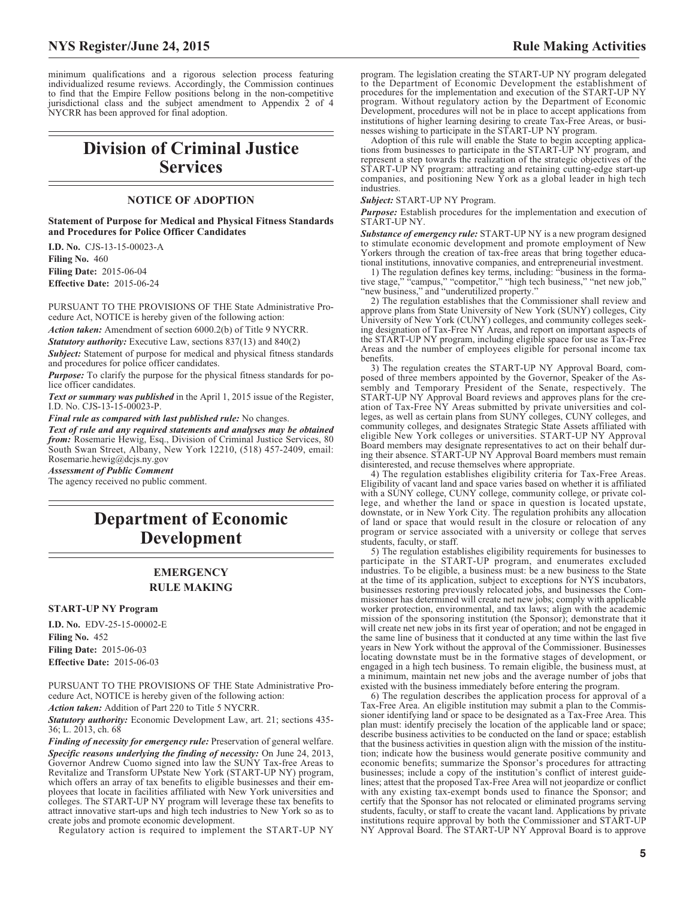minimum qualifications and a rigorous selection process featuring individualized resume reviews. Accordingly, the Commission continues to find that the Empire Fellow positions belong in the non-competitive jurisdictional class and the subject amendment to Appendix 2 of 4 NYCRR has been approved for final adoption.

# Division of Criminal Justice Services

## NOTICE OF ADOPTION

**Statement of Purpose for Medical and Physical Fitness Standards and Procedures for Police Officer Candidates**

**I.D. No.** CJS-13-15-00023-A
**Filing No.** 460
**Filing Date:** 2015-06-04
**Effective Date:** 2015-06-24

PURSUANT TO THE PROVISIONS OF THE State Administrative Procedure Act, NOTICE is hereby given of the following action:

*Action taken:* Amendment of section 6000.2(b) of Title 9 NYCRR.

*Statutory authority:* Executive Law, sections 837(13) and 840(2)

*Subject:* Statement of purpose for medical and physical fitness standards and procedures for police officer candidates.

*Purpose:* To clarify the purpose for the physical fitness standards for police officer candidates.

*Text or summary was published* in the April 1, 2015 issue of the Register, I.D. No. CJS-13-15-00023-P.

*Final rule as compared with last published rule:* No changes.

*Text of rule and any required statements and analyses may be obtained from:* Rosemarie Hewig, Esq., Division of Criminal Justice Services, 80 South Swan Street, Albany, New York 12210, (518) 457-2409, email: Rosemarie.hewig@dcjs.ny.gov

*Assessment of Public Comment*

The agency received no public comment.

# Department of Economic Development

## EMERGENCY RULE MAKING

**START-UP NY Program**

**I.D. No.** EDV-25-15-00002-E
**Filing No.** 452
**Filing Date:** 2015-06-03
**Effective Date:** 2015-06-03

PURSUANT TO THE PROVISIONS OF THE State Administrative Procedure Act, NOTICE is hereby given of the following action:

*Action taken:* Addition of Part 220 to Title 5 NYCRR.

*Statutory authority:* Economic Development Law, art. 21; sections 435-36; L. 2013, ch. 68

*Finding of necessity for emergency rule:* Preservation of general welfare.

*Specific reasons underlying the finding of necessity:* On June 24, 2013, Governor Andrew Cuomo signed into law the SUNY Tax-free Areas to Revitalize and Transform UPstate New York (START-UP NY) program, which offers an array of tax benefits to eligible businesses and their employees that locate in facilities affiliated with New York universities and colleges. The START-UP NY program will leverage these tax benefits to attract innovative start-ups and high tech industries to New York so as to create jobs and promote economic development.

Regulatory action is required to implement the START-UP NY program. The legislation creating the START-UP NY program delegated to the Department of Economic Development the establishment of procedures for the implementation and execution of the START-UP NY program. Without regulatory action by the Department of Economic Development, procedures will not be in place to accept applications from institutions of higher learning desiring to create Tax-Free Areas, or businesses wishing to participate in the START-UP NY program.

Adoption of this rule will enable the State to begin accepting applications from businesses to participate in the START-UP NY program, and represent a step towards the realization of the strategic objectives of the START-UP NY program: attracting and retaining cutting-edge start-up companies, and positioning New York as a global leader in high tech industries.

*Subject:* START-UP NY Program.

*Purpose:* Establish procedures for the implementation and execution of START-UP NY.

*Substance of emergency rule:* START-UP NY is a new program designed to stimulate economic development and promote employment of New Yorkers through the creation of tax-free areas that bring together educational institutions, innovative companies, and entrepreneurial investment.

1) The regulation defines key terms, including: "business in the formative stage," "campus," "competitor," "high tech business," "net new job," "new business," and "underutilized property."

2) The regulation establishes that the Commissioner shall review and approve plans from State University of New York (SUNY) colleges, City University of New York (CUNY) colleges, and community colleges seeking designation of Tax-Free NY Areas, and report on important aspects of the START-UP NY program, including eligible space for use as Tax-Free Areas and the number of employees eligible for personal income tax benefits.

3) The regulation creates the START-UP NY Approval Board, composed of three members appointed by the Governor, Speaker of the Assembly and Temporary President of the Senate, respectively. The START-UP NY Approval Board reviews and approves plans for the creation of Tax-Free NY Areas submitted by private universities and colleges, as well as certain plans from SUNY colleges, CUNY colleges, and community colleges, and designates Strategic State Assets affiliated with eligible New York colleges or universities. START-UP NY Approval Board members may designate representatives to act on their behalf during their absence. START-UP NY Approval Board members must remain disinterested, and recuse themselves where appropriate.

4) The regulation establishes eligibility criteria for Tax-Free Areas. Eligibility of vacant land and space varies based on whether it is affiliated with a SUNY college, CUNY college, community college, or private college, and whether the land or space in question is located upstate, downstate, or in New York City. The regulation prohibits any allocation of land or space that would result in the closure or relocation of any program or service associated with a university or college that serves students, faculty, or staff.

5) The regulation establishes eligibility requirements for businesses to participate in the START-UP program, and enumerates excluded industries. To be eligible, a business must: be a new business to the State at the time of its application, subject to exceptions for NYS incubators, businesses restoring previously relocated jobs, and businesses the Commissioner has determined will create net new jobs; comply with applicable worker protection, environmental, and tax laws; align with the academic mission of the sponsoring institution (the Sponsor); demonstrate that it will create net new jobs in its first year of operation; and not be engaged in the same line of business that it conducted at any time within the last five years in New York without the approval of the Commissioner. Businesses locating downstate must be in the formative stages of development, or engaged in a high tech business. To remain eligible, the business must, at a minimum, maintain net new jobs and the average number of jobs that existed with the business immediately before entering the program.

6) The regulation describes the application process for approval of a Tax-Free Area. An eligible institution may submit a plan to the Commissioner identifying land or space to be designated as a Tax-Free Area. This plan must: identify precisely the location of the applicable land or space; describe business activities to be conducted on the land or space; establish that the business activities in question align with the mission of the institution; indicate how the business would generate positive community and economic benefits; summarize the Sponsor's procedures for attracting businesses; include a copy of the institution's conflict of interest guidelines; attest that the proposed Tax-Free Area will not jeopardize or conflict with any existing tax-exempt bonds used to finance the Sponsor; and certify that the Sponsor has not relocated or eliminated programs serving students, faculty, or staff to create the vacant land. Applications by private institutions require approval by both the Commissioner and START-UP NY Approval Board. The START-UP NY Approval Board is to approve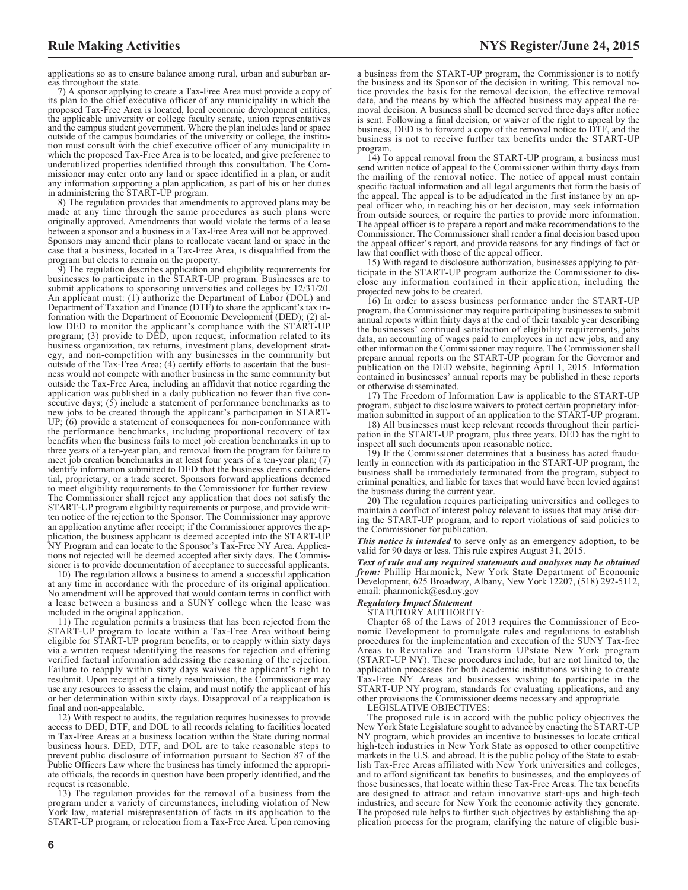applications so as to ensure balance among rural, urban and suburban areas throughout the state.

7) A sponsor applying to create a Tax-Free Area must provide a copy of its plan to the chief executive officer of any municipality in which the proposed Tax-Free Area is located, local economic development entities, the applicable university or college faculty senate, union representatives and the campus student government. Where the plan includes land or space outside of the campus boundaries of the university or college, the institution must consult with the chief executive officer of any municipality in which the proposed Tax-Free Area is to be located, and give preference to underutilized properties identified through this consultation. The Commissioner may enter onto any land or space identified in a plan, or audit any information supporting a plan application, as part of his or her duties in administering the START-UP program.

8) The regulation provides that amendments to approved plans may be made at any time through the same procedures as such plans were originally approved. Amendments that would violate the terms of a lease between a sponsor and a business in a Tax-Free Area will not be approved. Sponsors may amend their plans to reallocate vacant land or space in the case that a business, located in a Tax-Free Area, is disqualified from the program but elects to remain on the property.

9) The regulation describes application and eligibility requirements for businesses to participate in the START-UP program. Businesses are to submit applications to sponsoring universities and colleges by 12/31/20. An applicant must: (1) authorize the Department of Labor (DOL) and Department of Taxation and Finance (DTF) to share the applicant's tax information with the Department of Economic Development (DED); (2) allow DED to monitor the applicant's compliance with the START-UP program; (3) provide to DED, upon request, information related to its business organization, tax returns, investment plans, development strategy, and non-competition with any businesses in the community but outside of the Tax-Free Area; (4) certify efforts to ascertain that the business would not compete with another business in the same community but outside the Tax-Free Area, including an affidavit that notice regarding the application was published in a daily publication no fewer than five consecutive days; (5) include a statement of performance benchmarks as to new jobs to be created through the applicant's participation in START-UP; (6) provide a statement of consequences for non-conformance with the performance benchmarks, including proportional recovery of tax benefits when the business fails to meet job creation benchmarks in up to three years of a ten-year plan, and removal from the program for failure to meet job creation benchmarks in at least four years of a ten-year plan; (7) identify information submitted to DED that the business deems confidential, proprietary, or a trade secret. Sponsors forward applications deemed to meet eligibility requirements to the Commissioner for further review. The Commissioner shall reject any application that does not satisfy the START-UP program eligibility requirements or purpose, and provide written notice of the rejection to the Sponsor. The Commissioner may approve an application anytime after receipt; if the Commissioner approves the application, the business applicant is deemed accepted into the START-UP NY Program and can locate to the Sponsor's Tax-Free NY Area. Applications not rejected will be deemed accepted after sixty days. The Commissioner is to provide documentation of acceptance to successful applicants.

10) The regulation allows a business to amend a successful application at any time in accordance with the procedure of its original application. No amendment will be approved that would contain terms in conflict with a lease between a business and a SUNY college when the lease was included in the original application.

11) The regulation permits a business that has been rejected from the START-UP program to locate within a Tax-Free Area without being eligible for START-UP program benefits, or to reapply within sixty days via a written request identifying the reasons for rejection and offering verified factual information addressing the reasoning of the rejection. Failure to reapply within sixty days waives the applicant's right to resubmit. Upon receipt of a timely resubmission, the Commissioner may use any resources to assess the claim, and must notify the applicant of his or her determination within sixty days. Disapproval of a reapplication is final and non-appealable.

12) With respect to audits, the regulation requires businesses to provide access to DED, DTF, and DOL to all records relating to facilities located in Tax-Free Areas at a business location within the State during normal business hours. DED, DTF, and DOL are to take reasonable steps to prevent public disclosure of information pursuant to Section 87 of the Public Officers Law where the business has timely informed the appropriate officials, the records in question have been properly identified, and the request is reasonable.

13) The regulation provides for the removal of a business from the program under a variety of circumstances, including violation of New York law, material misrepresentation of facts in its application to the START-UP program, or relocation from a Tax-Free Area. Upon removing a business from the START-UP program, the Commissioner is to notify the business and its Sponsor of the decision in writing. This removal notice provides the basis for the removal decision, the effective removal date, and the means by which the affected business may appeal the removal decision. A business shall be deemed served three days after notice is sent. Following a final decision, or waiver of the right to appeal by the business, DED is to forward a copy of the removal notice to DTF, and the business is not to receive further tax benefits under the START-UP program.

14) To appeal removal from the START-UP program, a business must send written notice of appeal to the Commissioner within thirty days from the mailing of the removal notice. The notice of appeal must contain specific factual information and all legal arguments that form the basis of the appeal. The appeal is to be adjudicated in the first instance by an appeal officer who, in reaching his or her decision, may seek information from outside sources, or require the parties to provide more information. The appeal officer is to prepare a report and make recommendations to the Commissioner. The Commissioner shall render a final decision based upon the appeal officer's report, and provide reasons for any findings of fact or law that conflict with those of the appeal officer.

15) With regard to disclosure authorization, businesses applying to participate in the START-UP program authorize the Commissioner to disclose any information contained in their application, including the projected new jobs to be created.

16) In order to assess business performance under the START-UP program, the Commissioner may require participating businesses to submit annual reports within thirty days at the end of their taxable year describing the businesses' continued satisfaction of eligibility requirements, jobs data, an accounting of wages paid to employees in net new jobs, and any other information the Commissioner may require. The Commissioner shall prepare annual reports on the START-UP program for the Governor and publication on the DED website, beginning April 1, 2015. Information contained in businesses' annual reports may be published in these reports or otherwise disseminated.

17) The Freedom of Information Law is applicable to the START-UP program, subject to disclosure waivers to protect certain proprietary information submitted in support of an application to the START-UP program.

18) All businesses must keep relevant records throughout their participation in the START-UP program, plus three years. DED has the right to inspect all such documents upon reasonable notice.

19) If the Commissioner determines that a business has acted fraudulently in connection with its participation in the START-UP program, the business shall be immediately terminated from the program, subject to criminal penalties, and liable for taxes that would have been levied against the business during the current year.

20) The regulation requires participating universities and colleges to maintain a conflict of interest policy relevant to issues that may arise during the START-UP program, and to report violations of said policies to the Commissioner for publication.

***This notice is intended*** to serve only as an emergency adoption, to be valid for 90 days or less. This rule expires August 31, 2015.

***Text of rule and any required statements and analyses may be obtained from:*** Phillip Harmonick, New York State Department of Economic Development, 625 Broadway, Albany, New York 12207, (518) 292-5112, email: pharmonick@esd.ny.gov

***Regulatory Impact Statement***

STATUTORY AUTHORITY:

Chapter 68 of the Laws of 2013 requires the Commissioner of Economic Development to promulgate rules and regulations to establish procedures for the implementation and execution of the SUNY Tax-free Areas to Revitalize and Transform UPstate New York program (START-UP NY). These procedures include, but are not limited to, the application processes for both academic institutions wishing to create Tax-Free NY Areas and businesses wishing to participate in the START-UP NY program, standards for evaluating applications, and any other provisions the Commissioner deems necessary and appropriate.

LEGISLATIVE OBJECTIVES:

The proposed rule is in accord with the public policy objectives the New York State Legislature sought to advance by enacting the START-UP NY program, which provides an incentive to businesses to locate critical high-tech industries in New York State as opposed to other competitive markets in the U.S. and abroad. It is the public policy of the State to establish Tax-Free Areas affiliated with New York universities and colleges, and to afford significant tax benefits to businesses, and the employees of those businesses, that locate within these Tax-Free Areas. The tax benefits are designed to attract and retain innovative start-ups and high-tech industries, and secure for New York the economic activity they generate. The proposed rule helps to further such objectives by establishing the application process for the program, clarifying the nature of eligible busi-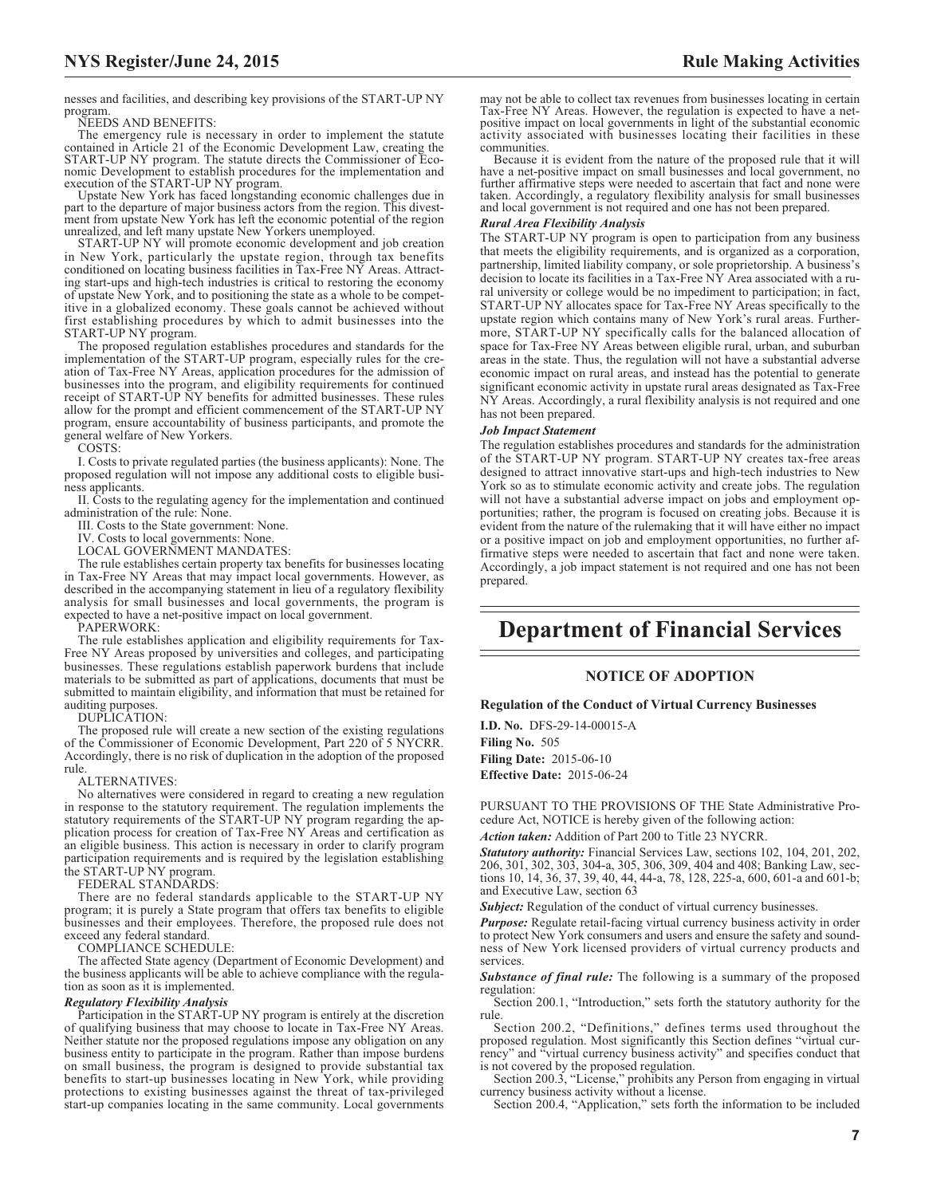nesses and facilities, and describing key provisions of the START-UP NY program.

NEEDS AND BENEFITS:

The emergency rule is necessary in order to implement the statute contained in Article 21 of the Economic Development Law, creating the START-UP NY program. The statute directs the Commissioner of Economic Development to establish procedures for the implementation and execution of the START-UP NY program.

Upstate New York has faced longstanding economic challenges due in part to the departure of major business actors from the region. This divestment from upstate New York has left the economic potential of the region unrealized, and left many upstate New Yorkers unemployed.

START-UP NY will promote economic development and job creation in New York, particularly the upstate region, through tax benefits conditioned on locating business facilities in Tax-Free NY Areas. Attracting start-ups and high-tech industries is critical to restoring the economy of upstate New York, and to positioning the state as a whole to be competitive in a globalized economy. These goals cannot be achieved without first establishing procedures by which to admit businesses into the START-UP NY program.

The proposed regulation establishes procedures and standards for the implementation of the START-UP program, especially rules for the creation of Tax-Free NY Areas, application procedures for the admission of businesses into the program, and eligibility requirements for continued receipt of START-UP NY benefits for admitted businesses. These rules allow for the prompt and efficient commencement of the START-UP NY program, ensure accountability of business participants, and promote the general welfare of New Yorkers.

COSTS:

I. Costs to private regulated parties (the business applicants): None. The proposed regulation will not impose any additional costs to eligible business applicants.

II. Costs to the regulating agency for the implementation and continued administration of the rule: None.

III. Costs to the State government: None.

IV. Costs to local governments: None.

LOCAL GOVERNMENT MANDATES:

The rule establishes certain property tax benefits for businesses locating in Tax-Free NY Areas that may impact local governments. However, as described in the accompanying statement in lieu of a regulatory flexibility analysis for small businesses and local governments, the program is expected to have a net-positive impact on local government.

PAPERWORK:

The rule establishes application and eligibility requirements for Tax-Free NY Areas proposed by universities and colleges, and participating businesses. These regulations establish paperwork burdens that include materials to be submitted as part of applications, documents that must be submitted to maintain eligibility, and information that must be retained for auditing purposes.

DUPLICATION:

The proposed rule will create a new section of the existing regulations of the Commissioner of Economic Development, Part 220 of 5 NYCRR. Accordingly, there is no risk of duplication in the adoption of the proposed rule.

ALTERNATIVES:

No alternatives were considered in regard to creating a new regulation in response to the statutory requirement. The regulation implements the statutory requirements of the START-UP NY program regarding the application process for creation of Tax-Free NY Areas and certification as an eligible business. This action is necessary in order to clarify program participation requirements and is required by the legislation establishing the START-UP NY program.

FEDERAL STANDARDS:

There are no federal standards applicable to the START-UP NY program; it is purely a State program that offers tax benefits to eligible businesses and their employees. Therefore, the proposed rule does not exceed any federal standard.

COMPLIANCE SCHEDULE:

The affected State agency (Department of Economic Development) and the business applicants will be able to achieve compliance with the regulation as soon as it is implemented.

***Regulatory Flexibility Analysis***

Participation in the START-UP NY program is entirely at the discretion of qualifying business that may choose to locate in Tax-Free NY Areas. Neither statute nor the proposed regulations impose any obligation on any business entity to participate in the program. Rather than impose burdens on small business, the program is designed to provide substantial tax benefits to start-up businesses locating in New York, while providing protections to existing businesses against the threat of tax-privileged start-up companies locating in the same community. Local governments may not be able to collect tax revenues from businesses locating in certain Tax-Free NY Areas. However, the regulation is expected to have a net-positive impact on local governments in light of the substantial economic activity associated with businesses locating their facilities in these communities.

Because it is evident from the nature of the proposed rule that it will have a net-positive impact on small businesses and local government, no further affirmative steps were needed to ascertain that fact and none were taken. Accordingly, a regulatory flexibility analysis for small businesses and local government is not required and one has not been prepared.

***Rural Area Flexibility Analysis***

The START-UP NY program is open to participation from any business that meets the eligibility requirements, and is organized as a corporation, partnership, limited liability company, or sole proprietorship. A business's decision to locate its facilities in a Tax-Free NY Area associated with a rural university or college would be no impediment to participation; in fact, START-UP NY allocates space for Tax-Free NY Areas specifically to the upstate region which contains many of New York's rural areas. Furthermore, START-UP NY specifically calls for the balanced allocation of space for Tax-Free NY Areas between eligible rural, urban, and suburban areas in the state. Thus, the regulation will not have a substantial adverse economic impact on rural areas, and instead has the potential to generate significant economic activity in upstate rural areas designated as Tax-Free NY Areas. Accordingly, a rural flexibility analysis is not required and one has not been prepared.

***Job Impact Statement***

The regulation establishes procedures and standards for the administration of the START-UP NY program. START-UP NY creates tax-free areas designed to attract innovative start-ups and high-tech industries to New York so as to stimulate economic activity and create jobs. The regulation will not have a substantial adverse impact on jobs and employment opportunities; rather, the program is focused on creating jobs. Because it is evident from the nature of the rulemaking that it will have either no impact or a positive impact on job and employment opportunities, no further affirmative steps were needed to ascertain that fact and none were taken. Accordingly, a job impact statement is not required and one has not been prepared.

# Department of Financial Services

## NOTICE OF ADOPTION

**Regulation of the Conduct of Virtual Currency Businesses**

**I.D. No.** DFS-29-14-00015-A
**Filing No.** 505
**Filing Date:** 2015-06-10
**Effective Date:** 2015-06-24

PURSUANT TO THE PROVISIONS OF THE State Administrative Procedure Act, NOTICE is hereby given of the following action:

***Action taken:*** Addition of Part 200 to Title 23 NYCRR.

***Statutory authority:*** Financial Services Law, sections 102, 104, 201, 202, 206, 301, 302, 303, 304-a, 305, 306, 309, 404 and 408; Banking Law, sections 10, 14, 36, 37, 39, 40, 44, 44-a, 78, 128, 225-a, 600, 601-a and 601-b; and Executive Law, section 63

***Subject:*** Regulation of the conduct of virtual currency businesses.

***Purpose:*** Regulate retail-facing virtual currency business activity in order to protect New York consumers and users and ensure the safety and soundness of New York licensed providers of virtual currency products and services.

***Substance of final rule:*** The following is a summary of the proposed regulation:

Section 200.1, "Introduction," sets forth the statutory authority for the rule.

Section 200.2, "Definitions," defines terms used throughout the proposed regulation. Most significantly this Section defines "virtual currency" and "virtual currency business activity" and specifies conduct that is not covered by the proposed regulation.

Section 200.3, "License," prohibits any Person from engaging in virtual currency business activity without a license.

Section 200.4, "Application," sets forth the information to be included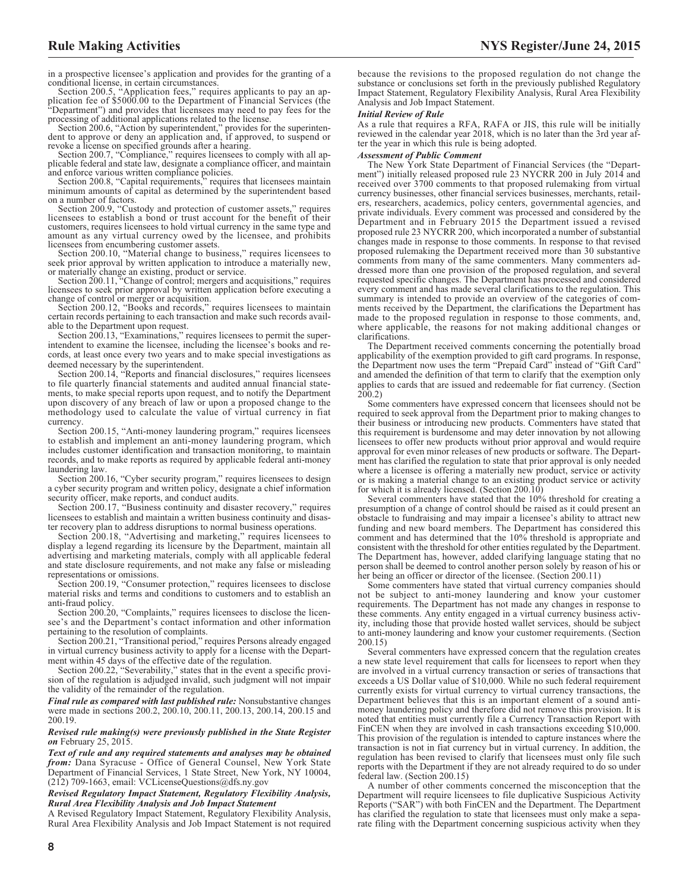in a prospective licensee's application and provides for the granting of a conditional license, in certain circumstances.

Section 200.5, "Application fees," requires applicants to pay an application fee of $5000.00 to the Department of Financial Services (the "Department") and provides that licensees may need to pay fees for the processing of additional applications related to the license.

Section 200.6, "Action by superintendent," provides for the superintendent to approve or deny an application and, if approved, to suspend or revoke a license on specified grounds after a hearing.

Section 200.7, "Compliance," requires licensees to comply with all applicable federal and state law, designate a compliance officer, and maintain and enforce various written compliance policies.

Section 200.8, "Capital requirements," requires that licensees maintain minimum amounts of capital as determined by the superintendent based on a number of factors.

Section 200.9, "Custody and protection of customer assets," requires licensees to establish a bond or trust account for the benefit of their customers, requires licensees to hold virtual currency in the same type and amount as any virtual currency owed by the licensee, and prohibits licensees from encumbering customer assets.

Section 200.10, "Material change to business," requires licensees to seek prior approval by written application to introduce a materially new, or materially change an existing, product or service.

Section 200.11, "Change of control; mergers and acquisitions," requires licensees to seek prior approval by written application before executing a change of control or merger or acquisition.

Section 200.12, "Books and records," requires licensees to maintain certain records pertaining to each transaction and make such records available to the Department upon request.

Section 200.13, "Examinations," requires licensees to permit the superintendent to examine the licensee, including the licensee's books and records, at least once every two years and to make special investigations as deemed necessary by the superintendent.

Section 200.14, "Reports and financial disclosures," requires licensees to file quarterly financial statements and audited annual financial statements, to make special reports upon request, and to notify the Department upon discovery of any breach of law or upon a proposed change to the methodology used to calculate the value of virtual currency in fiat currency.

Section 200.15, "Anti-money laundering program," requires licensees to establish and implement an anti-money laundering program, which includes customer identification and transaction monitoring, to maintain records, and to make reports as required by applicable federal anti-money laundering law.

Section 200.16, "Cyber security program," requires licensees to design a cyber security program and written policy, designate a chief information security officer, make reports, and conduct audits.

Section 200.17, "Business continuity and disaster recovery," requires licensees to establish and maintain a written business continuity and disaster recovery plan to address disruptions to normal business operations.

Section 200.18, "Advertising and marketing," requires licensees to display a legend regarding its licensure by the Department, maintain all advertising and marketing materials, comply with all applicable federal and state disclosure requirements, and not make any false or misleading representations or omissions.

Section 200.19, "Consumer protection," requires licensees to disclose material risks and terms and conditions to customers and to establish an anti-fraud policy.

Section 200.20, "Complaints," requires licensees to disclose the licensee's and the Department's contact information and other information pertaining to the resolution of complaints.

Section 200.21, "Transitional period," requires Persons already engaged in virtual currency business activity to apply for a license with the Department within 45 days of the effective date of the regulation.

Section 200.22, "Severability," states that in the event a specific provision of the regulation is adjudged invalid, such judgment will not impair the validity of the remainder of the regulation.

***Final rule as compared with last published rule:*** Nonsubstantive changes were made in sections 200.2, 200.10, 200.11, 200.13, 200.14, 200.15 and 200.19.

***Revised rule making(s) were previously published in the State Register on*** February 25, 2015.

***Text of rule and any required statements and analyses may be obtained from:*** Dana Syracuse - Office of General Counsel, New York State Department of Financial Services, 1 State Street, New York, NY 10004, (212) 709-1663, email: VCLicenseQuestions@dfs.ny.gov

***Revised Regulatory Impact Statement, Regulatory Flexibility Analysis, Rural Area Flexibility Analysis and Job Impact Statement***

A Revised Regulatory Impact Statement, Regulatory Flexibility Analysis, Rural Area Flexibility Analysis and Job Impact Statement is not required because the revisions to the proposed regulation do not change the substance or conclusions set forth in the previously published Regulatory Impact Statement, Regulatory Flexibility Analysis, Rural Area Flexibility Analysis and Job Impact Statement.

***Initial Review of Rule***

As a rule that requires a RFA, RAFA or JIS, this rule will be initially reviewed in the calendar year 2018, which is no later than the 3rd year after the year in which this rule is being adopted.

***Assessment of Public Comment***

The New York State Department of Financial Services (the "Department") initially released proposed rule 23 NYCRR 200 in July 2014 and received over 3700 comments to that proposed rulemaking from virtual currency businesses, other financial services businesses, merchants, retailers, researchers, academics, policy centers, governmental agencies, and private individuals. Every comment was processed and considered by the Department and in February 2015 the Department issued a revised proposed rule 23 NYCRR 200, which incorporated a number of substantial changes made in response to those comments. In response to that revised proposed rulemaking the Department received more than 30 substantive comments from many of the same commenters. Many commenters addressed more than one provision of the proposed regulation, and several requested specific changes. The Department has processed and considered every comment and has made several clarifications to the regulation. This summary is intended to provide an overview of the categories of comments received by the Department, the clarifications the Department has made to the proposed regulation in response to those comments, and, where applicable, the reasons for not making additional changes or clarifications.

The Department received comments concerning the potentially broad applicability of the exemption provided to gift card programs. In response, the Department now uses the term "Prepaid Card" instead of "Gift Card" and amended the definition of that term to clarify that the exemption only applies to cards that are issued and redeemable for fiat currency. (Section 200.2)

Some commenters have expressed concern that licensees should not be required to seek approval from the Department prior to making changes to their business or introducing new products. Commenters have stated that this requirement is burdensome and may deter innovation by not allowing licensees to offer new products without prior approval and would require approval for even minor releases of new products or software. The Department has clarified the regulation to state that prior approval is only needed where a licensee is offering a materially new product, service or activity or is making a material change to an existing product service or activity for which it is already licensed. (Section 200.10)

Several commenters have stated that the 10% threshold for creating a presumption of a change of control should be raised as it could present an obstacle to fundraising and may impair a licensee's ability to attract new funding and new board members. The Department has considered this comment and has determined that the 10% threshold is appropriate and consistent with the threshold for other entities regulated by the Department. The Department has, however, added clarifying language stating that no person shall be deemed to control another person solely by reason of his or her being an officer or director of the licensee. (Section 200.11)

Some commenters have stated that virtual currency companies should not be subject to anti-money laundering and know your customer requirements. The Department has not made any changes in response to these comments. Any entity engaged in a virtual currency business activity, including those that provide hosted wallet services, should be subject to anti-money laundering and know your customer requirements. (Section 200.15)

Several commenters have expressed concern that the regulation creates a new state level requirement that calls for licensees to report when they are involved in a virtual currency transaction or series of transactions that exceeds a US Dollar value of $10,000. While no such federal requirement currently exists for virtual currency to virtual currency transactions, the Department believes that this is an important element of a sound anti-money laundering policy and therefore did not remove this provision. It is noted that entities must currently file a Currency Transaction Report with FinCEN when they are involved in cash transactions exceeding $10,000. This provision of the regulation is intended to capture instances where the transaction is not in fiat currency but in virtual currency. In addition, the regulation has been revised to clarify that licensees must only file such reports with the Department if they are not already required to do so under federal law. (Section 200.15)

A number of other comments concerned the misconception that the Department will require licensees to file duplicative Suspicious Activity Reports ("SAR") with both FinCEN and the Department. The Department has clarified the regulation to state that licensees must only make a separate filing with the Department concerning suspicious activity when they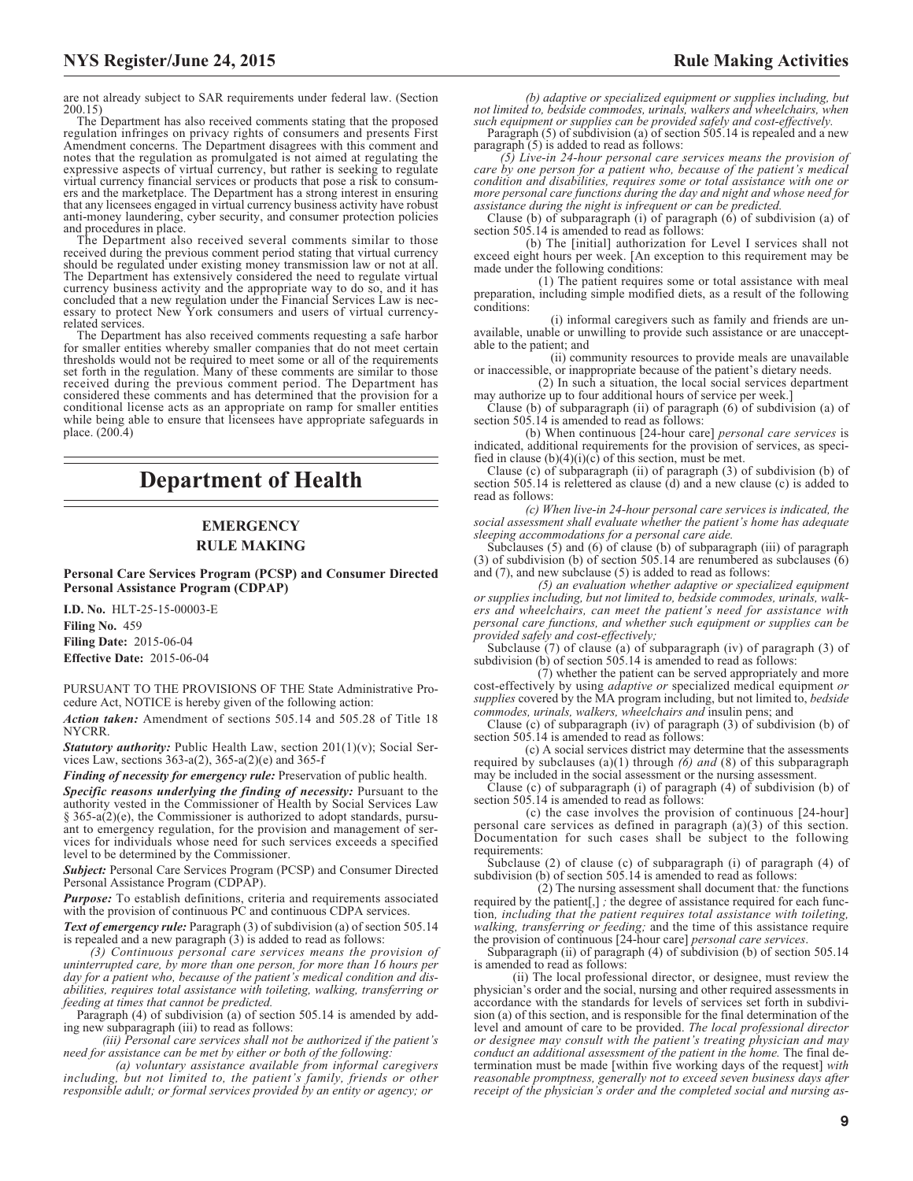are not already subject to SAR requirements under federal law. (Section 200.15)

The Department has also received comments stating that the proposed regulation infringes on privacy rights of consumers and presents First Amendment concerns. The Department disagrees with this comment and notes that the regulation as promulgated is not aimed at regulating the expressive aspects of virtual currency, but rather is seeking to regulate virtual currency financial services or products that pose a risk to consumers and the marketplace. The Department has a strong interest in ensuring that any licensees engaged in virtual currency business activity have robust anti-money laundering, cyber security, and consumer protection policies and procedures in place.

The Department also received several comments similar to those received during the previous comment period stating that virtual currency should be regulated under existing money transmission law or not at all. The Department has extensively considered the need to regulate virtual currency business activity and the appropriate way to do so, and it has concluded that a new regulation under the Financial Services Law is necessary to protect New York consumers and users of virtual currency-related services.

The Department has also received comments requesting a safe harbor for smaller entities whereby smaller companies that do not meet certain thresholds would not be required to meet some or all of the requirements set forth in the regulation. Many of these comments are similar to those received during the previous comment period. The Department has considered these comments and has determined that the provision for a conditional license acts as an appropriate on ramp for smaller entities while being able to ensure that licensees have appropriate safeguards in place. (200.4)

# Department of Health

## EMERGENCY RULE MAKING

### Personal Care Services Program (PCSP) and Consumer Directed Personal Assistance Program (CDPAP)

**I.D. No.** HLT-25-15-00003-E
**Filing No.** 459
**Filing Date:** 2015-06-04
**Effective Date:** 2015-06-04

PURSUANT TO THE PROVISIONS OF THE State Administrative Procedure Act, NOTICE is hereby given of the following action:

***Action taken:*** Amendment of sections 505.14 and 505.28 of Title 18 NYCRR.

***Statutory authority:*** Public Health Law, section 201(1)(v); Social Services Law, sections 363-a(2), 365-a(2)(e) and 365-f

***Finding of necessity for emergency rule:*** Preservation of public health.

***Specific reasons underlying the finding of necessity:*** Pursuant to the authority vested in the Commissioner of Health by Social Services Law § 365-a(2)(e), the Commissioner is authorized to adopt standards, pursuant to emergency regulation, for the provision and management of services for individuals whose need for such services exceeds a specified level to be determined by the Commissioner.

***Subject:*** Personal Care Services Program (PCSP) and Consumer Directed Personal Assistance Program (CDPAP).

***Purpose:*** To establish definitions, criteria and requirements associated with the provision of continuous PC and continuous CDPA services.

***Text of emergency rule:*** Paragraph (3) of subdivision (a) of section 505.14 is repealed and a new paragraph (3) is added to read as follows:

*(3) Continuous personal care services means the provision of uninterrupted care, by more than one person, for more than 16 hours per day for a patient who, because of the patient's medical condition and disabilities, requires total assistance with toileting, walking, transferring or feeding at times that cannot be predicted.*

Paragraph (4) of subdivision (a) of section 505.14 is amended by adding new subparagraph (iii) to read as follows:

*(iii) Personal care services shall not be authorized if the patient's need for assistance can be met by either or both of the following:*

*(a) voluntary assistance available from informal caregivers including, but not limited to, the patient's family, friends or other responsible adult; or formal services provided by an entity or agency; or*

*(b) adaptive or specialized equipment or supplies including, but not limited to, bedside commodes, urinals, walkers and wheelchairs, when such equipment or supplies can be provided safely and cost-effectively.*

Paragraph (5) of subdivision (a) of section 505.14 is repealed and a new paragraph (5) is added to read as follows:

*(5) Live-in 24-hour personal care services means the provision of care by one person for a patient who, because of the patient's medical condition and disabilities, requires some or total assistance with one or more personal care functions during the day and night and whose need for assistance during the night is infrequent or can be predicted.*

Clause (b) of subparagraph (i) of paragraph (6) of subdivision (a) of section 505.14 is amended to read as follows:

(b) The [initial] authorization for Level I services shall not exceed eight hours per week. [An exception to this requirement may be made under the following conditions:

(1) The patient requires some or total assistance with meal preparation, including simple modified diets, as a result of the following conditions:

(i) informal caregivers such as family and friends are unavailable, unable or unwilling to provide such assistance or are unacceptable to the patient; and

(ii) community resources to provide meals are unavailable or inaccessible, or inappropriate because of the patient's dietary needs.

(2) In such a situation, the local social services department may authorize up to four additional hours of service per week.]

Clause (b) of subparagraph (ii) of paragraph (6) of subdivision (a) of section 505.14 is amended to read as follows:

(b) When continuous [24-hour care] *personal care services* is indicated, additional requirements for the provision of services, as specified in clause (b)(4)(i)(c) of this section, must be met.

Clause (c) of subparagraph (ii) of paragraph (3) of subdivision (b) of section 505.14 is relettered as clause (d) and a new clause (c) is added to read as follows:

*(c) When live-in 24-hour personal care services is indicated, the social assessment shall evaluate whether the patient's home has adequate sleeping accommodations for a personal care aide.*

Subclauses (5) and (6) of clause (b) of subparagraph (iii) of paragraph (3) of subdivision (b) of section 505.14 are renumbered as subclauses (6) and (7), and new subclause (5) is added to read as follows:

*(5) an evaluation whether adaptive or specialized equipment or supplies including, but not limited to, bedside commodes, urinals, walkers and wheelchairs, can meet the patient's need for assistance with personal care functions, and whether such equipment or supplies can be provided safely and cost-effectively;*

Subclause (7) of clause (a) of subparagraph (iv) of paragraph (3) of subdivision (b) of section 505.14 is amended to read as follows:

(7) whether the patient can be served appropriately and more cost-effectively by using *adaptive or* specialized medical equipment *or supplies* covered by the MA program including, but not limited to, *bedside commodes, urinals, walkers, wheelchairs and* insulin pens; and

Clause (c) of subparagraph (iv) of paragraph (3) of subdivision (b) of section 505.14 is amended to read as follows:

(c) A social services district may determine that the assessments required by subclauses (a)(1) through *(6) and* (8) of this subparagraph may be included in the social assessment or the nursing assessment.

Clause (c) of subparagraph (i) of paragraph (4) of subdivision (b) of section 505.14 is amended to read as follows:

(c) the case involves the provision of continuous [24-hour] personal care services as defined in paragraph (a)(3) of this section. Documentation for such cases shall be subject to the following requirements:

Subclause (2) of clause (c) of subparagraph (i) of paragraph (4) of subdivision (b) of section 505.14 is amended to read as follows:

(2) The nursing assessment shall document that*:* the functions required by the patient[,] *;* the degree of assistance required for each function*, including that the patient requires total assistance with toileting, walking, transferring or feeding;* and the time of this assistance require the provision of continuous [24-hour care] *personal care services*.

Subparagraph (ii) of paragraph (4) of subdivision (b) of section 505.14 is amended to read as follows:

(ii) The local professional director, or designee, must review the physician's order and the social, nursing and other required assessments in accordance with the standards for levels of services set forth in subdivision (a) of this section, and is responsible for the final determination of the level and amount of care to be provided. *The local professional director or designee may consult with the patient's treating physician and may conduct an additional assessment of the patient in the home.* The final determination must be made [within five working days of the request] *with reasonable promptness, generally not to exceed seven business days after receipt of the physician's order and the completed social and nursing as-*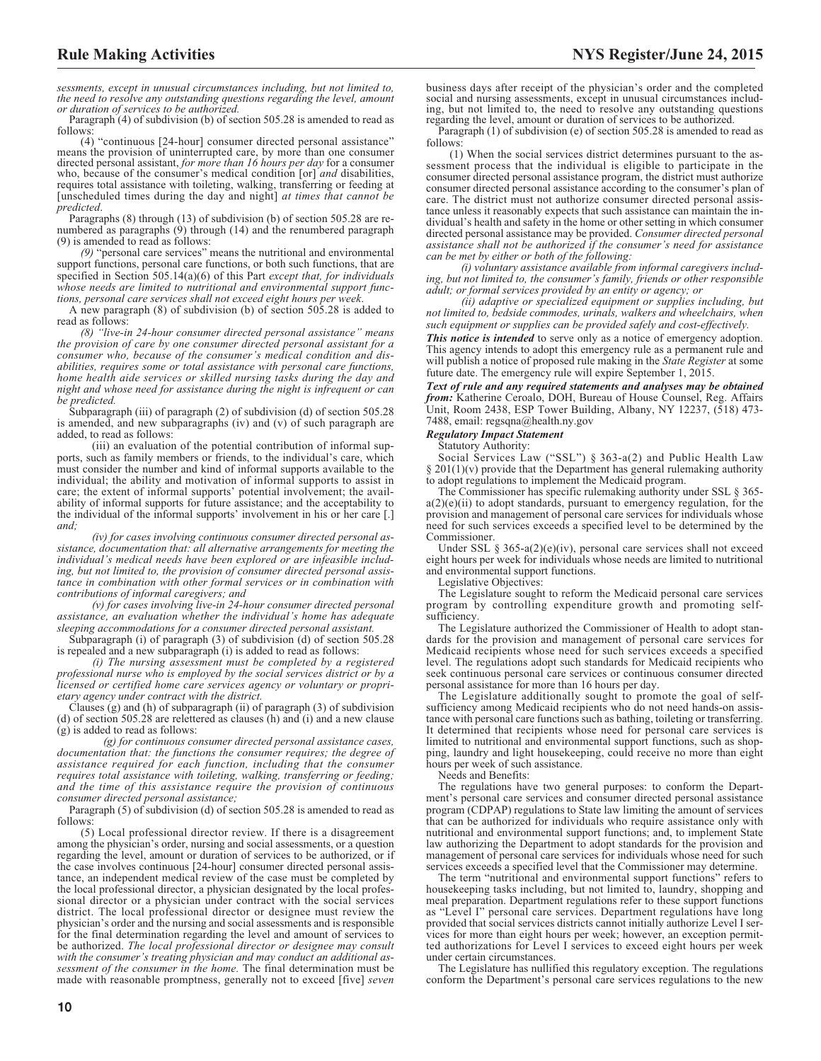*sessments, except in unusual circumstances including, but not limited to, the need to resolve any outstanding questions regarding the level, amount or duration of services to be authorized.*

Paragraph (4) of subdivision (b) of section 505.28 is amended to read as follows:

(4) "continuous [24-hour] consumer directed personal assistance" means the provision of uninterrupted care, by more than one consumer directed personal assistant, *for more than 16 hours per day* for a consumer who, because of the consumer's medical condition [or] *and* disabilities, requires total assistance with toileting, walking, transferring or feeding at [unscheduled times during the day and night] *at times that cannot be predicted*.

Paragraphs (8) through (13) of subdivision (b) of section 505.28 are renumbered as paragraphs (9) through (14) and the renumbered paragraph (9) is amended to read as follows:

*(9)* "personal care services" means the nutritional and environmental support functions, personal care functions, or both such functions, that are specified in Section 505.14(a)(6) of this Part *except that, for individuals whose needs are limited to nutritional and environmental support functions, personal care services shall not exceed eight hours per week*.

A new paragraph (8) of subdivision (b) of section 505.28 is added to read as follows:

*(8) "live-in 24-hour consumer directed personal assistance" means the provision of care by one consumer directed personal assistant for a consumer who, because of the consumer's medical condition and disabilities, requires some or total assistance with personal care functions, home health aide services or skilled nursing tasks during the day and night and whose need for assistance during the night is infrequent or can be predicted.*

Subparagraph (iii) of paragraph (2) of subdivision (d) of section 505.28 is amended, and new subparagraphs (iv) and (v) of such paragraph are added, to read as follows:

(iii) an evaluation of the potential contribution of informal supports, such as family members or friends, to the individual's care, which must consider the number and kind of informal supports available to the individual; the ability and motivation of informal supports to assist in care; the extent of informal supports' potential involvement; the availability of informal supports for future assistance; and the acceptability to the individual of the informal supports' involvement in his or her care [.] *and;*

*(iv) for cases involving continuous consumer directed personal assistance, documentation that: all alternative arrangements for meeting the individual's medical needs have been explored or are infeasible including, but not limited to, the provision of consumer directed personal assistance in combination with other formal services or in combination with contributions of informal caregivers; and*

*(v) for cases involving live-in 24-hour consumer directed personal assistance, an evaluation whether the individual's home has adequate sleeping accommodations for a consumer directed personal assistant.*

Subparagraph (i) of paragraph (3) of subdivision (d) of section 505.28 is repealed and a new subparagraph (i) is added to read as follows:

*(i) The nursing assessment must be completed by a registered professional nurse who is employed by the social services district or by a licensed or certified home care services agency or voluntary or proprietary agency under contract with the district.*

Clauses (g) and (h) of subparagraph (ii) of paragraph (3) of subdivision (d) of section 505.28 are relettered as clauses (h) and (i) and a new clause (g) is added to read as follows:

*(g) for continuous consumer directed personal assistance cases, documentation that: the functions the consumer requires; the degree of assistance required for each function, including that the consumer requires total assistance with toileting, walking, transferring or feeding; and the time of this assistance require the provision of continuous consumer directed personal assistance;*

Paragraph (5) of subdivision (d) of section 505.28 is amended to read as follows:

(5) Local professional director review. If there is a disagreement among the physician's order, nursing and social assessments, or a question regarding the level, amount or duration of services to be authorized, or if the case involves continuous [24-hour] consumer directed personal assistance, an independent medical review of the case must be completed by the local professional director, a physician designated by the local professional director or a physician under contract with the social services district. The local professional director or designee must review the physician's order and the nursing and social assessments and is responsible for the final determination regarding the level and amount of services to be authorized. *The local professional director or designee may consult with the consumer's treating physician and may conduct an additional assessment of the consumer in the home.* The final determination must be made with reasonable promptness, generally not to exceed [five] *seven* business days after receipt of the physician's order and the completed social and nursing assessments, except in unusual circumstances including, but not limited to, the need to resolve any outstanding questions regarding the level, amount or duration of services to be authorized.

Paragraph (1) of subdivision (e) of section 505.28 is amended to read as follows:

(1) When the social services district determines pursuant to the assessment process that the individual is eligible to participate in the consumer directed personal assistance program, the district must authorize consumer directed personal assistance according to the consumer's plan of care. The district must not authorize consumer directed personal assistance unless it reasonably expects that such assistance can maintain the individual's health and safety in the home or other setting in which consumer directed personal assistance may be provided. *Consumer directed personal assistance shall not be authorized if the consumer's need for assistance can be met by either or both of the following:*

*(i) voluntary assistance available from informal caregivers including, but not limited to, the consumer's family, friends or other responsible adult; or formal services provided by an entity or agency; or*

*(ii) adaptive or specialized equipment or supplies including, but not limited to, bedside commodes, urinals, walkers and wheelchairs, when such equipment or supplies can be provided safely and cost-effectively.*

***This notice is intended*** to serve only as a notice of emergency adoption. This agency intends to adopt this emergency rule as a permanent rule and will publish a notice of proposed rule making in the *State Register* at some future date. The emergency rule will expire September 1, 2015.

***Text of rule and any required statements and analyses may be obtained from:*** Katherine Ceroalo, DOH, Bureau of House Counsel, Reg. Affairs Unit, Room 2438, ESP Tower Building, Albany, NY 12237, (518) 473-7488, email: regsqna@health.ny.gov

***Regulatory Impact Statement***

Statutory Authority:

Social Services Law ("SSL") § 363-a(2) and Public Health Law § 201(1)(v) provide that the Department has general rulemaking authority to adopt regulations to implement the Medicaid program.

The Commissioner has specific rulemaking authority under SSL § 365-a(2)(e)(ii) to adopt standards, pursuant to emergency regulation, for the provision and management of personal care services for individuals whose need for such services exceeds a specified level to be determined by the Commissioner.

Under SSL § 365-a(2)(e)(iv), personal care services shall not exceed eight hours per week for individuals whose needs are limited to nutritional and environmental support functions.

Legislative Objectives:

The Legislature sought to reform the Medicaid personal care services program by controlling expenditure growth and promoting self-sufficiency.

The Legislature authorized the Commissioner of Health to adopt standards for the provision and management of personal care services for Medicaid recipients whose need for such services exceeds a specified level. The regulations adopt such standards for Medicaid recipients who seek continuous personal care services or continuous consumer directed personal assistance for more than 16 hours per day.

The Legislature additionally sought to promote the goal of self-sufficiency among Medicaid recipients who do not need hands-on assistance with personal care functions such as bathing, toileting or transferring. It determined that recipients whose need for personal care services is limited to nutritional and environmental support functions, such as shopping, laundry and light housekeeping, could receive no more than eight hours per week of such assistance.

Needs and Benefits:

The regulations have two general purposes: to conform the Department's personal care services and consumer directed personal assistance program (CDPAP) regulations to State law limiting the amount of services that can be authorized for individuals who require assistance only with nutritional and environmental support functions; and, to implement State law authorizing the Department to adopt standards for the provision and management of personal care services for individuals whose need for such services exceeds a specified level that the Commissioner may determine.

The term "nutritional and environmental support functions" refers to housekeeping tasks including, but not limited to, laundry, shopping and meal preparation. Department regulations refer to these support functions as "Level I" personal care services. Department regulations have long provided that social services districts cannot initially authorize Level I services for more than eight hours per week; however, an exception permitted authorizations for Level I services to exceed eight hours per week under certain circumstances.

The Legislature has nullified this regulatory exception. The regulations conform the Department's personal care services regulations to the new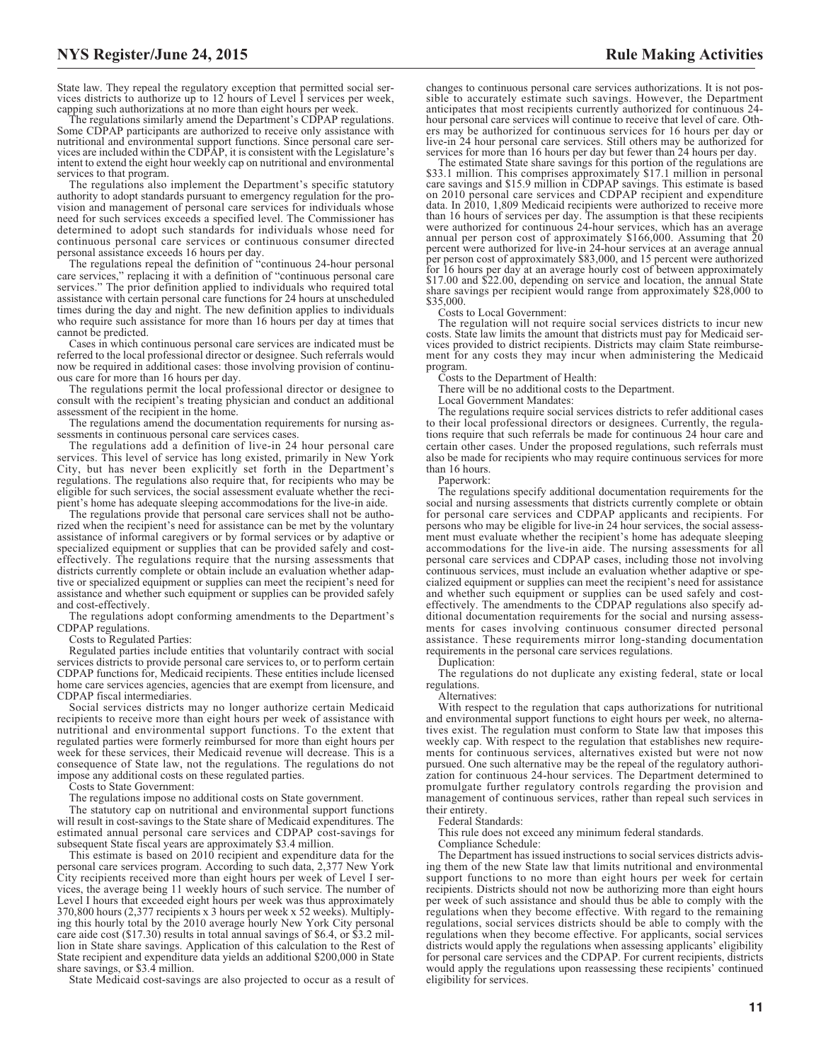State law. They repeal the regulatory exception that permitted social services districts to authorize up to 12 hours of Level I services per week, capping such authorizations at no more than eight hours per week.

The regulations similarly amend the Department's CDPAP regulations. Some CDPAP participants are authorized to receive only assistance with nutritional and environmental support functions. Since personal care services are included within the CDPAP, it is consistent with the Legislature's intent to extend the eight hour weekly cap on nutritional and environmental services to that program.

The regulations also implement the Department's specific statutory authority to adopt standards pursuant to emergency regulation for the provision and management of personal care services for individuals whose need for such services exceeds a specified level. The Commissioner has determined to adopt such standards for individuals whose need for continuous personal care services or continuous consumer directed personal assistance exceeds 16 hours per day.

The regulations repeal the definition of "continuous 24-hour personal care services," replacing it with a definition of "continuous personal care services." The prior definition applied to individuals who required total assistance with certain personal care functions for 24 hours at unscheduled times during the day and night. The new definition applies to individuals who require such assistance for more than 16 hours per day at times that cannot be predicted.

Cases in which continuous personal care services are indicated must be referred to the local professional director or designee. Such referrals would now be required in additional cases: those involving provision of continuous care for more than 16 hours per day.

The regulations permit the local professional director or designee to consult with the recipient's treating physician and conduct an additional assessment of the recipient in the home.

The regulations amend the documentation requirements for nursing assessments in continuous personal care services cases.

The regulations add a definition of live-in 24 hour personal care services. This level of service has long existed, primarily in New York City, but has never been explicitly set forth in the Department's regulations. The regulations also require that, for recipients who may be eligible for such services, the social assessment evaluate whether the recipient's home has adequate sleeping accommodations for the live-in aide.

The regulations provide that personal care services shall not be authorized when the recipient's need for assistance can be met by the voluntary assistance of informal caregivers or by formal services or by adaptive or specialized equipment or supplies that can be provided safely and cost-effectively. The regulations require that the nursing assessments that districts currently complete or obtain include an evaluation whether adaptive or specialized equipment or supplies can meet the recipient's need for assistance and whether such equipment or supplies can be provided safely and cost-effectively.

The regulations adopt conforming amendments to the Department's CDPAP regulations.

Costs to Regulated Parties:

Regulated parties include entities that voluntarily contract with social services districts to provide personal care services to, or to perform certain CDPAP functions for, Medicaid recipients. These entities include licensed home care services agencies, agencies that are exempt from licensure, and CDPAP fiscal intermediaries.

Social services districts may no longer authorize certain Medicaid recipients to receive more than eight hours per week of assistance with nutritional and environmental support functions. To the extent that regulated parties were formerly reimbursed for more than eight hours per week for these services, their Medicaid revenue will decrease. This is a consequence of State law, not the regulations. The regulations do not impose any additional costs on these regulated parties.

Costs to State Government:

The regulations impose no additional costs on State government.

The statutory cap on nutritional and environmental support functions will result in cost-savings to the State share of Medicaid expenditures. The estimated annual personal care services and CDPAP cost-savings for subsequent State fiscal years are approximately $3.4 million.

This estimate is based on 2010 recipient and expenditure data for the personal care services program. According to such data, 2,377 New York City recipients received more than eight hours per week of Level I services, the average being 11 weekly hours of such service. The number of Level I hours that exceeded eight hours per week was thus approximately 370,800 hours (2,377 recipients x 3 hours per week x 52 weeks). Multiplying this hourly total by the 2010 average hourly New York City personal care aide cost ($17.30) results in total annual savings of $6.4, or $3.2 million in State share savings. Application of this calculation to the Rest of State recipient and expenditure data yields an additional $200,000 in State share savings, or $3.4 million.

State Medicaid cost-savings are also projected to occur as a result of changes to continuous personal care services authorizations. It is not possible to accurately estimate such savings. However, the Department anticipates that most recipients currently authorized for continuous 24-hour personal care services will continue to receive that level of care. Others may be authorized for continuous services for 16 hours per day or live-in 24 hour personal care services. Still others may be authorized for services for more than 16 hours per day but fewer than 24 hours per day.

The estimated State share savings for this portion of the regulations are $33.1 million. This comprises approximately $17.1 million in personal care savings and $15.9 million in CDPAP savings. This estimate is based on 2010 personal care services and CDPAP recipient and expenditure data. In 2010, 1,809 Medicaid recipients were authorized to receive more than 16 hours of services per day. The assumption is that these recipients were authorized for continuous 24-hour services, which has an average annual per person cost of approximately $166,000. Assuming that 20 percent were authorized for live-in 24-hour services at an average annual per person cost of approximately $83,000, and 15 percent were authorized for 16 hours per day at an average hourly cost of between approximately $17.00 and $22.00, depending on service and location, the annual State share savings per recipient would range from approximately $28,000 to $35,000.

Costs to Local Government:

The regulation will not require social services districts to incur new costs. State law limits the amount that districts must pay for Medicaid services provided to district recipients. Districts may claim State reimbursement for any costs they may incur when administering the Medicaid program.

Costs to the Department of Health:

There will be no additional costs to the Department.

Local Government Mandates:

The regulations require social services districts to refer additional cases to their local professional directors or designees. Currently, the regulations require that such referrals be made for continuous 24 hour care and certain other cases. Under the proposed regulations, such referrals must also be made for recipients who may require continuous services for more than 16 hours.

Paperwork:

The regulations specify additional documentation requirements for the social and nursing assessments that districts currently complete or obtain for personal care services and CDPAP applicants and recipients. For persons who may be eligible for live-in 24 hour services, the social assessment must evaluate whether the recipient's home has adequate sleeping accommodations for the live-in aide. The nursing assessments for all personal care services and CDPAP cases, including those not involving continuous services, must include an evaluation whether adaptive or specialized equipment or supplies can meet the recipient's need for assistance and whether such equipment or supplies can be used safely and cost-effectively. The amendments to the CDPAP regulations also specify additional documentation requirements for the social and nursing assessments for cases involving continuous consumer directed personal assistance. These requirements mirror long-standing documentation requirements in the personal care services regulations.

Duplication:

The regulations do not duplicate any existing federal, state or local regulations.

Alternatives:

With respect to the regulation that caps authorizations for nutritional and environmental support functions to eight hours per week, no alternatives exist. The regulation must conform to State law that imposes this weekly cap. With respect to the regulation that establishes new requirements for continuous services, alternatives existed but were not now pursued. One such alternative may be the repeal of the regulatory authorization for continuous 24-hour services. The Department determined to promulgate further regulatory controls regarding the provision and management of continuous services, rather than repeal such services in their entirety.

Federal Standards:

This rule does not exceed any minimum federal standards.

Compliance Schedule:

The Department has issued instructions to social services districts advising them of the new State law that limits nutritional and environmental support functions to no more than eight hours per week for certain recipients. Districts should not now be authorizing more than eight hours per week of such assistance and should thus be able to comply with the regulations when they become effective. With regard to the remaining regulations, social services districts should be able to comply with the regulations when they become effective. For applicants, social services districts would apply the regulations when assessing applicants' eligibility for personal care services and the CDPAP. For current recipients, districts would apply the regulations upon reassessing these recipients' continued eligibility for services.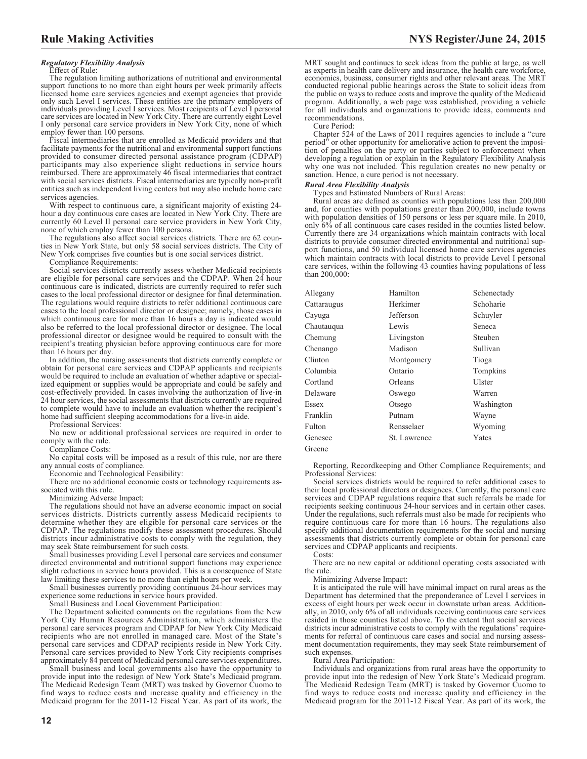***Regulatory Flexibility Analysis***

Effect of Rule:

The regulation limiting authorizations of nutritional and environmental support functions to no more than eight hours per week primarily affects licensed home care services agencies and exempt agencies that provide only such Level I services. These entities are the primary employers of individuals providing Level I services. Most recipients of Level I personal care services are located in New York City. There are currently eight Level I only personal care service providers in New York City, none of which employ fewer than 100 persons.

Fiscal intermediaries that are enrolled as Medicaid providers and that facilitate payments for the nutritional and environmental support functions provided to consumer directed personal assistance program (CDPAP) participants may also experience slight reductions in service hours reimbursed. There are approximately 46 fiscal intermediaries that contract with social services districts. Fiscal intermediaries are typically non-profit entities such as independent living centers but may also include home care services agencies.

With respect to continuous care, a significant majority of existing 24-hour a day continuous care cases are located in New York City. There are currently 60 Level II personal care service providers in New York City, none of which employ fewer than 100 persons.

The regulations also affect social services districts. There are 62 counties in New York State, but only 58 social services districts. The City of New York comprises five counties but is one social services district.

Compliance Requirements:

Social services districts currently assess whether Medicaid recipients are eligible for personal care services and the CDPAP. When 24 hour continuous care is indicated, districts are currently required to refer such cases to the local professional director or designee for final determination. The regulations would require districts to refer additional continuous care cases to the local professional director or designee; namely, those cases in which continuous care for more than 16 hours a day is indicated would also be referred to the local professional director or designee. The local professional director or designee would be required to consult with the recipient's treating physician before approving continuous care for more than 16 hours per day.

In addition, the nursing assessments that districts currently complete or obtain for personal care services and CDPAP applicants and recipients would be required to include an evaluation of whether adaptive or specialized equipment or supplies would be appropriate and could be safely and cost-effectively provided. In cases involving the authorization of live-in 24 hour services, the social assessments that districts currently are required to complete would have to include an evaluation whether the recipient's home had sufficient sleeping accommodations for a live-in aide.

Professional Services:

No new or additional professional services are required in order to comply with the rule.

Compliance Costs:

No capital costs will be imposed as a result of this rule, nor are there any annual costs of compliance.

Economic and Technological Feasibility:

There are no additional economic costs or technology requirements associated with this rule.

Minimizing Adverse Impact:

The regulations should not have an adverse economic impact on social services districts. Districts currently assess Medicaid recipients to determine whether they are eligible for personal care services or the CDPAP. The regulations modify these assessment procedures. Should districts incur administrative costs to comply with the regulation, they may seek State reimbursement for such costs.

Small businesses providing Level I personal care services and consumer directed environmental and nutritional support functions may experience slight reductions in service hours provided. This is a consequence of State law limiting these services to no more than eight hours per week.

Small businesses currently providing continuous 24-hour services may experience some reductions in service hours provided.

Small Business and Local Government Participation:

The Department solicited comments on the regulations from the New York City Human Resources Administration, which administers the personal care services program and CDPAP for New York City Medicaid recipients who are not enrolled in managed care. Most of the State's personal care services and CDPAP recipients reside in New York City. Personal care services provided to New York City recipients comprises approximately 84 percent of Medicaid personal care services expenditures.

Small business and local governments also have the opportunity to provide input into the redesign of New York State's Medicaid program. The Medicaid Redesign Team (MRT) was tasked by Governor Cuomo to find ways to reduce costs and increase quality and efficiency in the Medicaid program for the 2011-12 Fiscal Year. As part of its work, the MRT sought and continues to seek ideas from the public at large, as well as experts in health care delivery and insurance, the health care workforce, economics, business, consumer rights and other relevant areas. The MRT conducted regional public hearings across the State to solicit ideas from the public on ways to reduce costs and improve the quality of the Medicaid program. Additionally, a web page was established, providing a vehicle for all individuals and organizations to provide ideas, comments and recommendations.

Cure Period:

Chapter 524 of the Laws of 2011 requires agencies to include a "cure period" or other opportunity for ameliorative action to prevent the imposition of penalties on the party or parties subject to enforcement when developing a regulation or explain in the Regulatory Flexibility Analysis why one was not included. This regulation creates no new penalty or sanction. Hence, a cure period is not necessary.

***Rural Area Flexibility Analysis***

Types and Estimated Numbers of Rural Areas:

Rural areas are defined as counties with populations less than 200,000 and, for counties with populations greater than 200,000, include towns with population densities of 150 persons or less per square mile. In 2010, only 6% of all continuous care cases resided in the counties listed below. Currently there are 34 organizations which maintain contracts with local districts to provide consumer directed environmental and nutritional support functions, and 50 individual licensed home care services agencies which maintain contracts with local districts to provide Level I personal care services, within the following 43 counties having populations of less than 200,000:

| | | |
|---|---|---|
| Allegany | Hamilton | Schenectady |
| Cattaraugus | Herkimer | Schoharie |
| Cayuga | Jefferson | Schuyler |
| Chautauqua | Lewis | Seneca |
| Chemung | Livingston | Steuben |
| Chenango | Madison | Sullivan |
| Clinton | Montgomery | Tioga |
| Columbia | Ontario | Tompkins |
| Cortland | Orleans | Ulster |
| Delaware | Oswego | Warren |
| Essex | Otsego | Washington |
| Franklin | Putnam | Wayne |
| Fulton | Rensselaer | Wyoming |
| Genesee | St. Lawrence | Yates |
| Greene | | |

Reporting, Recordkeeping and Other Compliance Requirements; and Professional Services:

Social services districts would be required to refer additional cases to their local professional directors or designees. Currently, the personal care services and CDPAP regulations require that such referrals be made for recipients seeking continuous 24-hour services and in certain other cases. Under the regulations, such referrals must also be made for recipients who require continuous care for more than 16 hours. The regulations also specify additional documentation requirements for the social and nursing assessments that districts currently complete or obtain for personal care services and CDPAP applicants and recipients.

Costs:

There are no new capital or additional operating costs associated with the rule.

Minimizing Adverse Impact:

It is anticipated the rule will have minimal impact on rural areas as the Department has determined that the preponderance of Level I services in excess of eight hours per week occur in downstate urban areas. Additionally, in 2010, only 6% of all individuals receiving continuous care services resided in those counties listed above. To the extent that social services districts incur administrative costs to comply with the regulations' requirements for referral of continuous care cases and social and nursing assessment documentation requirements, they may seek State reimbursement of such expenses.

Rural Area Participation:

Individuals and organizations from rural areas have the opportunity to provide input into the redesign of New York State's Medicaid program. The Medicaid Redesign Team (MRT) is tasked by Governor Cuomo to find ways to reduce costs and increase quality and efficiency in the Medicaid program for the 2011-12 Fiscal Year. As part of its work, the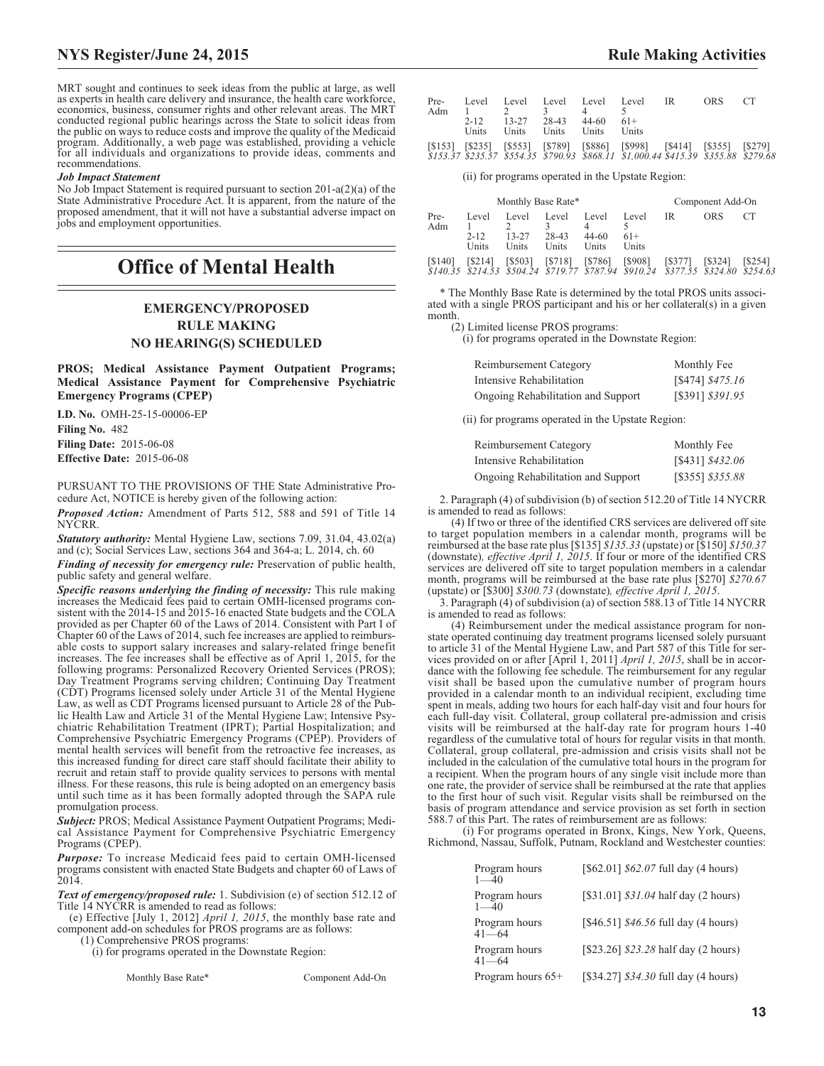MRT sought and continues to seek ideas from the public at large, as well as experts in health care delivery and insurance, the health care workforce, economics, business, consumer rights and other relevant areas. The MRT conducted regional public hearings across the State to solicit ideas from the public on ways to reduce costs and improve the quality of the Medicaid program. Additionally, a web page was established, providing a vehicle for all individuals and organizations to provide ideas, comments and recommendations.

***Job Impact Statement***

No Job Impact Statement is required pursuant to section 201-a(2)(a) of the State Administrative Procedure Act. It is apparent, from the nature of the proposed amendment, that it will not have a substantial adverse impact on jobs and employment opportunities.

# Office of Mental Health

## EMERGENCY/PROPOSED RULE MAKING NO HEARING(S) SCHEDULED

**PROS; Medical Assistance Payment Outpatient Programs; Medical Assistance Payment for Comprehensive Psychiatric Emergency Programs (CPEP)**

**I.D. No.** OMH-25-15-00006-EP

**Filing No.** 482

**Filing Date:** 2015-06-08

**Effective Date:** 2015-06-08

PURSUANT TO THE PROVISIONS OF THE State Administrative Procedure Act, NOTICE is hereby given of the following action:

***Proposed Action:*** Amendment of Parts 512, 588 and 591 of Title 14 NYCRR.

***Statutory authority:*** Mental Hygiene Law, sections 7.09, 31.04, 43.02(a) and (c); Social Services Law, sections 364 and 364-a; L. 2014, ch. 60

***Finding of necessity for emergency rule:*** Preservation of public health, public safety and general welfare.

***Specific reasons underlying the finding of necessity:*** This rule making increases the Medicaid fees paid to certain OMH-licensed programs consistent with the 2014-15 and 2015-16 enacted State budgets and the COLA provided as per Chapter 60 of the Laws of 2014. Consistent with Part I of Chapter 60 of the Laws of 2014, such fee increases are applied to reimbursable costs to support salary increases and salary-related fringe benefit increases. The fee increases shall be effective as of April 1, 2015, for the following programs: Personalized Recovery Oriented Services (PROS); Day Treatment Programs serving children; Continuing Day Treatment (CDT) Programs licensed solely under Article 31 of the Mental Hygiene Law, as well as CDT Programs licensed pursuant to Article 28 of the Public Health Law and Article 31 of the Mental Hygiene Law; Intensive Psychiatric Rehabilitation Treatment (IPRT); Partial Hospitalization; and Comprehensive Psychiatric Emergency Programs (CPEP). Providers of mental health services will benefit from the retroactive fee increases, as this increased funding for direct care staff should facilitate their ability to recruit and retain staff to provide quality services to persons with mental illness. For these reasons, this rule is being adopted on an emergency basis until such time as it has been formally adopted through the SAPA rule promulgation process.

***Subject:*** PROS; Medical Assistance Payment Outpatient Programs; Medical Assistance Payment for Comprehensive Psychiatric Emergency Programs (CPEP).

***Purpose:*** To increase Medicaid fees paid to certain OMH-licensed programs consistent with enacted State Budgets and chapter 60 of Laws of 2014.

***Text of emergency/proposed rule:*** 1. Subdivision (e) of section 512.12 of Title 14 NYCRR is amended to read as follows:

(e) Effective [July 1, 2012] *April 1, 2015*, the monthly base rate and component add-on schedules for PROS programs are as follows:

(1) Comprehensive PROS programs:

(i) for programs operated in the Downstate Region:

| Monthly Base Rate* | | | | | | Component Add-On | | |
|---|---|---|---|---|---|---|---|---|
| Pre-Adm | Level 1 2-12 Units | Level 2 13-27 Units | Level 3 28-43 Units | Level 4 44-60 Units | Level 5 61+ Units | IR | ORS | CT |
| [$153] *$153.37* | [$235] *$235.57* | [$553] *$554.35* | [$789] *$790.93* | [$886] *$868.11* | [$998] *$1,000.44* | [$414] *$415.39* | [$355] *$355.88* | [$279] *$279.68* |

(ii) for programs operated in the Upstate Region:

| Monthly Base Rate* | | | | | | Component Add-On | | |
|---|---|---|---|---|---|---|---|---|
| Pre-Adm | Level 1 2-12 Units | Level 2 13-27 Units | Level 3 28-43 Units | Level 4 44-60 Units | Level 5 61+ Units | IR | ORS | CT |
| [$140] *$140.35* | [$214] *$214.53* | [$503] *$504.24* | [$718] *$719.77* | [$786] *$787.94* | [$908] *$910.24* | [$377] *$377.55* | [$324] *$324.80* | [$254] *$254.63* |

\* The Monthly Base Rate is determined by the total PROS units associated with a single PROS participant and his or her collateral(s) in a given month.

(2) Limited license PROS programs:

(i) for programs operated in the Downstate Region:

| Reimbursement Category | Monthly Fee |
|---|---|
| Intensive Rehabilitation | [$474] *$475.16* |
| Ongoing Rehabilitation and Support | [$391] *$391.95* |

(ii) for programs operated in the Upstate Region:

| Reimbursement Category | Monthly Fee |
|---|---|
| Intensive Rehabilitation | [$431] *$432.06* |
| Ongoing Rehabilitation and Support | [$355] *$355.88* |

2. Paragraph (4) of subdivision (b) of section 512.20 of Title 14 NYCRR is amended to read as follows:

(4) If two or three of the identified CRS services are delivered off site to target population members in a calendar month, programs will be reimbursed at the base rate plus [$135] *$135.33* (upstate) or [$150] *$150.37* (downstate)*, effective April 1, 2015*. If four or more of the identified CRS services are delivered off site to target population members in a calendar month, programs will be reimbursed at the base rate plus [$270] *$270.67* (upstate) or [$300] *$300.73* (downstate)*, effective April 1, 2015*.

3. Paragraph (4) of subdivision (a) of section 588.13 of Title 14 NYCRR is amended to read as follows:

(4) Reimbursement under the medical assistance program for non-state operated continuing day treatment programs licensed solely pursuant to article 31 of the Mental Hygiene Law, and Part 587 of this Title for services provided on or after [April 1, 2011] *April 1, 2015*, shall be in accordance with the following fee schedule. The reimbursement for any regular visit shall be based upon the cumulative number of program hours provided in a calendar month to an individual recipient, excluding time spent in meals, adding two hours for each half-day visit and four hours for each full-day visit. Collateral, group collateral pre-admission and crisis visits will be reimbursed at the half-day rate for program hours 1-40 regardless of the cumulative total of hours for regular visits in that month. Collateral, group collateral, pre-admission and crisis visits shall not be included in the calculation of the cumulative total hours in the program for a recipient. When the program hours of any single visit include more than one rate, the provider of service shall be reimbursed at the rate that applies to the first hour of such visit. Regular visits shall be reimbursed on the basis of program attendance and service provision as set forth in section 588.7 of this Part. The rates of reimbursement are as follows:

(i) For programs operated in Bronx, Kings, New York, Queens, Richmond, Nassau, Suffolk, Putnam, Rockland and Westchester counties:

| | |
|---|---|
| Program hours 1—40 | [$62.01] *$62.07* full day (4 hours) |
| Program hours 1—40 | [$31.01] *$31.04* half day (2 hours) |
| Program hours 41—64 | [$46.51] *$46.56* full day (4 hours) |
| Program hours 41—64 | [$23.26] *$23.28* half day (2 hours) |
| Program hours 65+ | [$34.27] *$34.30* full day (4 hours) |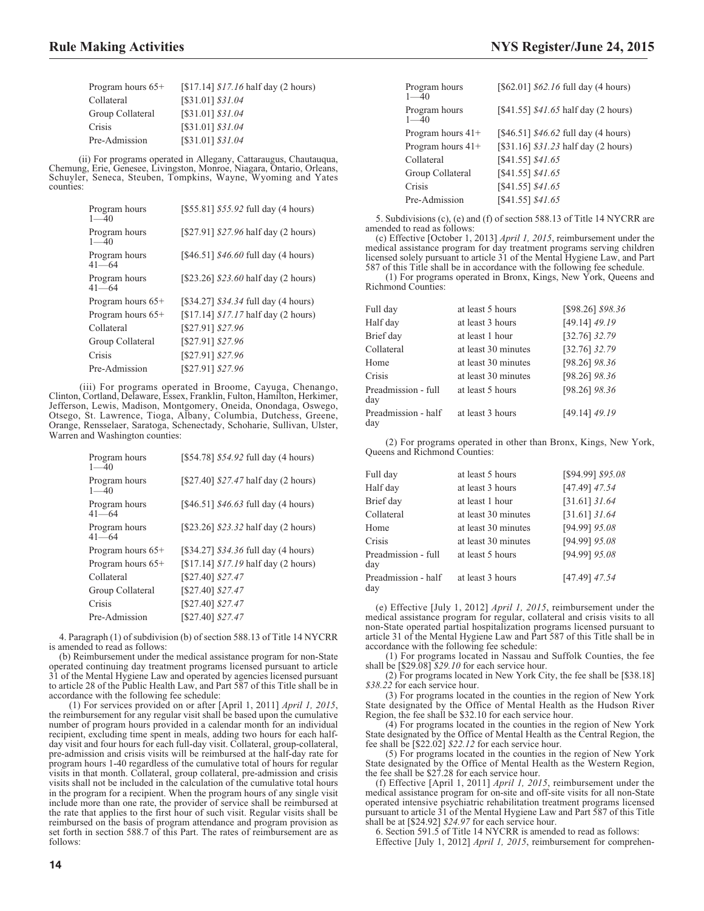| | |
|---|---|
| Program hours 65+ | [$17.14] *$17.16* half day (2 hours) |
| Collateral | [$31.01] *$31.04* |
| Group Collateral | [$31.01] *$31.04* |
| Crisis | [$31.01] *$31.04* |
| Pre-Admission | [$31.01] *$31.04* |

(ii) For programs operated in Allegany, Cattaraugus, Chautauqua, Chemung, Erie, Genesee, Livingston, Monroe, Niagara, Ontario, Orleans, Schuyler, Seneca, Steuben, Tompkins, Wayne, Wyoming and Yates counties:

| | |
|---|---|
| Program hours 1—40 | [$55.81] *$55.92* full day (4 hours) |
| Program hours 1—40 | [$27.91] *$27.96* half day (2 hours) |
| Program hours 41—64 | [$46.51] *$46.60* full day (4 hours) |
| Program hours 41—64 | [$23.26] *$23.60* half day (2 hours) |
| Program hours 65+ | [$34.27] *$34.34* full day (4 hours) |
| Program hours 65+ | [$17.14] *$17.17* half day (2 hours) |
| Collateral | [$27.91] *$27.96* |
| Group Collateral | [$27.91] *$27.96* |
| Crisis | [$27.91] *$27.96* |
| Pre-Admission | [$27.91] *$27.96* |

(iii) For programs operated in Broome, Cayuga, Chenango, Clinton, Cortland, Delaware, Essex, Franklin, Fulton, Hamilton, Herkimer, Jefferson, Lewis, Madison, Montgomery, Oneida, Onondaga, Oswego, Otsego, St. Lawrence, Tioga, Albany, Columbia, Dutchess, Greene, Orange, Rensselaer, Saratoga, Schenectady, Schoharie, Sullivan, Ulster, Warren and Washington counties:

| | |
|---|---|
| Program hours 1—40 | [$54.78] *$54.92* full day (4 hours) |
| Program hours 1—40 | [$27.40] *$27.47* half day (2 hours) |
| Program hours 41—64 | [$46.51] *$46.63* full day (4 hours) |
| Program hours 41—64 | [$23.26] *$23.32* half day (2 hours) |
| Program hours 65+ | [$34.27] *$34.36* full day (4 hours) |
| Program hours 65+ | [$17.14] *$17.19* half day (2 hours) |
| Collateral | [$27.40] *$27.47* |
| Group Collateral | [$27.40] *$27.47* |
| Crisis | [$27.40] *$27.47* |
| Pre-Admission | [$27.40] *$27.47* |

4. Paragraph (1) of subdivision (b) of section 588.13 of Title 14 NYCRR is amended to read as follows:

(b) Reimbursement under the medical assistance program for non-State operated continuing day treatment programs licensed pursuant to article 31 of the Mental Hygiene Law and operated by agencies licensed pursuant to article 28 of the Public Health Law, and Part 587 of this Title shall be in accordance with the following fee schedule:

(1) For services provided on or after [April 1, 2011] *April 1, 2015*, the reimbursement for any regular visit shall be based upon the cumulative number of program hours provided in a calendar month for an individual recipient, excluding time spent in meals, adding two hours for each half-day visit and four hours for each full-day visit. Collateral, group-collateral, pre-admission and crisis visits will be reimbursed at the half-day rate for program hours 1-40 regardless of the cumulative total of hours for regular visits in that month. Collateral, group collateral, pre-admission and crisis visits shall not be included in the calculation of the cumulative total hours in the program for a recipient. When the program hours of any single visit include more than one rate, the provider of service shall be reimbursed at the rate that applies to the first hour of such visit. Regular visits shall be reimbursed on the basis of program attendance and program provision as set forth in section 588.7 of this Part. The rates of reimbursement are as follows:

| | |
|---|---|
| Program hours 1—40 | [$62.01] *$62.16* full day (4 hours) |
| Program hours 1—40 | [$41.55] *$41.65* half day (2 hours) |
| Program hours 41+ | [$46.51] *$46.62* full day (4 hours) |
| Program hours 41+ | [$31.16] *$31.23* half day (2 hours) |
| Collateral | [$41.55] *$41.65* |
| Group Collateral | [$41.55] *$41.65* |
| Crisis | [$41.55] *$41.65* |
| Pre-Admission | [$41.55] *$41.65* |

5. Subdivisions (c), (e) and (f) of section 588.13 of Title 14 NYCRR are amended to read as follows:

(c) Effective [October 1, 2013] *April 1, 2015*, reimbursement under the medical assistance program for day treatment programs serving children licensed solely pursuant to article 31 of the Mental Hygiene Law, and Part 587 of this Title shall be in accordance with the following fee schedule.

(1) For programs operated in Bronx, Kings, New York, Queens and Richmond Counties:

| | | |
|---|---|---|
| Full day | at least 5 hours | [$98.26] *$98.36* |
| Half day | at least 3 hours | [49.14] *49.19* |
| Brief day | at least 1 hour | [32.76] *32.79* |
| Collateral | at least 30 minutes | [32.76] *32.79* |
| Home | at least 30 minutes | [98.26] *98.36* |
| Crisis | at least 30 minutes | [98.26] *98.36* |
| Preadmission - full day | at least 5 hours | [98.26] *98.36* |
| Preadmission - half day | at least 3 hours | [49.14] *49.19* |

(2) For programs operated in other than Bronx, Kings, New York, Queens and Richmond Counties:

| | | |
|---|---|---|
| Full day | at least 5 hours | [$94.99] *$95.08* |
| Half day | at least 3 hours | [47.49] *47.54* |
| Brief day | at least 1 hour | [31.61] *31.64* |
| Collateral | at least 30 minutes | [31.61] *31.64* |
| Home | at least 30 minutes | [94.99] *95.08* |
| Crisis | at least 30 minutes | [94.99] *95.08* |
| Preadmission - full day | at least 5 hours | [94.99] *95.08* |
| Preadmission - half day | at least 3 hours | [47.49] *47.54* |

(e) Effective [July 1, 2012] *April 1, 2015*, reimbursement under the medical assistance program for regular, collateral and crisis visits to all non-State operated partial hospitalization programs licensed pursuant to article 31 of the Mental Hygiene Law and Part 587 of this Title shall be in accordance with the following fee schedule:

(1) For programs located in Nassau and Suffolk Counties, the fee shall be [$29.08] *$29.10* for each service hour.

(2) For programs located in New York City, the fee shall be [$38.18] *$38.22* for each service hour.

(3) For programs located in the counties in the region of New York State designated by the Office of Mental Health as the Hudson River Region, the fee shall be $32.10 for each service hour.

(4) For programs located in the counties in the region of New York State designated by the Office of Mental Health as the Central Region, the fee shall be [$22.02] *$22.12* for each service hour.

(5) For programs located in the counties in the region of New York State designated by the Office of Mental Health as the Western Region, the fee shall be $27.28 for each service hour.

(f) Effective [April 1, 2011] *April 1, 2015*, reimbursement under the medical assistance program for on-site and off-site visits for all non-State operated intensive psychiatric rehabilitation treatment programs licensed pursuant to article 31 of the Mental Hygiene Law and Part 587 of this Title shall be at [$24.92] *$24.97* for each service hour.

6. Section 591.5 of Title 14 NYCRR is amended to read as follows:

Effective [July 1, 2012] *April 1, 2015*, reimbursement for comprehen-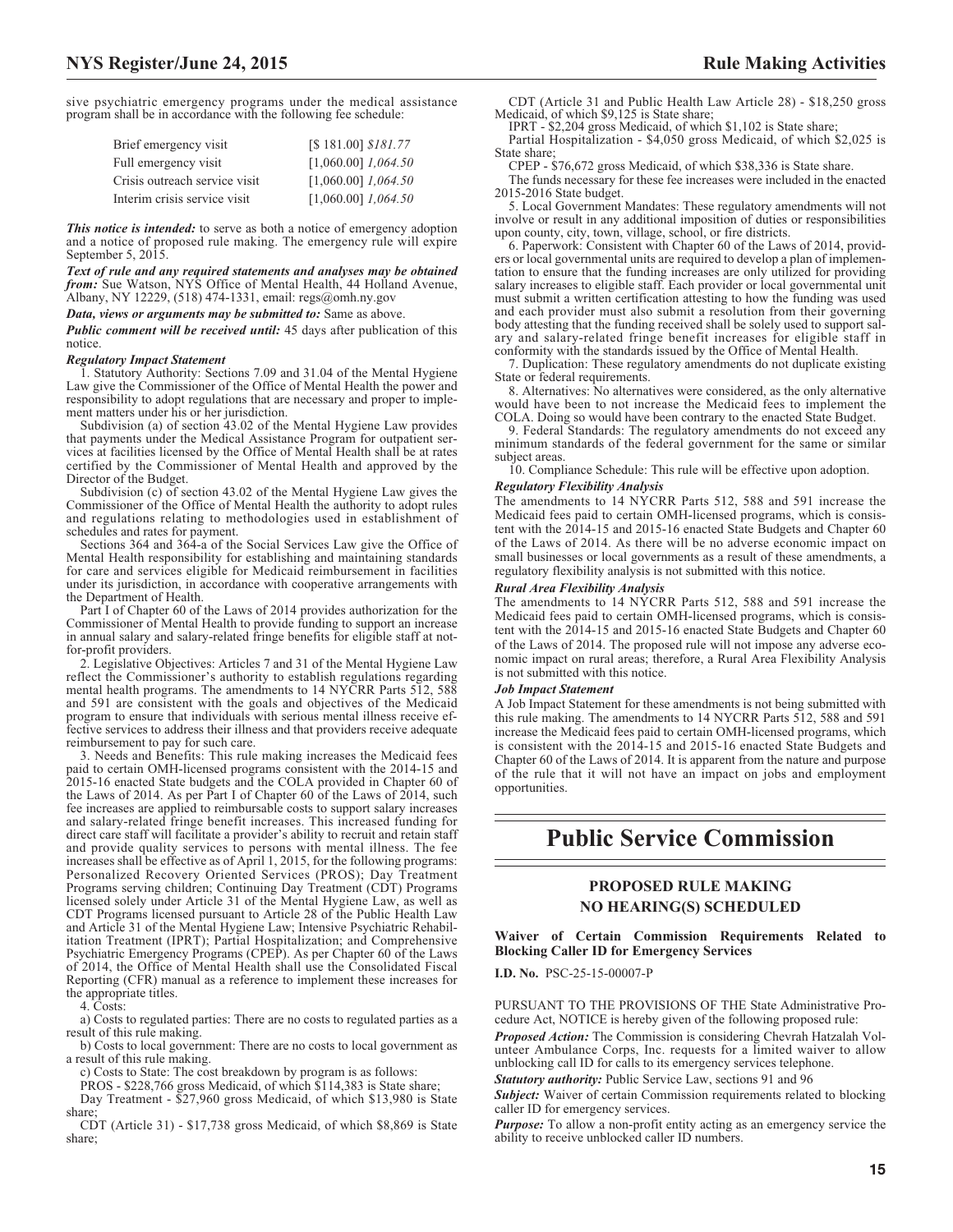sive psychiatric emergency programs under the medical assistance program shall be in accordance with the following fee schedule:

| | |
|---|---|
| Brief emergency visit | [$ 181.00] *$181.77* |
| Full emergency visit | [1,060.00] *1,064.50* |
| Crisis outreach service visit | [1,060.00] *1,064.50* |
| Interim crisis service visit | [1,060.00] *1,064.50* |

***This notice is intended:*** to serve as both a notice of emergency adoption and a notice of proposed rule making. The emergency rule will expire September 5, 2015.

***Text of rule and any required statements and analyses may be obtained from:*** Sue Watson, NYS Office of Mental Health, 44 Holland Avenue, Albany, NY 12229, (518) 474-1331, email: regs@omh.ny.gov

***Data, views or arguments may be submitted to:*** Same as above.

***Public comment will be received until:*** 45 days after publication of this notice.

***Regulatory Impact Statement***

1. Statutory Authority: Sections 7.09 and 31.04 of the Mental Hygiene Law give the Commissioner of the Office of Mental Health the power and responsibility to adopt regulations that are necessary and proper to implement matters under his or her jurisdiction.

Subdivision (a) of section 43.02 of the Mental Hygiene Law provides that payments under the Medical Assistance Program for outpatient services at facilities licensed by the Office of Mental Health shall be at rates certified by the Commissioner of Mental Health and approved by the Director of the Budget.

Subdivision (c) of section 43.02 of the Mental Hygiene Law gives the Commissioner of the Office of Mental Health the authority to adopt rules and regulations relating to methodologies used in establishment of schedules and rates for payment.

Sections 364 and 364-a of the Social Services Law give the Office of Mental Health responsibility for establishing and maintaining standards for care and services eligible for Medicaid reimbursement in facilities under its jurisdiction, in accordance with cooperative arrangements with the Department of Health.

Part I of Chapter 60 of the Laws of 2014 provides authorization for the Commissioner of Mental Health to provide funding to support an increase in annual salary and salary-related fringe benefits for eligible staff at not-for-profit providers.

2. Legislative Objectives: Articles 7 and 31 of the Mental Hygiene Law reflect the Commissioner's authority to establish regulations regarding mental health programs. The amendments to 14 NYCRR Parts 512, 588 and 591 are consistent with the goals and objectives of the Medicaid program to ensure that individuals with serious mental illness receive effective services to address their illness and that providers receive adequate reimbursement to pay for such care.

3. Needs and Benefits: This rule making increases the Medicaid fees paid to certain OMH-licensed programs consistent with the 2014-15 and 2015-16 enacted State budgets and the COLA provided in Chapter 60 of the Laws of 2014. As per Part I of Chapter 60 of the Laws of 2014, such fee increases are applied to reimbursable costs to support salary increases and salary-related fringe benefit increases. This increased funding for direct care staff will facilitate a provider's ability to recruit and retain staff and provide quality services to persons with mental illness. The fee increases shall be effective as of April 1, 2015, for the following programs: Personalized Recovery Oriented Services (PROS); Day Treatment Programs serving children; Continuing Day Treatment (CDT) Programs licensed solely under Article 31 of the Mental Hygiene Law, as well as CDT Programs licensed pursuant to Article 28 of the Public Health Law and Article 31 of the Mental Hygiene Law; Intensive Psychiatric Rehabilitation Treatment (IPRT); Partial Hospitalization; and Comprehensive Psychiatric Emergency Programs (CPEP). As per Chapter 60 of the Laws of 2014, the Office of Mental Health shall use the Consolidated Fiscal Reporting (CFR) manual as a reference to implement these increases for the appropriate titles.

4. Costs:

a) Costs to regulated parties: There are no costs to regulated parties as a result of this rule making.

b) Costs to local government: There are no costs to local government as a result of this rule making.

c) Costs to State: The cost breakdown by program is as follows:

PROS - $228,766 gross Medicaid, of which $114,383 is State share;

Day Treatment - $27,960 gross Medicaid, of which $13,980 is State share;

CDT (Article 31) - $17,738 gross Medicaid, of which $8,869 is State share;

CDT (Article 31 and Public Health Law Article 28) - $18,250 gross Medicaid, of which $9,125 is State share;

IPRT - $2,204 gross Medicaid, of which $1,102 is State share;

Partial Hospitalization - $4,050 gross Medicaid, of which $2,025 is State share;

CPEP - $76,672 gross Medicaid, of which $38,336 is State share.

The funds necessary for these fee increases were included in the enacted 2015-2016 State budget.

5. Local Government Mandates: These regulatory amendments will not involve or result in any additional imposition of duties or responsibilities upon county, city, town, village, school, or fire districts.

6. Paperwork: Consistent with Chapter 60 of the Laws of 2014, providers or local governmental units are required to develop a plan of implementation to ensure that the funding increases are only utilized for providing salary increases to eligible staff. Each provider or local governmental unit must submit a written certification attesting to how the funding was used and each provider must also submit a resolution from their governing body attesting that the funding received shall be solely used to support salary and salary-related fringe benefit increases for eligible staff in conformity with the standards issued by the Office of Mental Health.

7. Duplication: These regulatory amendments do not duplicate existing State or federal requirements.

8. Alternatives: No alternatives were considered, as the only alternative would have been to not increase the Medicaid fees to implement the COLA. Doing so would have been contrary to the enacted State Budget.

9. Federal Standards: The regulatory amendments do not exceed any minimum standards of the federal government for the same or similar subject areas.

10. Compliance Schedule: This rule will be effective upon adoption.

***Regulatory Flexibility Analysis***

The amendments to 14 NYCRR Parts 512, 588 and 591 increase the Medicaid fees paid to certain OMH-licensed programs, which is consistent with the 2014-15 and 2015-16 enacted State Budgets and Chapter 60 of the Laws of 2014. As there will be no adverse economic impact on small businesses or local governments as a result of these amendments, a regulatory flexibility analysis is not submitted with this notice.

***Rural Area Flexibility Analysis***

The amendments to 14 NYCRR Parts 512, 588 and 591 increase the Medicaid fees paid to certain OMH-licensed programs, which is consistent with the 2014-15 and 2015-16 enacted State Budgets and Chapter 60 of the Laws of 2014. The proposed rule will not impose any adverse economic impact on rural areas; therefore, a Rural Area Flexibility Analysis is not submitted with this notice.

***Job Impact Statement***

A Job Impact Statement for these amendments is not being submitted with this rule making. The amendments to 14 NYCRR Parts 512, 588 and 591 increase the Medicaid fees paid to certain OMH-licensed programs, which is consistent with the 2014-15 and 2015-16 enacted State Budgets and Chapter 60 of the Laws of 2014. It is apparent from the nature and purpose of the rule that it will not have an impact on jobs and employment opportunities.

# Public Service Commission

## PROPOSED RULE MAKING
## NO HEARING(S) SCHEDULED

### Waiver of Certain Commission Requirements Related to Blocking Caller ID for Emergency Services

**I.D. No.** PSC-25-15-00007-P

PURSUANT TO THE PROVISIONS OF THE State Administrative Procedure Act, NOTICE is hereby given of the following proposed rule:

***Proposed Action:*** The Commission is considering Chevrah Hatzalah Volunteer Ambulance Corps, Inc. requests for a limited waiver to allow unblocking call ID for calls to its emergency services telephone.

***Statutory authority:*** Public Service Law, sections 91 and 96

***Subject:*** Waiver of certain Commission requirements related to blocking caller ID for emergency services.

***Purpose:*** To allow a non-profit entity acting as an emergency service the ability to receive unblocked caller ID numbers.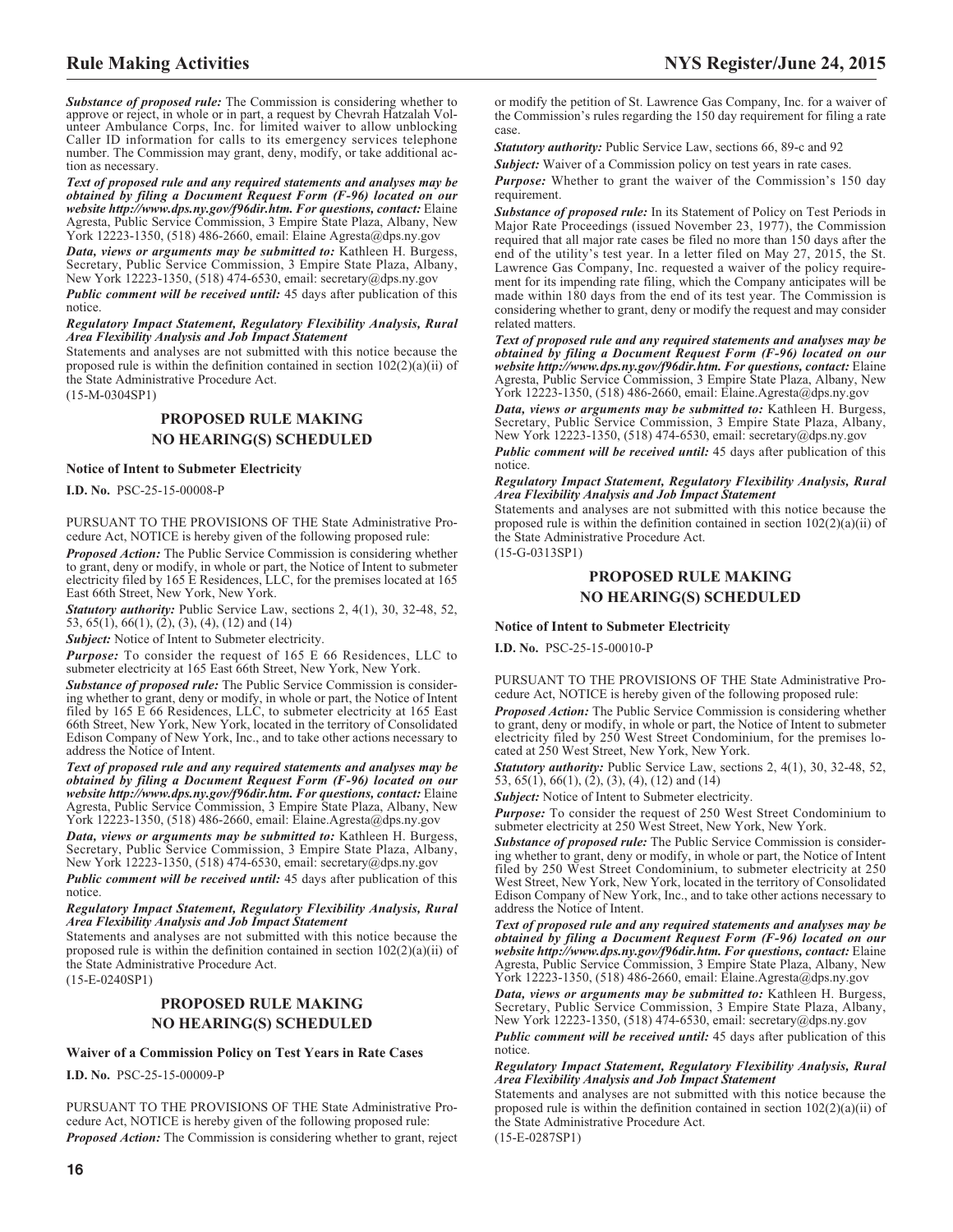*Substance of proposed rule:* The Commission is considering whether to approve or reject, in whole or in part, a request by Chevrah Hatzalah Volunteer Ambulance Corps, Inc. for limited waiver to allow unblocking Caller ID information for calls to its emergency services telephone number. The Commission may grant, deny, modify, or take additional action as necessary.

***Text of proposed rule and any required statements and analyses may be obtained by filing a Document Request Form (F-96) located on our website http://www.dps.ny.gov/f96dir.htm. For questions, contact:*** Elaine Agresta, Public Service Commission, 3 Empire State Plaza, Albany, New York 12223-1350, (518) 486-2660, email: Elaine Agresta@dps.ny.gov

***Data, views or arguments may be submitted to:*** Kathleen H. Burgess, Secretary, Public Service Commission, 3 Empire State Plaza, Albany, New York 12223-1350, (518) 474-6530, email: secretary@dps.ny.gov

***Public comment will be received until:*** 45 days after publication of this notice.

***Regulatory Impact Statement, Regulatory Flexibility Analysis, Rural Area Flexibility Analysis and Job Impact Statement***

Statements and analyses are not submitted with this notice because the proposed rule is within the definition contained in section 102(2)(a)(ii) of the State Administrative Procedure Act.

(15-M-0304SP1)

## PROPOSED RULE MAKING NO HEARING(S) SCHEDULED

### Notice of Intent to Submeter Electricity

**I.D. No.** PSC-25-15-00008-P

PURSUANT TO THE PROVISIONS OF THE State Administrative Procedure Act, NOTICE is hereby given of the following proposed rule:

***Proposed Action:*** The Public Service Commission is considering whether to grant, deny or modify, in whole or part, the Notice of Intent to submeter electricity filed by 165 E Residences, LLC, for the premises located at 165 East 66th Street, New York, New York.

***Statutory authority:*** Public Service Law, sections 2, 4(1), 30, 32-48, 52, 53, 65(1), 66(1), (2), (3), (4), (12) and (14)

***Subject:*** Notice of Intent to Submeter electricity.

***Purpose:*** To consider the request of 165 E 66 Residences, LLC to submeter electricity at 165 East 66th Street, New York, New York.

***Substance of proposed rule:*** The Public Service Commission is considering whether to grant, deny or modify, in whole or part, the Notice of Intent filed by 165 E 66 Residences, LLC, to submeter electricity at 165 East 66th Street, New York, New York, located in the territory of Consolidated Edison Company of New York, Inc., and to take other actions necessary to address the Notice of Intent.

***Text of proposed rule and any required statements and analyses may be obtained by filing a Document Request Form (F-96) located on our website http://www.dps.ny.gov/f96dir.htm. For questions, contact:*** Elaine Agresta, Public Service Commission, 3 Empire State Plaza, Albany, New York 12223-1350, (518) 486-2660, email: Elaine.Agresta@dps.ny.gov

***Data, views or arguments may be submitted to:*** Kathleen H. Burgess, Secretary, Public Service Commission, 3 Empire State Plaza, Albany, New York 12223-1350, (518) 474-6530, email: secretary@dps.ny.gov

***Public comment will be received until:*** 45 days after publication of this notice.

***Regulatory Impact Statement, Regulatory Flexibility Analysis, Rural Area Flexibility Analysis and Job Impact Statement***

Statements and analyses are not submitted with this notice because the proposed rule is within the definition contained in section 102(2)(a)(ii) of the State Administrative Procedure Act.

(15-E-0240SP1)

## PROPOSED RULE MAKING NO HEARING(S) SCHEDULED

### Waiver of a Commission Policy on Test Years in Rate Cases

**I.D. No.** PSC-25-15-00009-P

PURSUANT TO THE PROVISIONS OF THE State Administrative Procedure Act, NOTICE is hereby given of the following proposed rule:

***Proposed Action:*** The Commission is considering whether to grant, reject or modify the petition of St. Lawrence Gas Company, Inc. for a waiver of the Commission's rules regarding the 150 day requirement for filing a rate case.

***Statutory authority:*** Public Service Law, sections 66, 89-c and 92

***Subject:*** Waiver of a Commission policy on test years in rate cases.

***Purpose:*** Whether to grant the waiver of the Commission's 150 day requirement.

***Substance of proposed rule:*** In its Statement of Policy on Test Periods in Major Rate Proceedings (issued November 23, 1977), the Commission required that all major rate cases be filed no more than 150 days after the end of the utility's test year. In a letter filed on May 27, 2015, the St. Lawrence Gas Company, Inc. requested a waiver of the policy requirement for its impending rate filing, which the Company anticipates will be made within 180 days from the end of its test year. The Commission is considering whether to grant, deny or modify the request and may consider related matters.

***Text of proposed rule and any required statements and analyses may be obtained by filing a Document Request Form (F-96) located on our website http://www.dps.ny.gov/f96dir.htm. For questions, contact:*** Elaine Agresta, Public Service Commission, 3 Empire State Plaza, Albany, New York 12223-1350, (518) 486-2660, email: Elaine.Agresta@dps.ny.gov

***Data, views or arguments may be submitted to:*** Kathleen H. Burgess, Secretary, Public Service Commission, 3 Empire State Plaza, Albany, New York 12223-1350, (518) 474-6530, email: secretary@dps.ny.gov

***Public comment will be received until:*** 45 days after publication of this notice.

***Regulatory Impact Statement, Regulatory Flexibility Analysis, Rural Area Flexibility Analysis and Job Impact Statement***

Statements and analyses are not submitted with this notice because the proposed rule is within the definition contained in section 102(2)(a)(ii) of the State Administrative Procedure Act.

(15-G-0313SP1)

## PROPOSED RULE MAKING NO HEARING(S) SCHEDULED

### Notice of Intent to Submeter Electricity

**I.D. No.** PSC-25-15-00010-P

PURSUANT TO THE PROVISIONS OF THE State Administrative Procedure Act, NOTICE is hereby given of the following proposed rule:

***Proposed Action:*** The Public Service Commission is considering whether to grant, deny or modify, in whole or part, the Notice of Intent to submeter electricity filed by 250 West Street Condominium, for the premises located at 250 West Street, New York, New York.

***Statutory authority:*** Public Service Law, sections 2, 4(1), 30, 32-48, 52, 53, 65(1), 66(1), (2), (3), (4), (12) and (14)

***Subject:*** Notice of Intent to Submeter electricity.

***Purpose:*** To consider the request of 250 West Street Condominium to submeter electricity at 250 West Street, New York, New York.

***Substance of proposed rule:*** The Public Service Commission is considering whether to grant, deny or modify, in whole or part, the Notice of Intent filed by 250 West Street Condominium, to submeter electricity at 250 West Street, New York, New York, located in the territory of Consolidated Edison Company of New York, Inc., and to take other actions necessary to address the Notice of Intent.

***Text of proposed rule and any required statements and analyses may be obtained by filing a Document Request Form (F-96) located on our website http://www.dps.ny.gov/f96dir.htm. For questions, contact:*** Elaine Agresta, Public Service Commission, 3 Empire State Plaza, Albany, New York 12223-1350, (518) 486-2660, email: Elaine.Agresta@dps.ny.gov

***Data, views or arguments may be submitted to:*** Kathleen H. Burgess, Secretary, Public Service Commission, 3 Empire State Plaza, Albany, New York 12223-1350, (518) 474-6530, email: secretary@dps.ny.gov

***Public comment will be received until:*** 45 days after publication of this notice.

***Regulatory Impact Statement, Regulatory Flexibility Analysis, Rural Area Flexibility Analysis and Job Impact Statement***

Statements and analyses are not submitted with this notice because the proposed rule is within the definition contained in section 102(2)(a)(ii) of the State Administrative Procedure Act.

(15-E-0287SP1)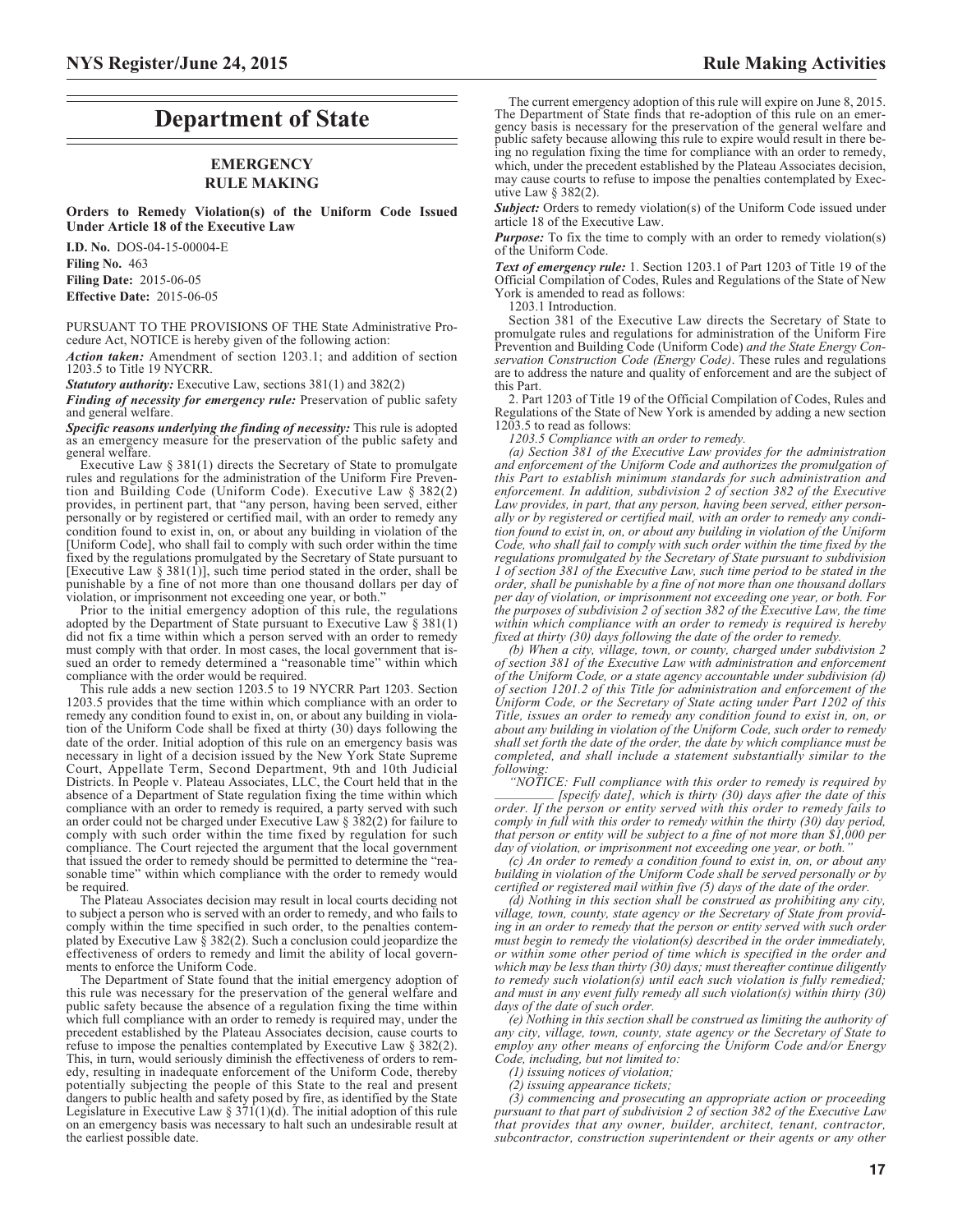# Department of State

## EMERGENCY RULE MAKING

### Orders to Remedy Violation(s) of the Uniform Code Issued Under Article 18 of the Executive Law

**I.D. No.** DOS-04-15-00004-E
**Filing No.** 463
**Filing Date:** 2015-06-05
**Effective Date:** 2015-06-05

PURSUANT TO THE PROVISIONS OF THE State Administrative Procedure Act, NOTICE is hereby given of the following action:

***Action taken:*** Amendment of section 1203.1; and addition of section 1203.5 to Title 19 NYCRR.

***Statutory authority:*** Executive Law, sections 381(1) and 382(2)

***Finding of necessity for emergency rule:*** Preservation of public safety and general welfare.

***Specific reasons underlying the finding of necessity:*** This rule is adopted as an emergency measure for the preservation of the public safety and general welfare.

Executive Law § 381(1) directs the Secretary of State to promulgate rules and regulations for the administration of the Uniform Fire Prevention and Building Code (Uniform Code). Executive Law § 382(2) provides, in pertinent part, that "any person, having been served, either personally or by registered or certified mail, with an order to remedy any condition found to exist in, on, or about any building in violation of the [Uniform Code], who shall fail to comply with such order within the time fixed by the regulations promulgated by the Secretary of State pursuant to [Executive Law § 381(1)], such time period stated in the order, shall be punishable by a fine of not more than one thousand dollars per day of violation, or imprisonment not exceeding one year, or both."

Prior to the initial emergency adoption of this rule, the regulations adopted by the Department of State pursuant to Executive Law § 381(1) did not fix a time within which a person served with an order to remedy must comply with that order. In most cases, the local government that issued an order to remedy determined a "reasonable time" within which compliance with the order would be required.

This rule adds a new section 1203.5 to 19 NYCRR Part 1203. Section 1203.5 provides that the time within which compliance with an order to remedy any condition found to exist in, on, or about any building in violation of the Uniform Code shall be fixed at thirty (30) days following the date of the order. Initial adoption of this rule on an emergency basis was necessary in light of a decision issued by the New York State Supreme Court, Appellate Term, Second Department, 9th and 10th Judicial Districts. In People v. Plateau Associates, LLC, the Court held that in the absence of a Department of State regulation fixing the time within which compliance with an order to remedy is required, a party served with such an order could not be charged under Executive Law § 382(2) for failure to comply with such order within the time fixed by regulation for such compliance. The Court rejected the argument that the local government that issued the order to remedy should be permitted to determine the "reasonable time" within which compliance with the order to remedy would be required.

The Plateau Associates decision may result in local courts deciding not to subject a person who is served with an order to remedy, and who fails to comply within the time specified in such order, to the penalties contemplated by Executive Law § 382(2). Such a conclusion could jeopardize the effectiveness of orders to remedy and limit the ability of local governments to enforce the Uniform Code.

The Department of State found that the initial emergency adoption of this rule was necessary for the preservation of the general welfare and public safety because the absence of a regulation fixing the time within which full compliance with an order to remedy is required may, under the precedent established by the Plateau Associates decision, cause courts to refuse to impose the penalties contemplated by Executive Law § 382(2). This, in turn, would seriously diminish the effectiveness of orders to remedy, resulting in inadequate enforcement of the Uniform Code, thereby potentially subjecting the people of this State to the real and present dangers to public health and safety posed by fire, as identified by the State Legislature in Executive Law § 371(1)(d). The initial adoption of this rule on an emergency basis was necessary to halt such an undesirable result at the earliest possible date.

The current emergency adoption of this rule will expire on June 8, 2015. The Department of State finds that re-adoption of this rule on an emergency basis is necessary for the preservation of the general welfare and public safety because allowing this rule to expire would result in there being no regulation fixing the time for compliance with an order to remedy, which, under the precedent established by the Plateau Associates decision, may cause courts to refuse to impose the penalties contemplated by Executive Law § 382(2).

***Subject:*** Orders to remedy violation(s) of the Uniform Code issued under article 18 of the Executive Law.

***Purpose:*** To fix the time to comply with an order to remedy violation(s) of the Uniform Code.

***Text of emergency rule:*** 1. Section 1203.1 of Part 1203 of Title 19 of the Official Compilation of Codes, Rules and Regulations of the State of New York is amended to read as follows:

1203.1 Introduction.

Section 381 of the Executive Law directs the Secretary of State to promulgate rules and regulations for administration of the Uniform Fire Prevention and Building Code (Uniform Code) *and the State Energy Conservation Construction Code (Energy Code)*. These rules and regulations are to address the nature and quality of enforcement and are the subject of this Part.

2. Part 1203 of Title 19 of the Official Compilation of Codes, Rules and Regulations of the State of New York is amended by adding a new section 1203.5 to read as follows:

*1203.5 Compliance with an order to remedy.*

*(a) Section 381 of the Executive Law provides for the administration and enforcement of the Uniform Code and authorizes the promulgation of this Part to establish minimum standards for such administration and enforcement. In addition, subdivision 2 of section 382 of the Executive Law provides, in part, that any person, having been served, either personally or by registered or certified mail, with an order to remedy any condition found to exist in, on, or about any building in violation of the Uniform Code, who shall fail to comply with such order within the time fixed by the regulations promulgated by the Secretary of State pursuant to subdivision 1 of section 381 of the Executive Law, such time period to be stated in the order, shall be punishable by a fine of not more than one thousand dollars per day of violation, or imprisonment not exceeding one year, or both. For the purposes of subdivision 2 of section 382 of the Executive Law, the time within which compliance with an order to remedy is required is hereby fixed at thirty (30) days following the date of the order to remedy.*

*(b) When a city, village, town, or county, charged under subdivision 2 of section 381 of the Executive Law with administration and enforcement of the Uniform Code, or a state agency accountable under subdivision (d) of section 1201.2 of this Title for administration and enforcement of the Uniform Code, or the Secretary of State acting under Part 1202 of this Title, issues an order to remedy any condition found to exist in, on, or about any building in violation of the Uniform Code, such order to remedy shall set forth the date of the order, the date by which compliance must be completed, and shall include a statement substantially similar to the following:*

*"NOTICE: Full compliance with this order to remedy is required by \_\_\_\_\_\_\_\_ [specify date], which is thirty (30) days after the date of this order. If the person or entity served with this order to remedy fails to comply in full with this order to remedy within the thirty (30) day period, that person or entity will be subject to a fine of not more than $1,000 per day of violation, or imprisonment not exceeding one year, or both."*

*(c) An order to remedy a condition found to exist in, on, or about any building in violation of the Uniform Code shall be served personally or by certified or registered mail within five (5) days of the date of the order.*

*(d) Nothing in this section shall be construed as prohibiting any city, village, town, county, state agency or the Secretary of State from providing in an order to remedy that the person or entity served with such order must begin to remedy the violation(s) described in the order immediately, or within some other period of time which is specified in the order and which may be less than thirty (30) days; must thereafter continue diligently to remedy such violation(s) until each such violation is fully remedied; and must in any event fully remedy all such violation(s) within thirty (30) days of the date of such order.*

*(e) Nothing in this section shall be construed as limiting the authority of any city, village, town, county, state agency or the Secretary of State to employ any other means of enforcing the Uniform Code and/or Energy Code, including, but not limited to:*

*(1) issuing notices of violation;*

*(2) issuing appearance tickets;*

*(3) commencing and prosecuting an appropriate action or proceeding pursuant to that part of subdivision 2 of section 382 of the Executive Law that provides that any owner, builder, architect, tenant, contractor, subcontractor, construction superintendent or their agents or any other*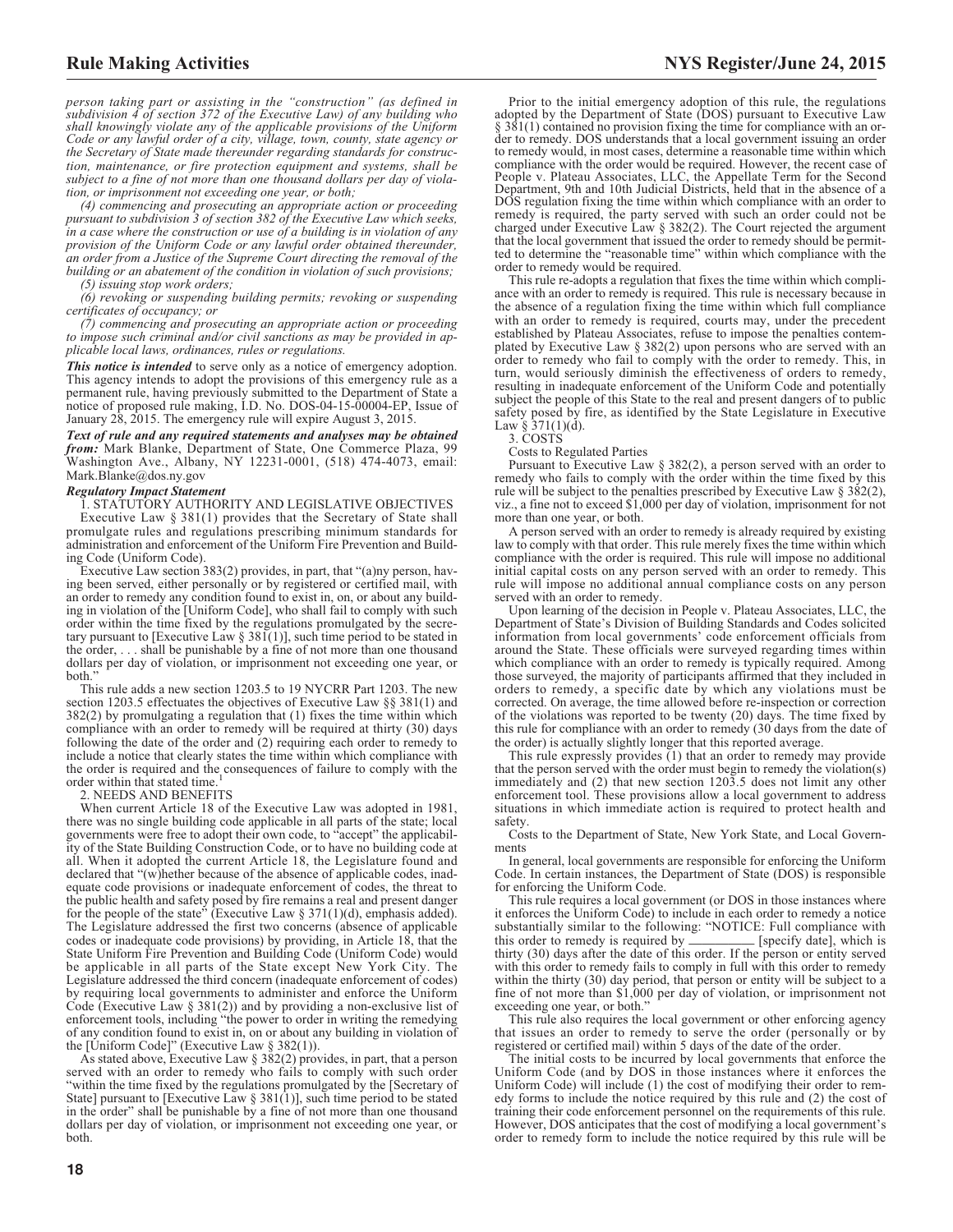*person taking part or assisting in the "construction" (as defined in subdivision 4 of section 372 of the Executive Law) of any building who shall knowingly violate any of the applicable provisions of the Uniform Code or any lawful order of a city, village, town, county, state agency or the Secretary of State made thereunder regarding standards for construction, maintenance, or fire protection equipment and systems, shall be subject to a fine of not more than one thousand dollars per day of violation, or imprisonment not exceeding one year, or both;*

*(4) commencing and prosecuting an appropriate action or proceeding pursuant to subdivision 3 of section 382 of the Executive Law which seeks, in a case where the construction or use of a building is in violation of any provision of the Uniform Code or any lawful order obtained thereunder, an order from a Justice of the Supreme Court directing the removal of the building or an abatement of the condition in violation of such provisions;*

*(5) issuing stop work orders;*

*(6) revoking or suspending building permits; revoking or suspending certificates of occupancy; or*

*(7) commencing and prosecuting an appropriate action or proceeding to impose such criminal and/or civil sanctions as may be provided in applicable local laws, ordinances, rules or regulations.*

***This notice is intended*** to serve only as a notice of emergency adoption. This agency intends to adopt the provisions of this emergency rule as a permanent rule, having previously submitted to the Department of State a notice of proposed rule making, I.D. No. DOS-04-15-00004-EP, Issue of January 28, 2015. The emergency rule will expire August 3, 2015.

***Text of rule and any required statements and analyses may be obtained from:*** Mark Blanke, Department of State, One Commerce Plaza, 99 Washington Ave., Albany, NY 12231-0001, (518) 474-4073, email: Mark.Blanke@dos.ny.gov

***Regulatory Impact Statement***

1. STATUTORY AUTHORITY AND LEGISLATIVE OBJECTIVES

Executive Law § 381(1) provides that the Secretary of State shall promulgate rules and regulations prescribing minimum standards for administration and enforcement of the Uniform Fire Prevention and Building Code (Uniform Code).

Executive Law section 383(2) provides, in part, that "(a)ny person, having been served, either personally or by registered or certified mail, with an order to remedy any condition found to exist in, on, or about any building in violation of the [Uniform Code], who shall fail to comply with such order within the time fixed by the regulations promulgated by the secretary pursuant to [Executive Law § 381(1)], such time period to be stated in the order, . . . shall be punishable by a fine of not more than one thousand dollars per day of violation, or imprisonment not exceeding one year, or both."

This rule adds a new section 1203.5 to 19 NYCRR Part 1203. The new section 1203.5 effectuates the objectives of Executive Law §§ 381(1) and 382(2) by promulgating a regulation that (1) fixes the time within which compliance with an order to remedy will be required at thirty (30) days following the date of the order and (2) requiring each order to remedy to include a notice that clearly states the time within which compliance with the order is required and the consequences of failure to comply with the order within that stated time.[1]

2. NEEDS AND BENEFITS

When current Article 18 of the Executive Law was adopted in 1981, there was no single building code applicable in all parts of the state; local governments were free to adopt their own code, to "accept" the applicability of the State Building Construction Code, or to have no building code at all. When it adopted the current Article 18, the Legislature found and declared that "(w)hether because of the absence of applicable codes, inadequate code provisions or inadequate enforcement of codes, the threat to the public health and safety posed by fire remains a real and present danger for the people of the state" (Executive Law § 371(1)(d), emphasis added). The Legislature addressed the first two concerns (absence of applicable codes or inadequate code provisions) by providing, in Article 18, that the State Uniform Fire Prevention and Building Code (Uniform Code) would be applicable in all parts of the State except New York City. The Legislature addressed the third concern (inadequate enforcement of codes) by requiring local governments to administer and enforce the Uniform Code (Executive Law § 381(2)) and by providing a non-exclusive list of enforcement tools, including "the power to order in writing the remedying of any condition found to exist in, on or about any building in violation of the [Uniform Code]" (Executive Law § 382(1)).

As stated above, Executive Law § 382(2) provides, in part, that a person served with an order to remedy who fails to comply with such order "within the time fixed by the regulations promulgated by the [Secretary of State] pursuant to [Executive Law § 381(1)], such time period to be stated in the order" shall be punishable by a fine of not more than one thousand dollars per day of violation, or imprisonment not exceeding one year, or both.

Prior to the initial emergency adoption of this rule, the regulations adopted by the Department of State (DOS) pursuant to Executive Law § 381(1) contained no provision fixing the time for compliance with an order to remedy. DOS understands that a local government issuing an order to remedy would, in most cases, determine a reasonable time within which compliance with the order would be required. However, the recent case of People v. Plateau Associates, LLC, the Appellate Term for the Second Department, 9th and 10th Judicial Districts, held that in the absence of a DOS regulation fixing the time within which compliance with an order to remedy is required, the party served with such an order could not be charged under Executive Law § 382(2). The Court rejected the argument that the local government that issued the order to remedy should be permitted to determine the "reasonable time" within which compliance with the order to remedy would be required.

This rule re-adopts a regulation that fixes the time within which compliance with an order to remedy is required. This rule is necessary because in the absence of a regulation fixing the time within which full compliance with an order to remedy is required, courts may, under the precedent established by Plateau Associates, refuse to impose the penalties contemplated by Executive Law § 382(2) upon persons who are served with an order to remedy who fail to comply with the order to remedy. This, in turn, would seriously diminish the effectiveness of orders to remedy, resulting in inadequate enforcement of the Uniform Code and potentially subject the people of this State to the real and present dangers of to public safety posed by fire, as identified by the State Legislature in Executive Law § 371(1)(d).

3. COSTS

Costs to Regulated Parties

Pursuant to Executive Law § 382(2), a person served with an order to remedy who fails to comply with the order within the time fixed by this rule will be subject to the penalties prescribed by Executive Law § 382(2), viz., a fine not to exceed $1,000 per day of violation, imprisonment for not more than one year, or both.

A person served with an order to remedy is already required by existing law to comply with that order. This rule merely fixes the time within which compliance with the order is required. This rule will impose no additional initial capital costs on any person served with an order to remedy. This rule will impose no additional annual compliance costs on any person served with an order to remedy.

Upon learning of the decision in People v. Plateau Associates, LLC, the Department of State's Division of Building Standards and Codes solicited information from local governments' code enforcement officials from around the State. These officials were surveyed regarding times within which compliance with an order to remedy is typically required. Among those surveyed, the majority of participants affirmed that they included in orders to remedy, a specific date by which any violations must be corrected. On average, the time allowed before re-inspection or correction of the violations was reported to be twenty (20) days. The time fixed by this rule for compliance with an order to remedy (30 days from the date of the order) is actually slightly longer that this reported average.

This rule expressly provides (1) that an order to remedy may provide that the person served with the order must begin to remedy the violation(s) immediately and (2) that new section 1203.5 does not limit any other enforcement tool. These provisions allow a local government to address situations in which immediate action is required to protect health and safety.

Costs to the Department of State, New York State, and Local Governments

In general, local governments are responsible for enforcing the Uniform Code. In certain instances, the Department of State (DOS) is responsible for enforcing the Uniform Code.

This rule requires a local government (or DOS in those instances where it enforces the Uniform Code) to include in each order to remedy a notice substantially similar to the following: "NOTICE: Full compliance with this order to remedy is required by __________ [specify date], which is thirty (30) days after the date of this order. If the person or entity served with this order to remedy fails to comply in full with this order to remedy within the thirty (30) day period, that person or entity will be subject to a fine of not more than $1,000 per day of violation, or imprisonment not exceeding one year, or both."

This rule also requires the local government or other enforcing agency that issues an order to remedy to serve the order (personally or by registered or certified mail) within 5 days of the date of the order.

The initial costs to be incurred by local governments that enforce the Uniform Code (and by DOS in those instances where it enforces the Uniform Code) will include (1) the cost of modifying their order to remedy forms to include the notice required by this rule and (2) the cost of training their code enforcement personnel on the requirements of this rule. However, DOS anticipates that the cost of modifying a local government's order to remedy form to include the notice required by this rule will be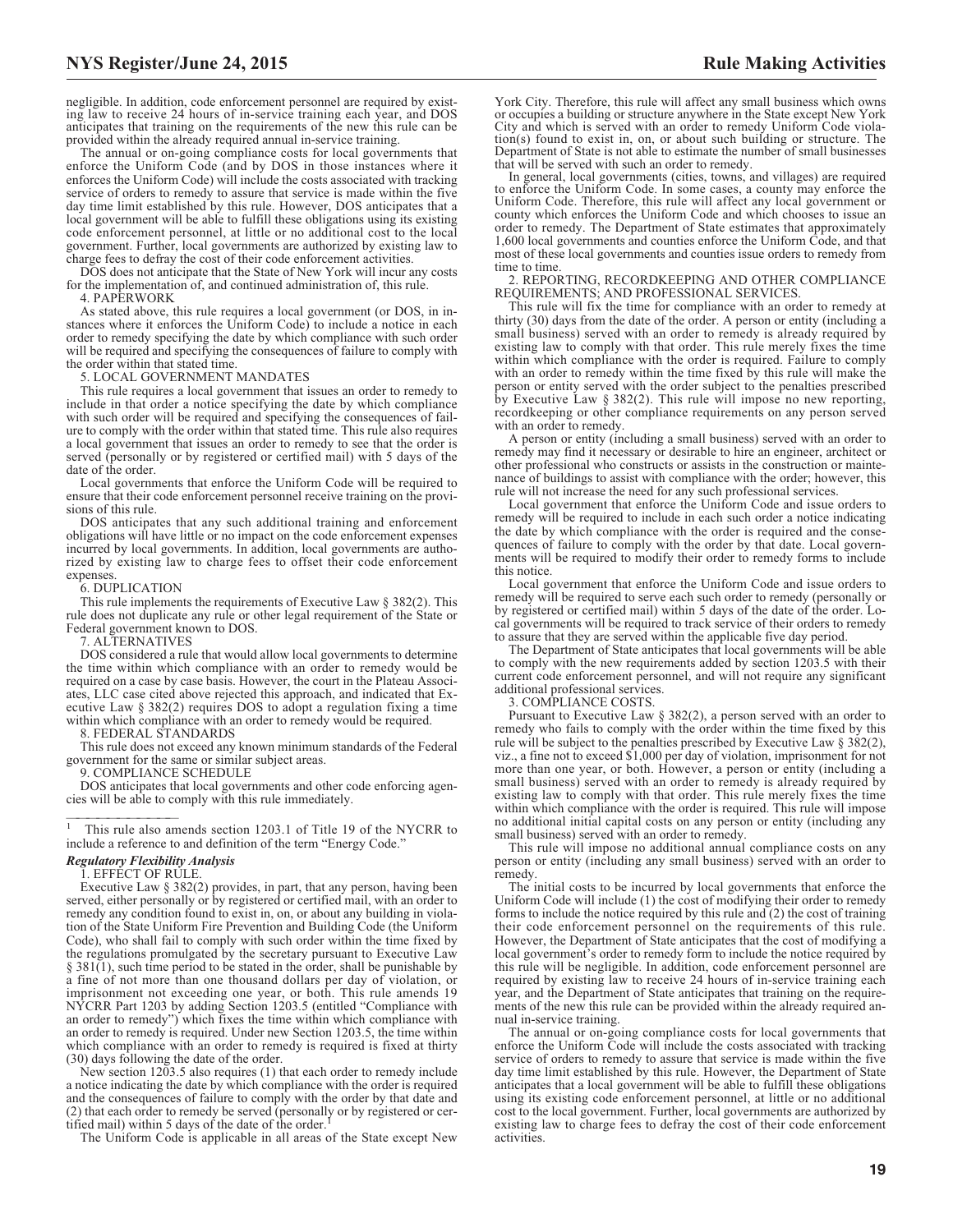negligible. In addition, code enforcement personnel are required by existing law to receive 24 hours of in-service training each year, and DOS anticipates that training on the requirements of the new this rule can be provided within the already required annual in-service training.

The annual or on-going compliance costs for local governments that enforce the Uniform Code (and by DOS in those instances where it enforces the Uniform Code) will include the costs associated with tracking service of orders to remedy to assure that service is made within the five day time limit established by this rule. However, DOS anticipates that a local government will be able to fulfill these obligations using its existing code enforcement personnel, at little or no additional cost to the local government. Further, local governments are authorized by existing law to charge fees to defray the cost of their code enforcement activities.

DOS does not anticipate that the State of New York will incur any costs for the implementation of, and continued administration of, this rule.

4. PAPERWORK

As stated above, this rule requires a local government (or DOS, in instances where it enforces the Uniform Code) to include a notice in each order to remedy specifying the date by which compliance with such order will be required and specifying the consequences of failure to comply with the order within that stated time.

5. LOCAL GOVERNMENT MANDATES

This rule requires a local government that issues an order to remedy to include in that order a notice specifying the date by which compliance with such order will be required and specifying the consequences of failure to comply with the order within that stated time. This rule also requires a local government that issues an order to remedy to see that the order is served (personally or by registered or certified mail) with 5 days of the date of the order.

Local governments that enforce the Uniform Code will be required to ensure that their code enforcement personnel receive training on the provisions of this rule.

DOS anticipates that any such additional training and enforcement obligations will have little or no impact on the code enforcement expenses incurred by local governments. In addition, local governments are authorized by existing law to charge fees to offset their code enforcement expenses.

6. DUPLICATION

This rule implements the requirements of Executive Law § 382(2). This rule does not duplicate any rule or other legal requirement of the State or Federal government known to DOS.

7. ALTERNATIVES

DOS considered a rule that would allow local governments to determine the time within which compliance with an order to remedy would be required on a case by case basis. However, the court in the Plateau Associates, LLC case cited above rejected this approach, and indicated that Executive Law § 382(2) requires DOS to adopt a regulation fixing a time within which compliance with an order to remedy would be required.

8. FEDERAL STANDARDS

This rule does not exceed any known minimum standards of the Federal government for the same or similar subject areas.

9. COMPLIANCE SCHEDULE

DOS anticipates that local governments and other code enforcing agencies will be able to comply with this rule immediately.

---

[1] This rule also amends section 1203.1 of Title 19 of the NYCRR to include a reference to and definition of the term "Energy Code."

***Regulatory Flexibility Analysis***

1. EFFECT OF RULE.

Executive Law § 382(2) provides, in part, that any person, having been served, either personally or by registered or certified mail, with an order to remedy any condition found to exist in, on, or about any building in violation of the State Uniform Fire Prevention and Building Code (the Uniform Code), who shall fail to comply with such order within the time fixed by the regulations promulgated by the secretary pursuant to Executive Law § 381(1), such time period to be stated in the order, shall be punishable by a fine of not more than one thousand dollars per day of violation, or imprisonment not exceeding one year, or both. This rule amends 19 NYCRR Part 1203 by adding Section 1203.5 (entitled "Compliance with an order to remedy") which fixes the time within which compliance with an order to remedy is required. Under new Section 1203.5, the time within which compliance with an order to remedy is required is fixed at thirty (30) days following the date of the order.

New section 1203.5 also requires (1) that each order to remedy include a notice indicating the date by which compliance with the order is required and the consequences of failure to comply with the order by that date and (2) that each order to remedy be served (personally or by registered or certified mail) within 5 days of the date of the order.[1]

The Uniform Code is applicable in all areas of the State except New York City. Therefore, this rule will affect any small business which owns or occupies a building or structure anywhere in the State except New York City and which is served with an order to remedy Uniform Code violation(s) found to exist in, on, or about such building or structure. The Department of State is not able to estimate the number of small businesses that will be served with such an order to remedy.

In general, local governments (cities, towns, and villages) are required to enforce the Uniform Code. In some cases, a county may enforce the Uniform Code. Therefore, this rule will affect any local government or county which enforces the Uniform Code and which chooses to issue an order to remedy. The Department of State estimates that approximately 1,600 local governments and counties enforce the Uniform Code, and that most of these local governments and counties issue orders to remedy from time to time.

2. REPORTING, RECORDKEEPING AND OTHER COMPLIANCE REQUIREMENTS; AND PROFESSIONAL SERVICES.

This rule will fix the time for compliance with an order to remedy at thirty (30) days from the date of the order. A person or entity (including a small business) served with an order to remedy is already required by existing law to comply with that order. This rule merely fixes the time within which compliance with the order is required. Failure to comply with an order to remedy within the time fixed by this rule will make the person or entity served with the order subject to the penalties prescribed by Executive Law § 382(2). This rule will impose no new reporting, recordkeeping or other compliance requirements on any person served with an order to remedy.

A person or entity (including a small business) served with an order to remedy may find it necessary or desirable to hire an engineer, architect or other professional who constructs or assists in the construction or maintenance of buildings to assist with compliance with the order; however, this rule will not increase the need for any such professional services.

Local government that enforce the Uniform Code and issue orders to remedy will be required to include in each such order a notice indicating the date by which compliance with the order is required and the consequences of failure to comply with the order by that date. Local governments will be required to modify their order to remedy forms to include this notice.

Local government that enforce the Uniform Code and issue orders to remedy will be required to serve each such order to remedy (personally or by registered or certified mail) within 5 days of the date of the order. Local governments will be required to track service of their orders to remedy to assure that they are served within the applicable five day period.

The Department of State anticipates that local governments will be able to comply with the new requirements added by section 1203.5 with their current code enforcement personnel, and will not require any significant additional professional services.

3. COMPLIANCE COSTS.

Pursuant to Executive Law § 382(2), a person served with an order to remedy who fails to comply with the order within the time fixed by this rule will be subject to the penalties prescribed by Executive Law § 382(2), viz., a fine not to exceed $1,000 per day of violation, imprisonment for not more than one year, or both. However, a person or entity (including a small business) served with an order to remedy is already required by existing law to comply with that order. This rule merely fixes the time within which compliance with the order is required. This rule will impose no additional initial capital costs on any person or entity (including any small business) served with an order to remedy.

This rule will impose no additional annual compliance costs on any person or entity (including any small business) served with an order to remedy.

The initial costs to be incurred by local governments that enforce the Uniform Code will include (1) the cost of modifying their order to remedy forms to include the notice required by this rule and (2) the cost of training their code enforcement personnel on the requirements of this rule. However, the Department of State anticipates that the cost of modifying a local government's order to remedy form to include the notice required by this rule will be negligible. In addition, code enforcement personnel are required by existing law to receive 24 hours of in-service training each year, and the Department of State anticipates that training on the requirements of the new this rule can be provided within the already required annual in-service training.

The annual or on-going compliance costs for local governments that enforce the Uniform Code will include the costs associated with tracking service of orders to remedy to assure that service is made within the five day time limit established by this rule. However, the Department of State anticipates that a local government will be able to fulfill these obligations using its existing code enforcement personnel, at little or no additional cost to the local government. Further, local governments are authorized by existing law to charge fees to defray the cost of their code enforcement activities.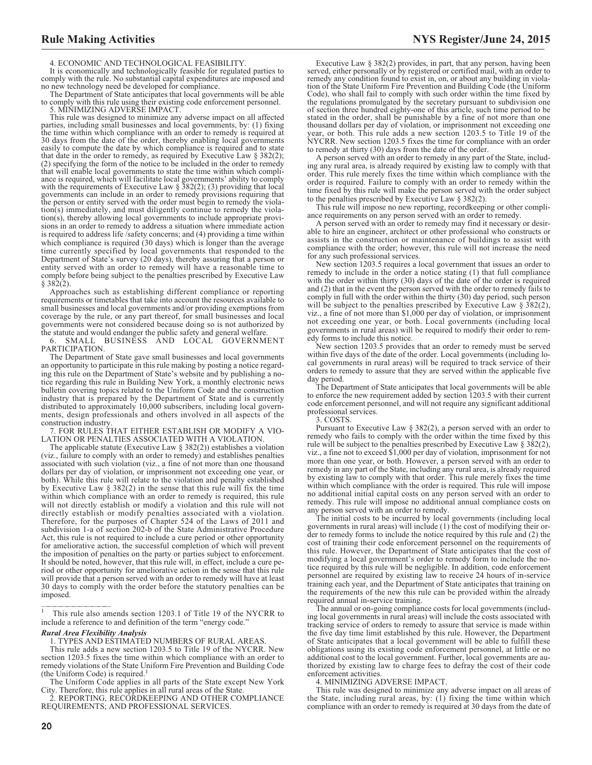4. ECONOMIC AND TECHNOLOGICAL FEASIBILITY.

It is economically and technologically feasible for regulated parties to comply with the rule. No substantial capital expenditures are imposed and no new technology need be developed for compliance.

The Department of State anticipates that local governments will be able to comply with this rule using their existing code enforcement personnel.

5. MINIMIZING ADVERSE IMPACT.

This rule was designed to minimize any adverse impact on all affected parties, including small businesses and local governments, by: (1) fixing the time within which compliance with an order to remedy is required at 30 days from the date of the order, thereby enabling local governments easily to compute the date by which compliance is required and to state that date in the order to remedy, as required by Executive Law § 382(2); (2) specifying the form of the notice to be included in the order to remedy that will enable local governments to state the time within which compliance is required, which will facilitate local governments' ability to comply with the requirements of Executive Law § 382(2); (3) providing that local governments can include in an order to remedy provisions requiring that the person or entity served with the order must begin to remedy the violation(s) immediately, and must diligently continue to remedy the violation(s), thereby allowing local governments to include appropriate provisions in an order to remedy to address a situation where immediate action is required to address life /safety concerns; and (4) providing a time within which compliance is required (30 days) which is longer than the average time currently specified by local governments that responded to the Department of State's survey (20 days), thereby assuring that a person or entity served with an order to remedy will have a reasonable time to comply before being subject to the penalties prescribed by Executive Law § 382(2).

Approaches such as establishing different compliance or reporting requirements or timetables that take into account the resources available to small businesses and local governments and/or providing exemptions from coverage by the rule, or any part thereof, for small businesses and local governments were not considered because doing so is not authorized by the statute and would endanger the public safety and general welfare.

6. SMALL BUSINESS AND LOCAL GOVERNMENT PARTICIPATION.

The Department of State gave small businesses and local governments an opportunity to participate in this rule making by posting a notice regarding this rule on the Department of State's website and by publishing a notice regarding this rule in Building New York, a monthly electronic news bulletin covering topics related to the Uniform Code and the construction industry that is prepared by the Department of State and is currently distributed to approximately 10,000 subscribers, including local governments, design professionals and others involved in all aspects of the construction industry.

7. FOR RULES THAT EITHER ESTABLISH OR MODIFY A VIOLATION OR PENALTIES ASSOCIATED WITH A VIOLATION.

The applicable statute (Executive Law § 382(2)) establishes a violation (viz., failure to comply with an order to remedy) and establishes penalties associated with such violation (viz., a fine of not more than one thousand dollars per day of violation, or imprisonment not exceeding one year, or both). While this rule will relate to the violation and penalty established by Executive Law § 382(2) in the sense that this rule will fix the time within which compliance with an order to remedy is required, this rule will not directly establish or modify a violation and this rule will not directly establish or modify penalties associated with a violation. Therefore, for the purposes of Chapter 524 of the Laws of 2011 and subdivision 1-a of section 202-b of the State Administrative Procedure Act, this rule is not required to include a cure period or other opportunity for ameliorative action, the successful completion of which will prevent the imposition of penalties on the party or parties subject to enforcement. It should be noted, however, that this rule will, in effect, include a cure period or other opportunity for ameliorative action in the sense that this rule will provide that a person served with an order to remedy will have at least 30 days to comply with the order before the statutory penalties can be imposed.

[1] This rule also amends section 1203.1 of Title 19 of the NYCRR to include a reference to and definition of the term "energy code."

***Rural Area Flexibility Analysis***

1. TYPES AND ESTIMATED NUMBERS OF RURAL AREAS.

This rule adds a new section 1203.5 to Title 19 of the NYCRR. New section 1203.5 fixes the time within which compliance with an order to remedy violations of the State Uniform Fire Prevention and Building Code (the Uniform Code) is required.[1]

The Uniform Code applies in all parts of the State except New York City. Therefore, this rule applies in all rural areas of the State.

2. REPORTING, RECORDKEEPING AND OTHER COMPLIANCE REQUIREMENTS; AND PROFESSIONAL SERVICES.

Executive Law § 382(2) provides, in part, that any person, having been served, either personally or by registered or certified mail, with an order to remedy any condition found to exist in, on, or about any building in violation of the State Uniform Fire Prevention and Building Code (the Uniform Code), who shall fail to comply with such order within the time fixed by the regulations promulgated by the secretary pursuant to subdivision one of section three hundred eighty-one of this article, such time period to be stated in the order, shall be punishable by a fine of not more than one thousand dollars per day of violation, or imprisonment not exceeding one year, or both. This rule adds a new section 1203.5 to Title 19 of the NYCRR. New section 1203.5 fixes the time for compliance with an order to remedy at thirty (30) days from the date of the order.

A person served with an order to remedy in any part of the State, including any rural area, is already required by existing law to comply with that order. This rule merely fixes the time within which compliance with the order is required. Failure to comply with an order to remedy within the time fixed by this rule will make the person served with the order subject to the penalties prescribed by Executive Law § 382(2).

This rule will impose no new reporting, recordkeeping or other compliance requirements on any person served with an order to remedy.

A person served with an order to remedy may find it necessary or desirable to hire an engineer, architect or other professional who constructs or assists in the construction or maintenance of buildings to assist with compliance with the order; however, this rule will not increase the need for any such professional services.

New section 1203.5 requires a local government that issues an order to remedy to include in the order a notice stating (1) that full compliance with the order within thirty (30) days of the date of the order is required and (2) that in the event the person served with the order to remedy fails to comply in full with the order within the thirty (30) day period, such person will be subject to the penalties prescribed by Executive Law § 382(2), viz., a fine of not more than $1,000 per day of violation, or imprisonment not exceeding one year, or both. Local governments (including local governments in rural areas) will be required to modify their order to remedy forms to include this notice.

New section 1203.5 provides that an order to remedy must be served within five days of the date of the order. Local governments (including local governments in rural areas) will be required to track service of their orders to remedy to assure that they are served within the applicable five day period.

The Department of State anticipates that local governments will be able to enforce the new requirement added by section 1203.5 with their current code enforcement personnel, and will not require any significant additional professional services.

3. COSTS.

Pursuant to Executive Law § 382(2), a person served with an order to remedy who fails to comply with the order within the time fixed by this rule will be subject to the penalties prescribed by Executive Law § 382(2), viz., a fine not to exceed $1,000 per day of violation, imprisonment for not more than one year, or both. However, a person served with an order to remedy in any part of the State, including any rural area, is already required by existing law to comply with that order. This rule merely fixes the time within which compliance with the order is required. This rule will impose no additional initial capital costs on any person served with an order to remedy. This rule will impose no additional annual compliance costs on any person served with an order to remedy.

The initial costs to be incurred by local governments (including local governments in rural areas) will include (1) the cost of modifying their order to remedy forms to include the notice required by this rule and (2) the cost of training their code enforcement personnel on the requirements of this rule. However, the Department of State anticipates that the cost of modifying a local government's order to remedy form to include the notice required by this rule will be negligible. In addition, code enforcement personnel are required by existing law to receive 24 hours of in-service training each year, and the Department of State anticipates that training on the requirements of the new this rule can be provided within the already required annual in-service training.

The annual or on-going compliance costs for local governments (including local governments in rural areas) will include the costs associated with tracking service of orders to remedy to assure that service is made within the five day time limit established by this rule. However, the Department of State anticipates that a local government will be able to fulfill these obligations using its existing code enforcement personnel, at little or no additional cost to the local government. Further, local governments are authorized by existing law to charge fees to defray the cost of their code enforcement activities.

4. MINIMIZING ADVERSE IMPACT.

This rule was designed to minimize any adverse impact on all areas of the State, including rural areas, by: (1) fixing the time within which compliance with an order to remedy is required at 30 days from the date of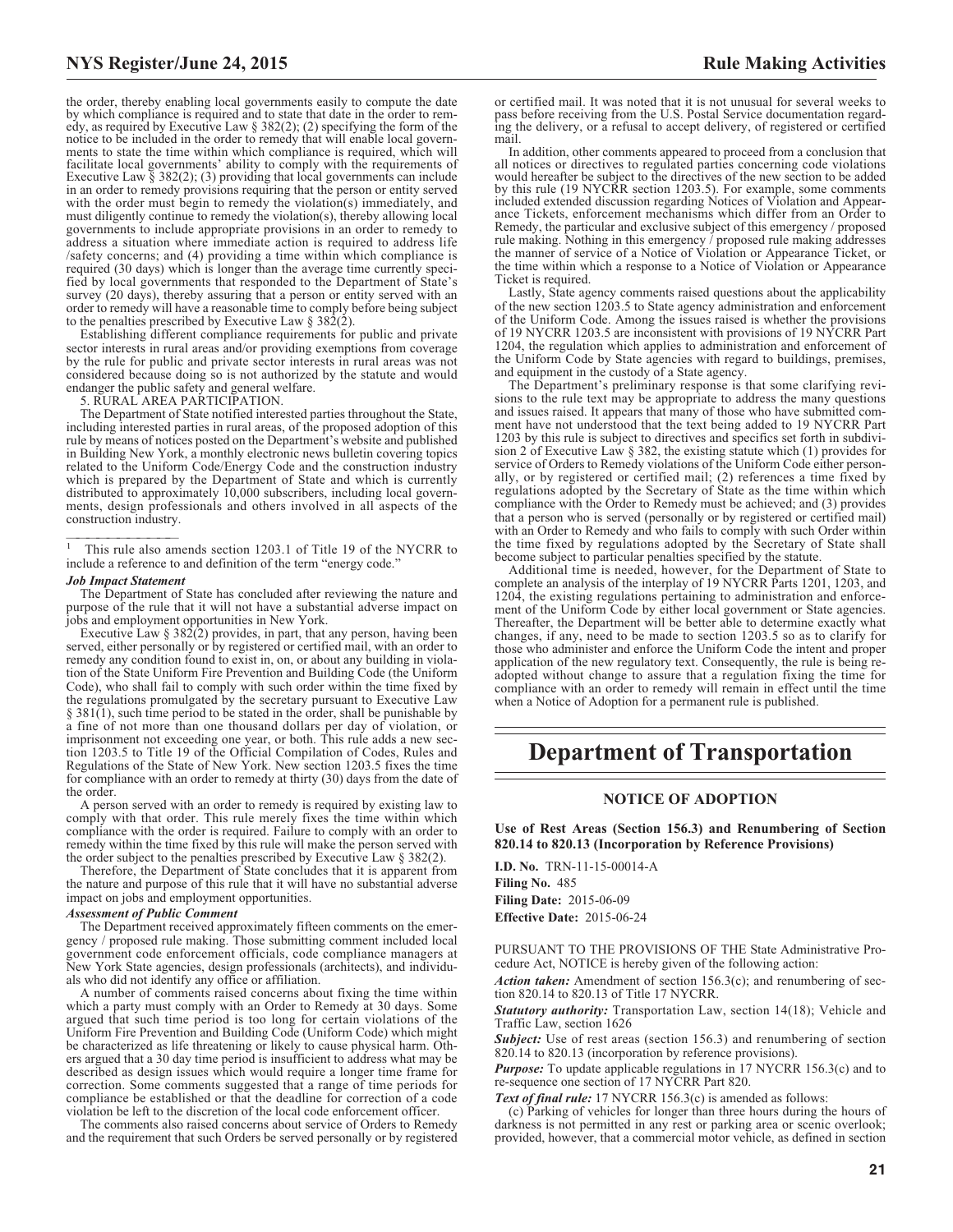the order, thereby enabling local governments easily to compute the date by which compliance is required and to state that date in the order to remedy, as required by Executive Law § 382(2); (2) specifying the form of the notice to be included in the order to remedy that will enable local governments to state the time within which compliance is required, which will facilitate local governments' ability to comply with the requirements of Executive Law § 382(2); (3) providing that local governments can include in an order to remedy provisions requiring that the person or entity served with the order must begin to remedy the violation(s) immediately, and must diligently continue to remedy the violation(s), thereby allowing local governments to include appropriate provisions in an order to remedy to address a situation where immediate action is required to address life /safety concerns; and (4) providing a time within which compliance is required (30 days) which is longer than the average time currently specified by local governments that responded to the Department of State's survey (20 days), thereby assuring that a person or entity served with an order to remedy will have a reasonable time to comply before being subject to the penalties prescribed by Executive Law § 382(2).

Establishing different compliance requirements for public and private sector interests in rural areas and/or providing exemptions from coverage by the rule for public and private sector interests in rural areas was not considered because doing so is not authorized by the statute and would endanger the public safety and general welfare.

5. RURAL AREA PARTICIPATION.

The Department of State notified interested parties throughout the State, including interested parties in rural areas, of the proposed adoption of this rule by means of notices posted on the Department's website and published in Building New York, a monthly electronic news bulletin covering topics related to the Uniform Code/Energy Code and the construction industry which is prepared by the Department of State and which is currently distributed to approximately 10,000 subscribers, including local governments, design professionals and others involved in all aspects of the construction industry.

---

[1] This rule also amends section 1203.1 of Title 19 of the NYCRR to include a reference to and definition of the term "energy code."

***Job Impact Statement***

The Department of State has concluded after reviewing the nature and purpose of the rule that it will not have a substantial adverse impact on jobs and employment opportunities in New York.

Executive Law § 382(2) provides, in part, that any person, having been served, either personally or by registered or certified mail, with an order to remedy any condition found to exist in, on, or about any building in violation of the State Uniform Fire Prevention and Building Code (the Uniform Code), who shall fail to comply with such order within the time fixed by the regulations promulgated by the secretary pursuant to Executive Law § 381(1), such time period to be stated in the order, shall be punishable by a fine of not more than one thousand dollars per day of violation, or imprisonment not exceeding one year, or both. This rule adds a new section 1203.5 to Title 19 of the Official Compilation of Codes, Rules and Regulations of the State of New York. New section 1203.5 fixes the time for compliance with an order to remedy at thirty (30) days from the date of the order.

A person served with an order to remedy is required by existing law to comply with that order. This rule merely fixes the time within which compliance with the order is required. Failure to comply with an order to remedy within the time fixed by this rule will make the person served with the order subject to the penalties prescribed by Executive Law § 382(2).

Therefore, the Department of State concludes that it is apparent from the nature and purpose of this rule that it will have no substantial adverse impact on jobs and employment opportunities.

***Assessment of Public Comment***

The Department received approximately fifteen comments on the emergency / proposed rule making. Those submitting comment included local government code enforcement officials, code compliance managers at New York State agencies, design professionals (architects), and individuals who did not identify any office or affiliation.

A number of comments raised concerns about fixing the time within which a party must comply with an Order to Remedy at 30 days. Some argued that such time period is too long for certain violations of the Uniform Fire Prevention and Building Code (Uniform Code) which might be characterized as life threatening or likely to cause physical harm. Others argued that a 30 day time period is insufficient to address what may be described as design issues which would require a longer time frame for correction. Some comments suggested that a range of time periods for compliance be established or that the deadline for correction of a code violation be left to the discretion of the local code enforcement officer.

The comments also raised concerns about service of Orders to Remedy and the requirement that such Orders be served personally or by registered or certified mail. It was noted that it is not unusual for several weeks to pass before receiving from the U.S. Postal Service documentation regarding the delivery, or a refusal to accept delivery, of registered or certified mail.

In addition, other comments appeared to proceed from a conclusion that all notices or directives to regulated parties concerning code violations would hereafter be subject to the directives of the new section to be added by this rule (19 NYCRR section 1203.5). For example, some comments included extended discussion regarding Notices of Violation and Appearance Tickets, enforcement mechanisms which differ from an Order to Remedy, the particular and exclusive subject of this emergency / proposed rule making. Nothing in this emergency / proposed rule making addresses the manner of service of a Notice of Violation or Appearance Ticket, or the time within which a response to a Notice of Violation or Appearance Ticket is required.

Lastly, State agency comments raised questions about the applicability of the new section 1203.5 to State agency administration and enforcement of the Uniform Code. Among the issues raised is whether the provisions of 19 NYCRR 1203.5 are inconsistent with provisions of 19 NYCRR Part 1204, the regulation which applies to administration and enforcement of the Uniform Code by State agencies with regard to buildings, premises, and equipment in the custody of a State agency.

The Department's preliminary response is that some clarifying revisions to the rule text may be appropriate to address the many questions and issues raised. It appears that many of those who have submitted comment have not understood that the text being added to 19 NYCRR Part 1203 by this rule is subject to directives and specifics set forth in subdivision 2 of Executive Law § 382, the existing statute which (1) provides for service of Orders to Remedy violations of the Uniform Code either personally, or by registered or certified mail; (2) references a time fixed by regulations adopted by the Secretary of State as the time within which compliance with the Order to Remedy must be achieved; and (3) provides that a person who is served (personally or by registered or certified mail) with an Order to Remedy and who fails to comply with such Order within the time fixed by regulations adopted by the Secretary of State shall become subject to particular penalties specified by the statute.

Additional time is needed, however, for the Department of State to complete an analysis of the interplay of 19 NYCRR Parts 1201, 1203, and 1204, the existing regulations pertaining to administration and enforcement of the Uniform Code by either local government or State agencies. Thereafter, the Department will be better able to determine exactly what changes, if any, need to be made to section 1203.5 so as to clarify for those who administer and enforce the Uniform Code the intent and proper application of the new regulatory text. Consequently, the rule is being re-adopted without change to assure that a regulation fixing the time for compliance with an order to remedy will remain in effect until the time when a Notice of Adoption for a permanent rule is published.

# Department of Transportation

## NOTICE OF ADOPTION

**Use of Rest Areas (Section 156.3) and Renumbering of Section 820.14 to 820.13 (Incorporation by Reference Provisions)**

**I.D. No.** TRN-11-15-00014-A
**Filing No.** 485
**Filing Date:** 2015-06-09
**Effective Date:** 2015-06-24

PURSUANT TO THE PROVISIONS OF THE State Administrative Procedure Act, NOTICE is hereby given of the following action:

***Action taken:*** Amendment of section 156.3(c); and renumbering of section 820.14 to 820.13 of Title 17 NYCRR.

***Statutory authority:*** Transportation Law, section 14(18); Vehicle and Traffic Law, section 1626

***Subject:*** Use of rest areas (section 156.3) and renumbering of section 820.14 to 820.13 (incorporation by reference provisions).

***Purpose:*** To update applicable regulations in 17 NYCRR 156.3(c) and to re-sequence one section of 17 NYCRR Part 820.

***Text of final rule:*** 17 NYCRR 156.3(c) is amended as follows:

(c) Parking of vehicles for longer than three hours during the hours of darkness is not permitted in any rest or parking area or scenic overlook; provided, however, that a commercial motor vehicle, as defined in section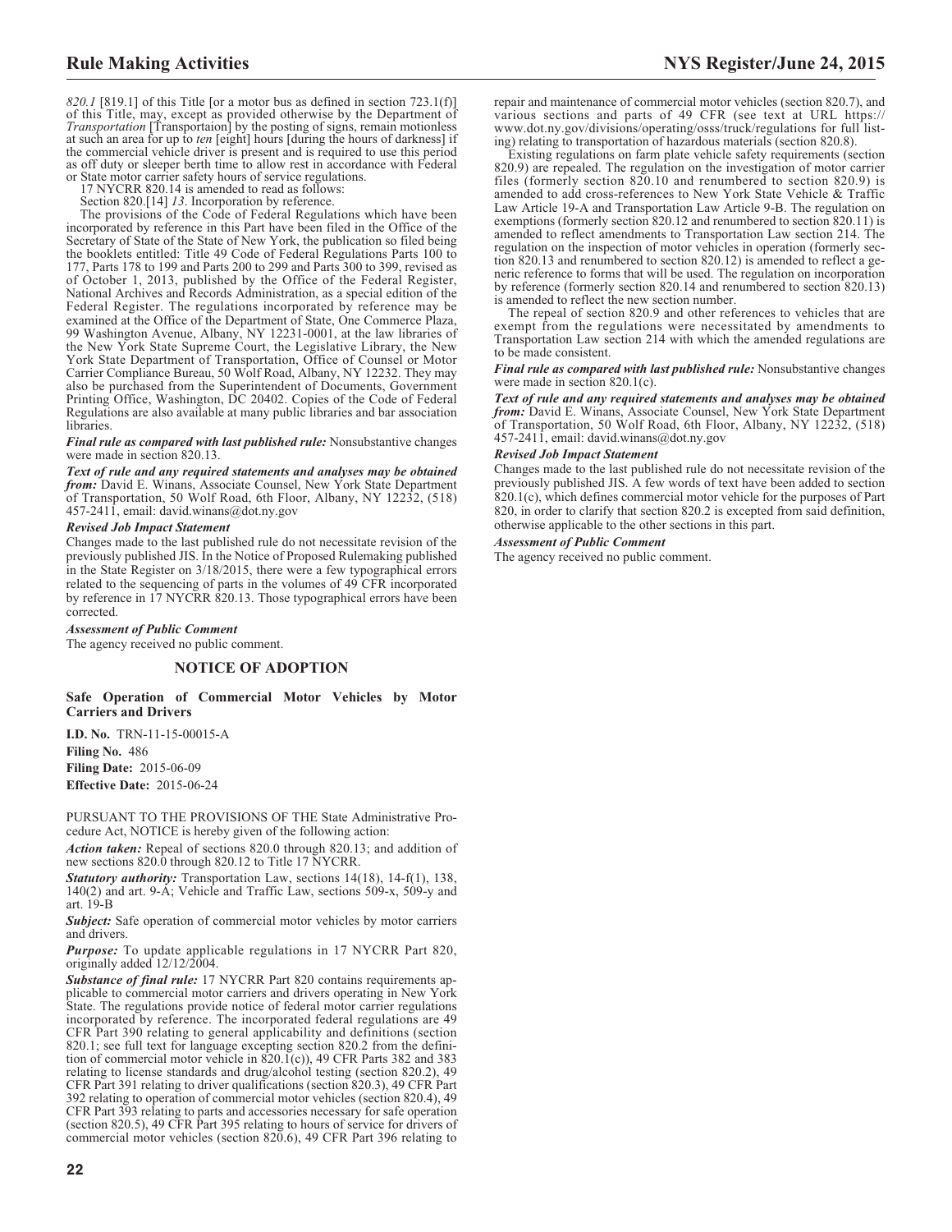*820.1* [819.1] of this Title [or a motor bus as defined in section 723.1(f)] of this Title, may, except as provided otherwise by the Department of *Transportation* [Transportaion] by the posting of signs, remain motionless at such an area for up to *ten* [eight] hours [during the hours of darkness] if the commercial vehicle driver is present and is required to use this period as off duty or sleeper berth time to allow rest in accordance with Federal or State motor carrier safety hours of service regulations.

17 NYCRR 820.14 is amended to read as follows:

Section 820.[14] *13*. Incorporation by reference.

The provisions of the Code of Federal Regulations which have been incorporated by reference in this Part have been filed in the Office of the Secretary of State of the State of New York, the publication so filed being the booklets entitled: Title 49 Code of Federal Regulations Parts 100 to 177, Parts 178 to 199 and Parts 200 to 299 and Parts 300 to 399, revised as of October 1, 2013, published by the Office of the Federal Register, National Archives and Records Administration, as a special edition of the Federal Register. The regulations incorporated by reference may be examined at the Office of the Department of State, One Commerce Plaza, 99 Washington Avenue, Albany, NY 12231-0001, at the law libraries of the New York State Supreme Court, the Legislative Library, the New York State Department of Transportation, Office of Counsel or Motor Carrier Compliance Bureau, 50 Wolf Road, Albany, NY 12232. They may also be purchased from the Superintendent of Documents, Government Printing Office, Washington, DC 20402. Copies of the Code of Federal Regulations are also available at many public libraries and bar association libraries.

***Final rule as compared with last published rule:*** Nonsubstantive changes were made in section 820.13.

***Text of rule and any required statements and analyses may be obtained from:*** David E. Winans, Associate Counsel, New York State Department of Transportation, 50 Wolf Road, 6th Floor, Albany, NY 12232, (518) 457-2411, email: david.winans@dot.ny.gov

***Revised Job Impact Statement***

Changes made to the last published rule do not necessitate revision of the previously published JIS. In the Notice of Proposed Rulemaking published in the State Register on 3/18/2015, there were a few typographical errors related to the sequencing of parts in the volumes of 49 CFR incorporated by reference in 17 NYCRR 820.13. Those typographical errors have been corrected.

***Assessment of Public Comment***

The agency received no public comment.

## NOTICE OF ADOPTION

### Safe Operation of Commercial Motor Vehicles by Motor Carriers and Drivers

**I.D. No.** TRN-11-15-00015-A

**Filing No.** 486

**Filing Date:** 2015-06-09

**Effective Date:** 2015-06-24

PURSUANT TO THE PROVISIONS OF THE State Administrative Procedure Act, NOTICE is hereby given of the following action:

***Action taken:*** Repeal of sections 820.0 through 820.13; and addition of new sections 820.0 through 820.12 to Title 17 NYCRR.

***Statutory authority:*** Transportation Law, sections 14(18), 14-f(1), 138, 140(2) and art. 9-A; Vehicle and Traffic Law, sections 509-x, 509-y and art. 19-B

***Subject:*** Safe operation of commercial motor vehicles by motor carriers and drivers.

***Purpose:*** To update applicable regulations in 17 NYCRR Part 820, originally added 12/12/2004.

***Substance of final rule:*** 17 NYCRR Part 820 contains requirements applicable to commercial motor carriers and drivers operating in New York State. The regulations provide notice of federal motor carrier regulations incorporated by reference. The incorporated federal regulations are 49 CFR Part 390 relating to general applicability and definitions (section 820.1; see full text for language excepting section 820.2 from the definition of commercial motor vehicle in 820.1(c)), 49 CFR Parts 382 and 383 relating to license standards and drug/alcohol testing (section 820.2), 49 CFR Part 391 relating to driver qualifications (section 820.3), 49 CFR Part 392 relating to operation of commercial motor vehicles (section 820.4), 49 CFR Part 393 relating to parts and accessories necessary for safe operation (section 820.5), 49 CFR Part 395 relating to hours of service for drivers of commercial motor vehicles (section 820.6), 49 CFR Part 396 relating to repair and maintenance of commercial motor vehicles (section 820.7), and various sections and parts of 49 CFR (see text at URL https://www.dot.ny.gov/divisions/operating/osss/truck/regulations for full listing) relating to transportation of hazardous materials (section 820.8).

Existing regulations on farm plate vehicle safety requirements (section 820.9) are repealed. The regulation on the investigation of motor carrier files (formerly section 820.10 and renumbered to section 820.9) is amended to add cross-references to New York State Vehicle & Traffic Law Article 19-A and Transportation Law Article 9-B. The regulation on exemptions (formerly section 820.12 and renumbered to section 820.11) is amended to reflect amendments to Transportation Law section 214. The regulation on the inspection of motor vehicles in operation (formerly section 820.13 and renumbered to section 820.12) is amended to reflect a generic reference to forms that will be used. The regulation on incorporation by reference (formerly section 820.14 and renumbered to section 820.13) is amended to reflect the new section number.

The repeal of section 820.9 and other references to vehicles that are exempt from the regulations were necessitated by amendments to Transportation Law section 214 with which the amended regulations are to be made consistent.

***Final rule as compared with last published rule:*** Nonsubstantive changes were made in section 820.1(c).

***Text of rule and any required statements and analyses may be obtained from:*** David E. Winans, Associate Counsel, New York State Department of Transportation, 50 Wolf Road, 6th Floor, Albany, NY 12232, (518) 457-2411, email: david.winans@dot.ny.gov

***Revised Job Impact Statement***

Changes made to the last published rule do not necessitate revision of the previously published JIS. A few words of text have been added to section 820.1(c), which defines commercial motor vehicle for the purposes of Part 820, in order to clarify that section 820.2 is excepted from said definition, otherwise applicable to the other sections in this part.

***Assessment of Public Comment***

The agency received no public comment.